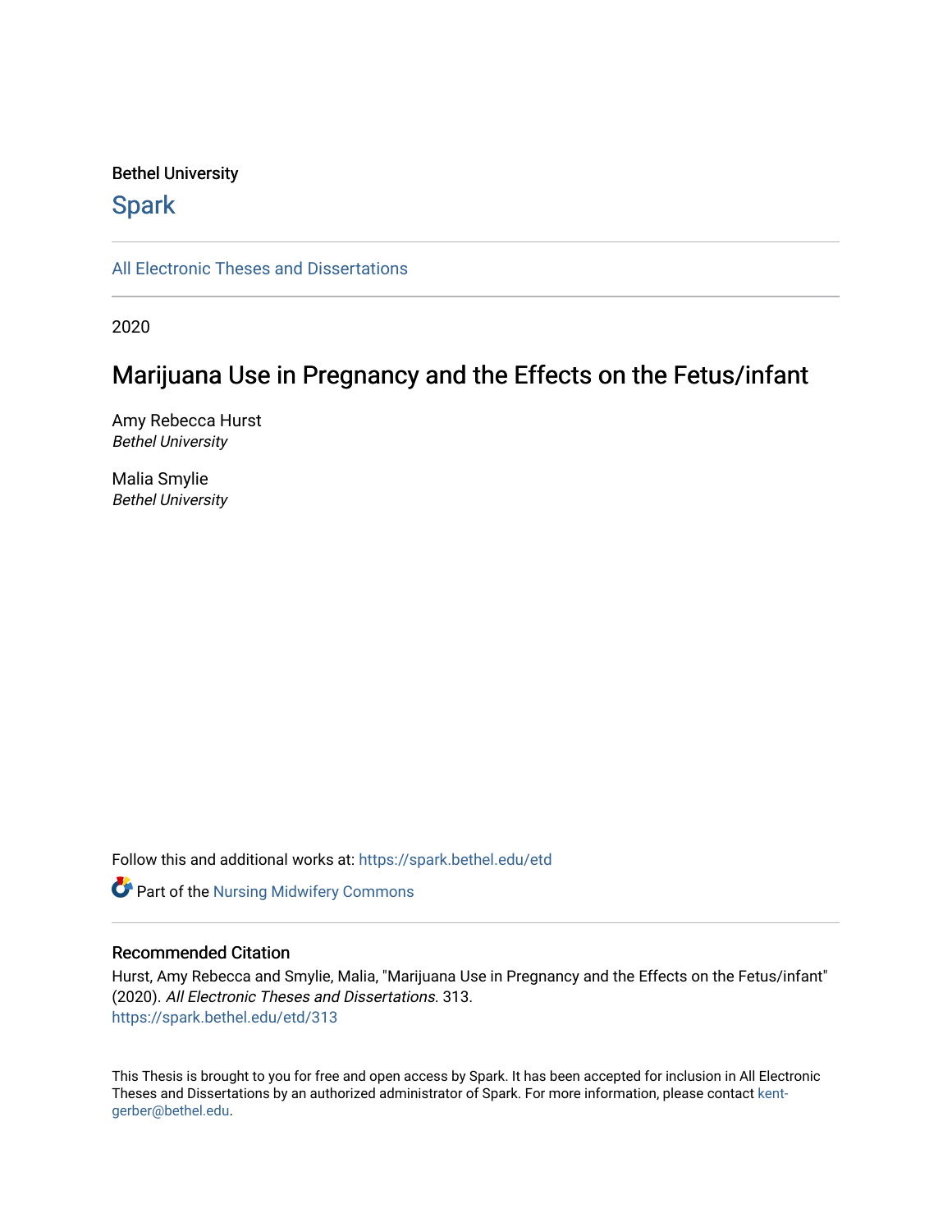Bethel University

Spark

All Electronic Theses and Dissertations

2020

# Marijuana Use in Pregnancy and the Effects on the Fetus/infant

Amy Rebecca Hurst
*Bethel University*

Malia Smylie
*Bethel University*

Follow this and additional works at: https://spark.bethel.edu/etd

Part of the Nursing Midwifery Commons

## Recommended Citation

Hurst, Amy Rebecca and Smylie, Malia, "Marijuana Use in Pregnancy and the Effects on the Fetus/infant" (2020). *All Electronic Theses and Dissertations*. 313.
https://spark.bethel.edu/etd/313

This Thesis is brought to you for free and open access by Spark. It has been accepted for inclusion in All Electronic Theses and Dissertations by an authorized administrator of Spark. For more information, please contact kent-gerber@bethel.edu.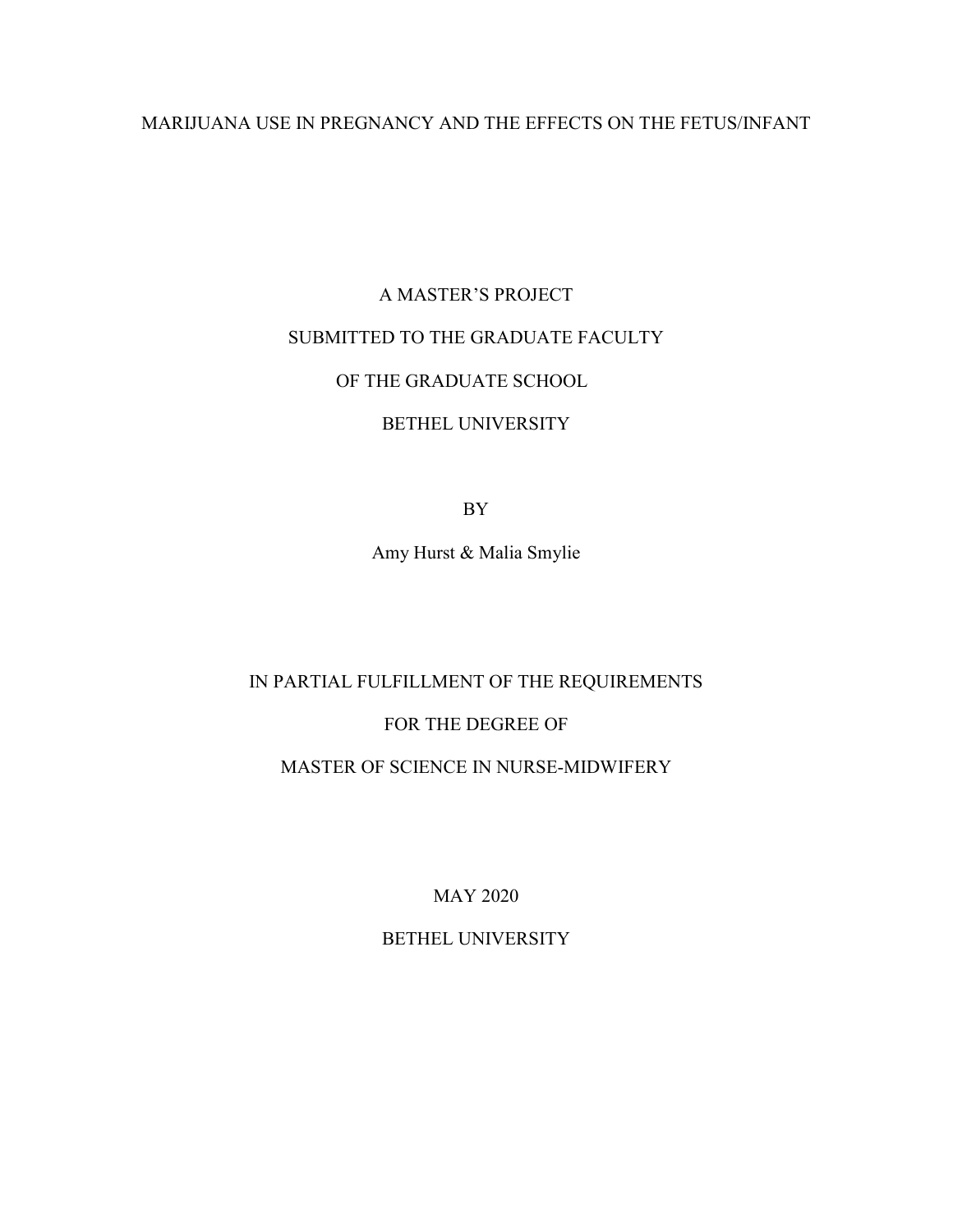# MARIJUANA USE IN PREGNANCY AND THE EFFECTS ON THE FETUS/INFANT

A MASTER'S PROJECT

SUBMITTED TO THE GRADUATE FACULTY

OF THE GRADUATE SCHOOL

BETHEL UNIVERSITY

BY

Amy Hurst & Malia Smylie

IN PARTIAL FULFILLMENT OF THE REQUIREMENTS

FOR THE DEGREE OF

MASTER OF SCIENCE IN NURSE-MIDWIFERY

MAY 2020

BETHEL UNIVERSITY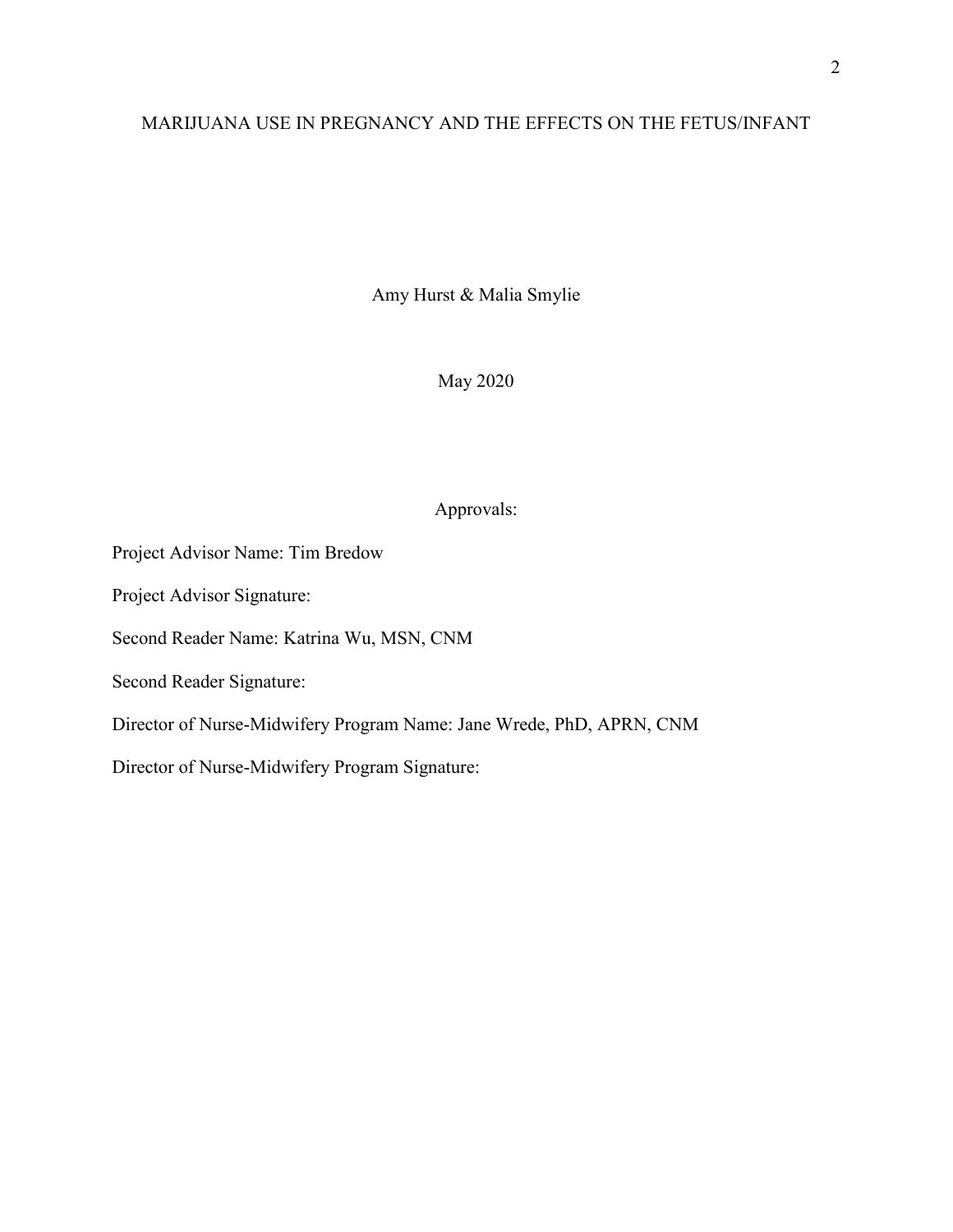# MARIJUANA USE IN PREGNANCY AND THE EFFECTS ON THE FETUS/INFANT

Amy Hurst & Malia Smylie

May 2020

Approvals:

Project Advisor Name: Tim Bredow

Project Advisor Signature:

Second Reader Name: Katrina Wu, MSN, CNM

Second Reader Signature:

Director of Nurse-Midwifery Program Name: Jane Wrede, PhD, APRN, CNM

Director of Nurse-Midwifery Program Signature: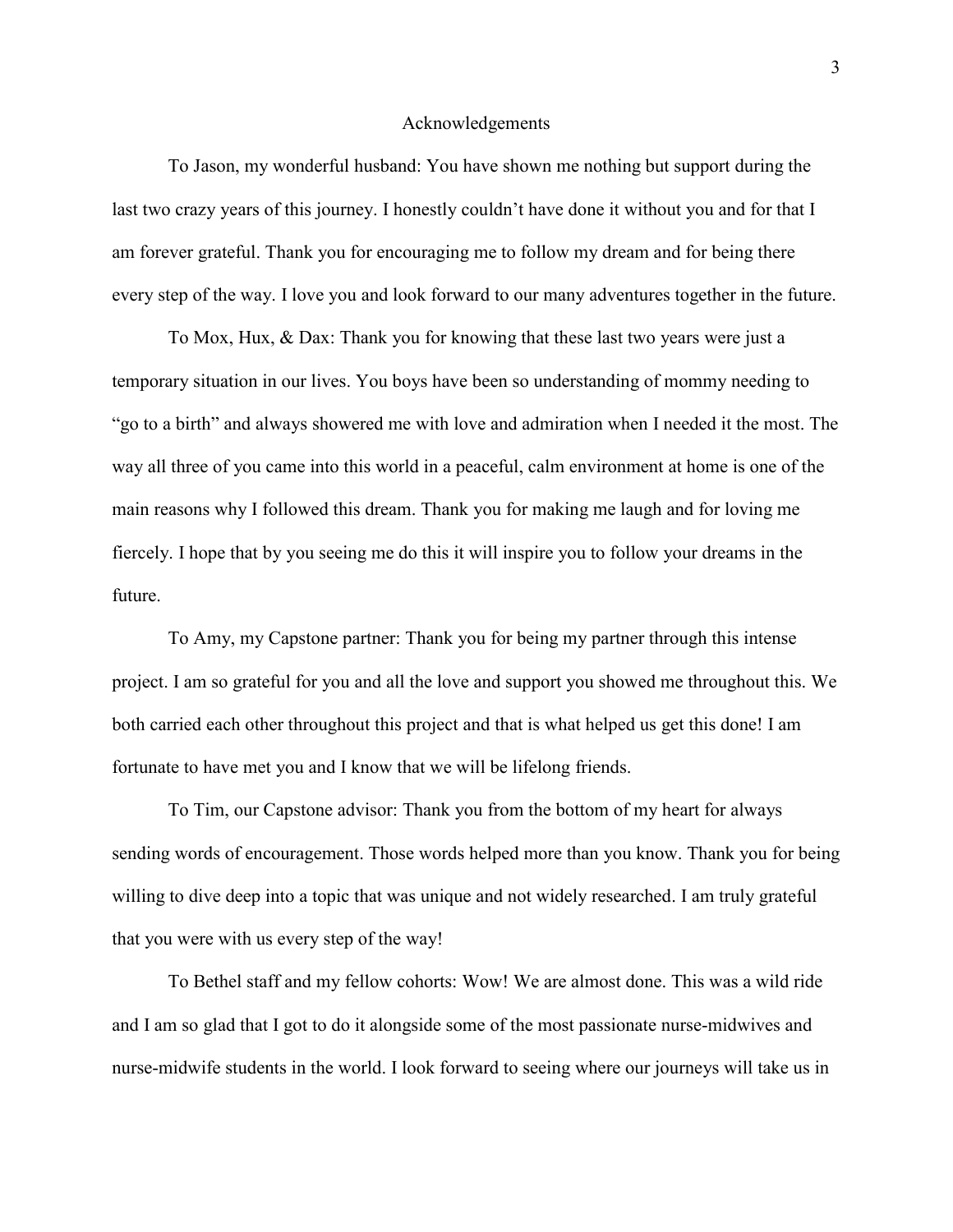# Acknowledgements

To Jason, my wonderful husband: You have shown me nothing but support during the last two crazy years of this journey. I honestly couldn't have done it without you and for that I am forever grateful. Thank you for encouraging me to follow my dream and for being there every step of the way. I love you and look forward to our many adventures together in the future.

To Mox, Hux, & Dax: Thank you for knowing that these last two years were just a temporary situation in our lives. You boys have been so understanding of mommy needing to "go to a birth" and always showered me with love and admiration when I needed it the most. The way all three of you came into this world in a peaceful, calm environment at home is one of the main reasons why I followed this dream. Thank you for making me laugh and for loving me fiercely. I hope that by you seeing me do this it will inspire you to follow your dreams in the future.

To Amy, my Capstone partner: Thank you for being my partner through this intense project. I am so grateful for you and all the love and support you showed me throughout this. We both carried each other throughout this project and that is what helped us get this done! I am fortunate to have met you and I know that we will be lifelong friends.

To Tim, our Capstone advisor: Thank you from the bottom of my heart for always sending words of encouragement. Those words helped more than you know. Thank you for being willing to dive deep into a topic that was unique and not widely researched. I am truly grateful that you were with us every step of the way!

To Bethel staff and my fellow cohorts: Wow! We are almost done. This was a wild ride and I am so glad that I got to do it alongside some of the most passionate nurse-midwives and nurse-midwife students in the world. I look forward to seeing where our journeys will take us in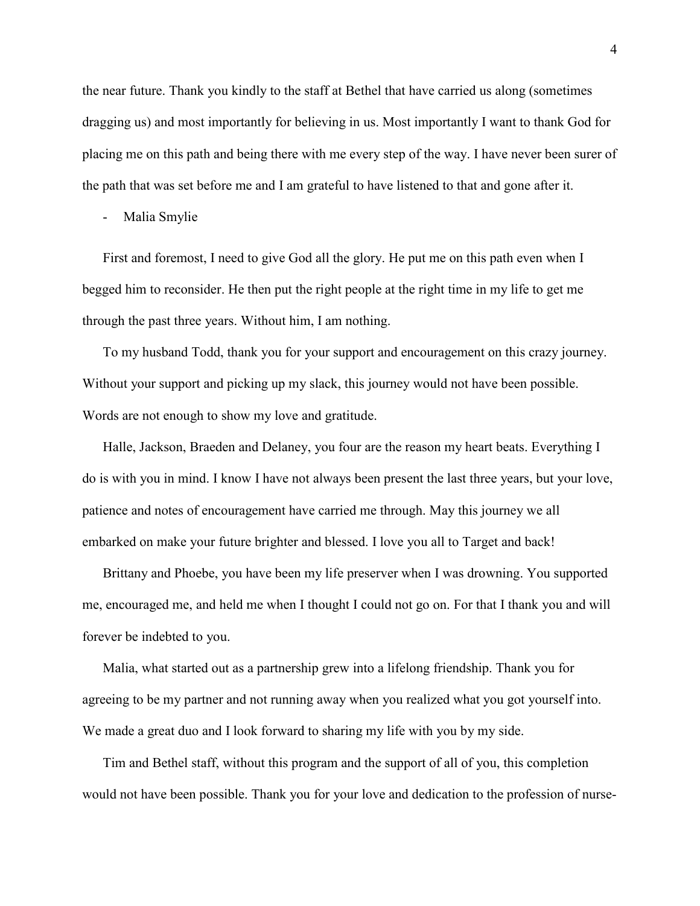the near future. Thank you kindly to the staff at Bethel that have carried us along (sometimes dragging us) and most importantly for believing in us. Most importantly I want to thank God for placing me on this path and being there with me every step of the way. I have never been surer of the path that was set before me and I am grateful to have listened to that and gone after it.

- Malia Smylie

First and foremost, I need to give God all the glory. He put me on this path even when I begged him to reconsider. He then put the right people at the right time in my life to get me through the past three years. Without him, I am nothing.

To my husband Todd, thank you for your support and encouragement on this crazy journey. Without your support and picking up my slack, this journey would not have been possible. Words are not enough to show my love and gratitude.

Halle, Jackson, Braeden and Delaney, you four are the reason my heart beats. Everything I do is with you in mind. I know I have not always been present the last three years, but your love, patience and notes of encouragement have carried me through. May this journey we all embarked on make your future brighter and blessed. I love you all to Target and back!

Brittany and Phoebe, you have been my life preserver when I was drowning. You supported me, encouraged me, and held me when I thought I could not go on. For that I thank you and will forever be indebted to you.

Malia, what started out as a partnership grew into a lifelong friendship. Thank you for agreeing to be my partner and not running away when you realized what you got yourself into. We made a great duo and I look forward to sharing my life with you by my side.

Tim and Bethel staff, without this program and the support of all of you, this completion would not have been possible. Thank you for your love and dedication to the profession of nurse-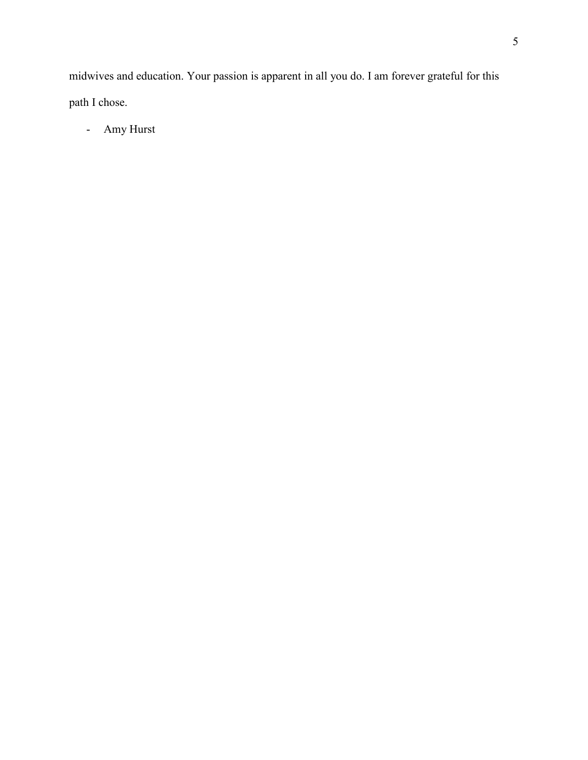midwives and education. Your passion is apparent in all you do. I am forever grateful for this path I chose.

- Amy Hurst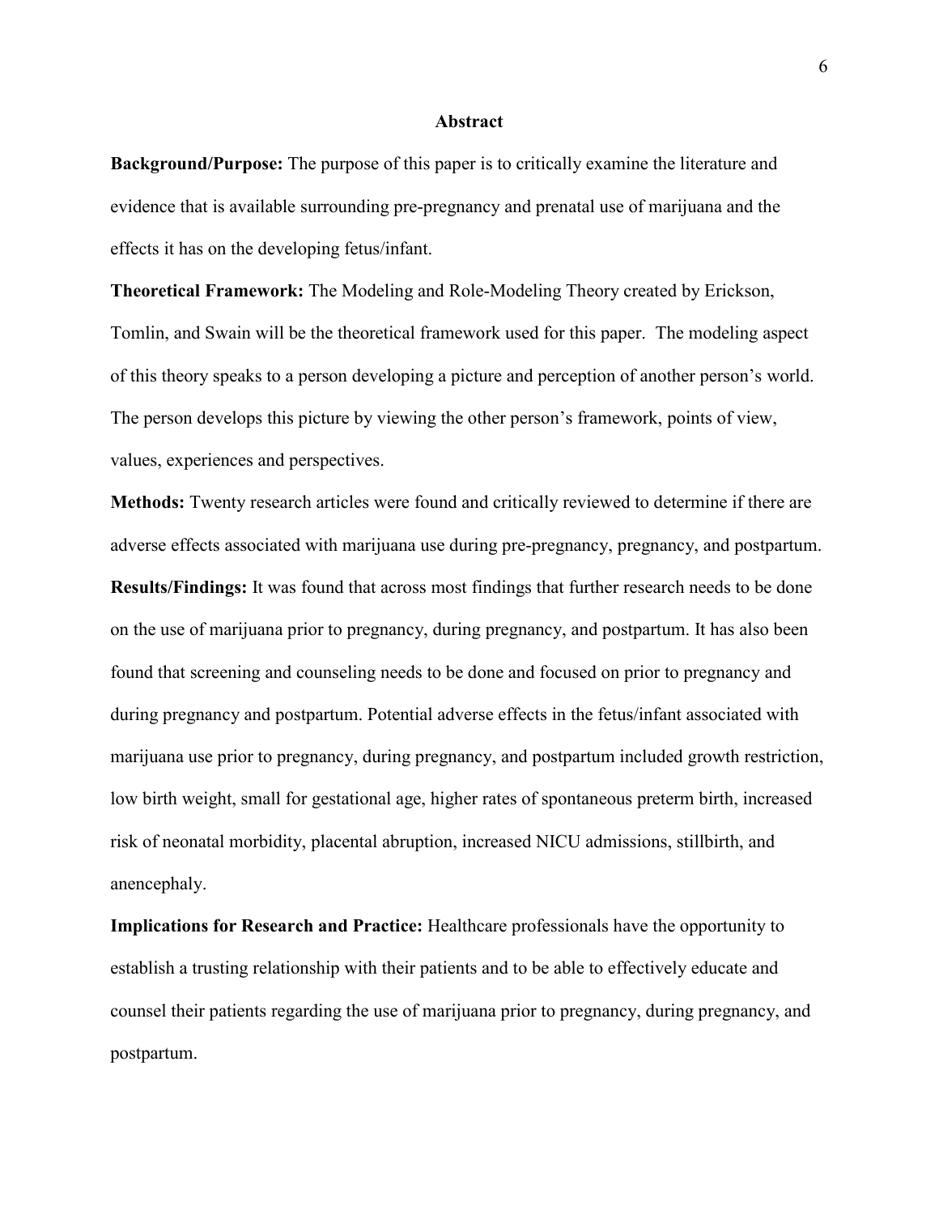# Abstract

**Background/Purpose:** The purpose of this paper is to critically examine the literature and evidence that is available surrounding pre-pregnancy and prenatal use of marijuana and the effects it has on the developing fetus/infant.

**Theoretical Framework:** The Modeling and Role-Modeling Theory created by Erickson, Tomlin, and Swain will be the theoretical framework used for this paper. The modeling aspect of this theory speaks to a person developing a picture and perception of another person's world. The person develops this picture by viewing the other person's framework, points of view, values, experiences and perspectives.

**Methods:** Twenty research articles were found and critically reviewed to determine if there are adverse effects associated with marijuana use during pre-pregnancy, pregnancy, and postpartum.

**Results/Findings:** It was found that across most findings that further research needs to be done on the use of marijuana prior to pregnancy, during pregnancy, and postpartum. It has also been found that screening and counseling needs to be done and focused on prior to pregnancy and during pregnancy and postpartum. Potential adverse effects in the fetus/infant associated with marijuana use prior to pregnancy, during pregnancy, and postpartum included growth restriction, low birth weight, small for gestational age, higher rates of spontaneous preterm birth, increased risk of neonatal morbidity, placental abruption, increased NICU admissions, stillbirth, and anencephaly.

**Implications for Research and Practice:** Healthcare professionals have the opportunity to establish a trusting relationship with their patients and to be able to effectively educate and counsel their patients regarding the use of marijuana prior to pregnancy, during pregnancy, and postpartum.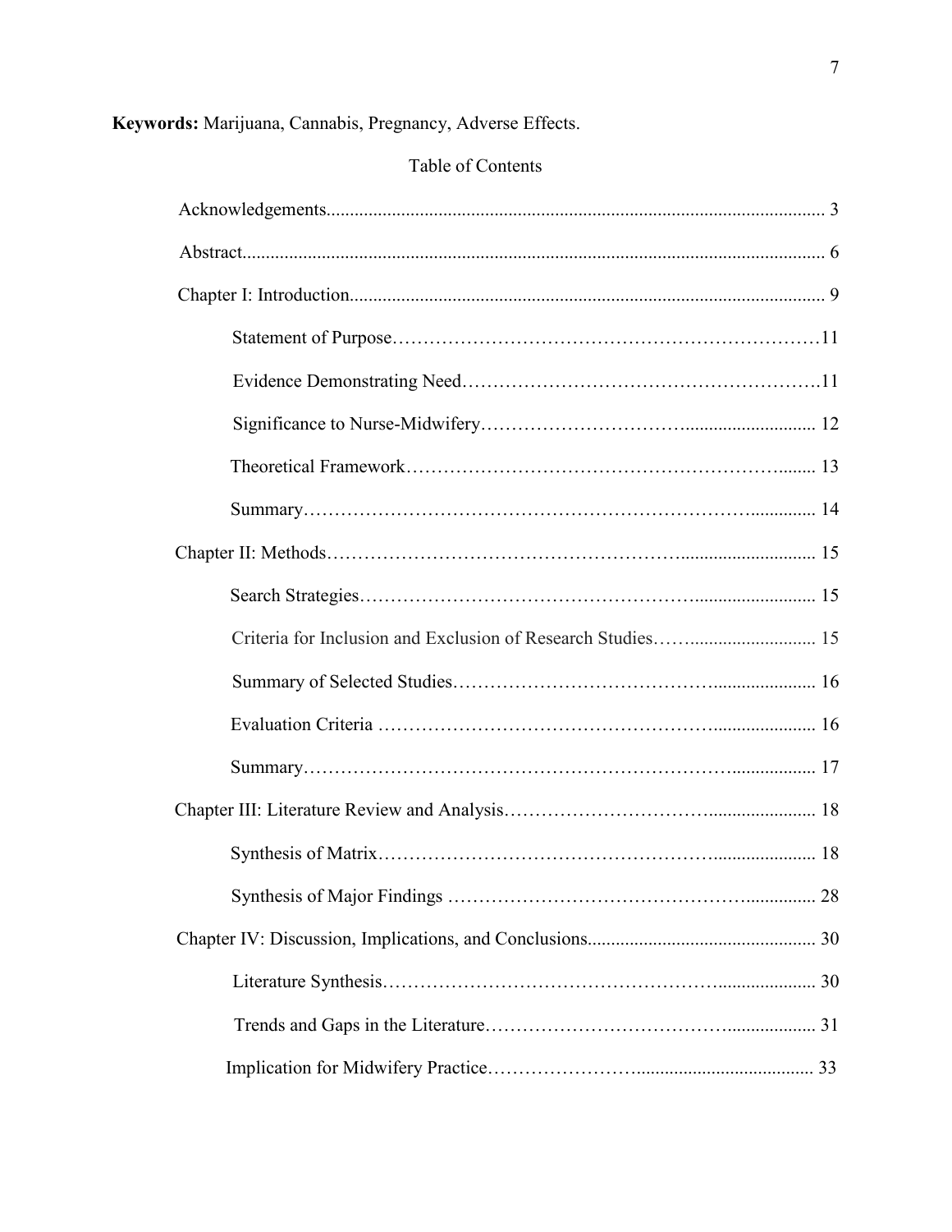**Keywords:** Marijuana, Cannabis, Pregnancy, Adverse Effects.

## Table of Contents

Acknowledgements........................................................................................................... 3

Abstract............................................................................................................................. 6

Chapter I: Introduction...................................................................................................... 9

  Statement of Purpose……………………………………………………………11

  Evidence Demonstrating Need………………………………………………….11

  Significance to Nurse-Midwifery………………………….............................. 12

  Theoretical Framework……………………………………………………........ 13

  Summary……………………………………………………………….............. 14

Chapter II: Methods……………………………………………............................. 15

  Search Strategies……………………………………………........................... 15

  Criteria for Inclusion and Exclusion of Research Studies……........................... 15

  Summary of Selected Studies…………………………………........................ 16

  Evaluation Criteria ………………………………………….......................... 16

  Summary………………………………………………………….................. 17

Chapter III: Literature Review and Analysis……………………………....................... 18

  Synthesis of Matrix……………………………………………........................ 18

  Synthesis of Major Findings …………………………………………............... 28

Chapter IV: Discussion, Implications, and Conclusions................................................. 30

  Literature Synthesis……………………………………………....................... 30

  Trends and Gaps in the Literature…………………………………................... 31

  Implication for Midwifery Practice……………………........................................ 33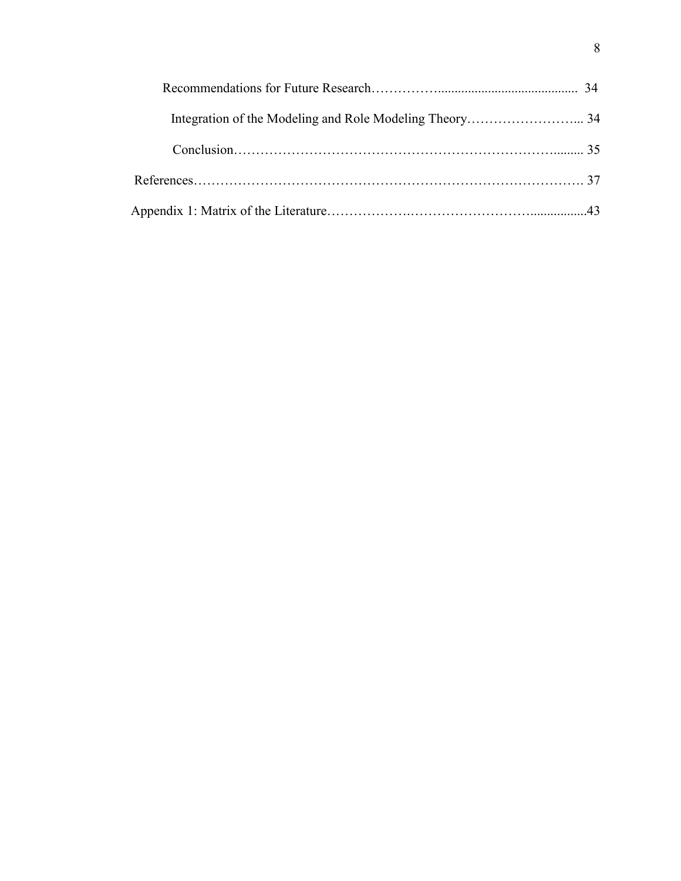Recommendations for Future Research……………........................................ 34

Integration of the Modeling and Role Modeling Theory…………………….... 34

Conclusion………………………………………………………………......... 35

References…………………………………………………………………………. 37

Appendix 1: Matrix of the Literature……………….……………………….................43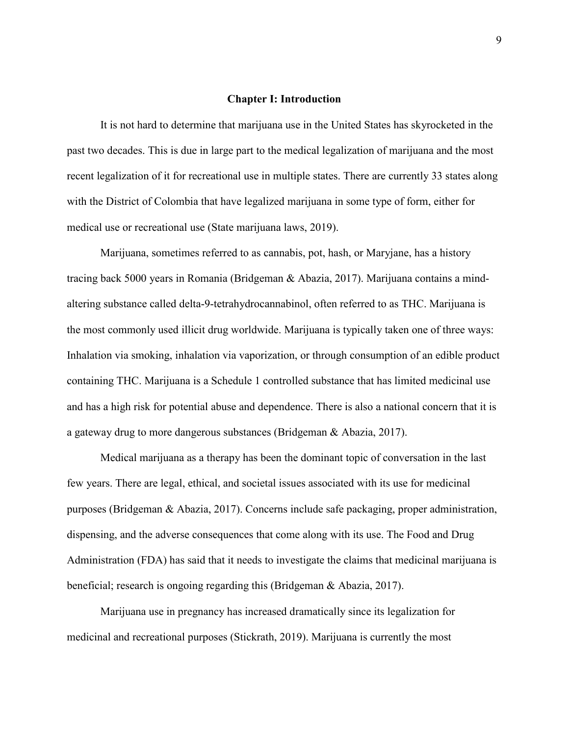# Chapter I: Introduction

It is not hard to determine that marijuana use in the United States has skyrocketed in the past two decades. This is due in large part to the medical legalization of marijuana and the most recent legalization of it for recreational use in multiple states. There are currently 33 states along with the District of Colombia that have legalized marijuana in some type of form, either for medical use or recreational use (State marijuana laws, 2019).

Marijuana, sometimes referred to as cannabis, pot, hash, or Maryjane, has a history tracing back 5000 years in Romania (Bridgeman & Abazia, 2017). Marijuana contains a mind-altering substance called delta-9-tetrahydrocannabinol, often referred to as THC. Marijuana is the most commonly used illicit drug worldwide. Marijuana is typically taken one of three ways: Inhalation via smoking, inhalation via vaporization, or through consumption of an edible product containing THC. Marijuana is a Schedule 1 controlled substance that has limited medicinal use and has a high risk for potential abuse and dependence. There is also a national concern that it is a gateway drug to more dangerous substances (Bridgeman & Abazia, 2017).

Medical marijuana as a therapy has been the dominant topic of conversation in the last few years. There are legal, ethical, and societal issues associated with its use for medicinal purposes (Bridgeman & Abazia, 2017). Concerns include safe packaging, proper administration, dispensing, and the adverse consequences that come along with its use. The Food and Drug Administration (FDA) has said that it needs to investigate the claims that medicinal marijuana is beneficial; research is ongoing regarding this (Bridgeman & Abazia, 2017).

Marijuana use in pregnancy has increased dramatically since its legalization for medicinal and recreational purposes (Stickrath, 2019). Marijuana is currently the most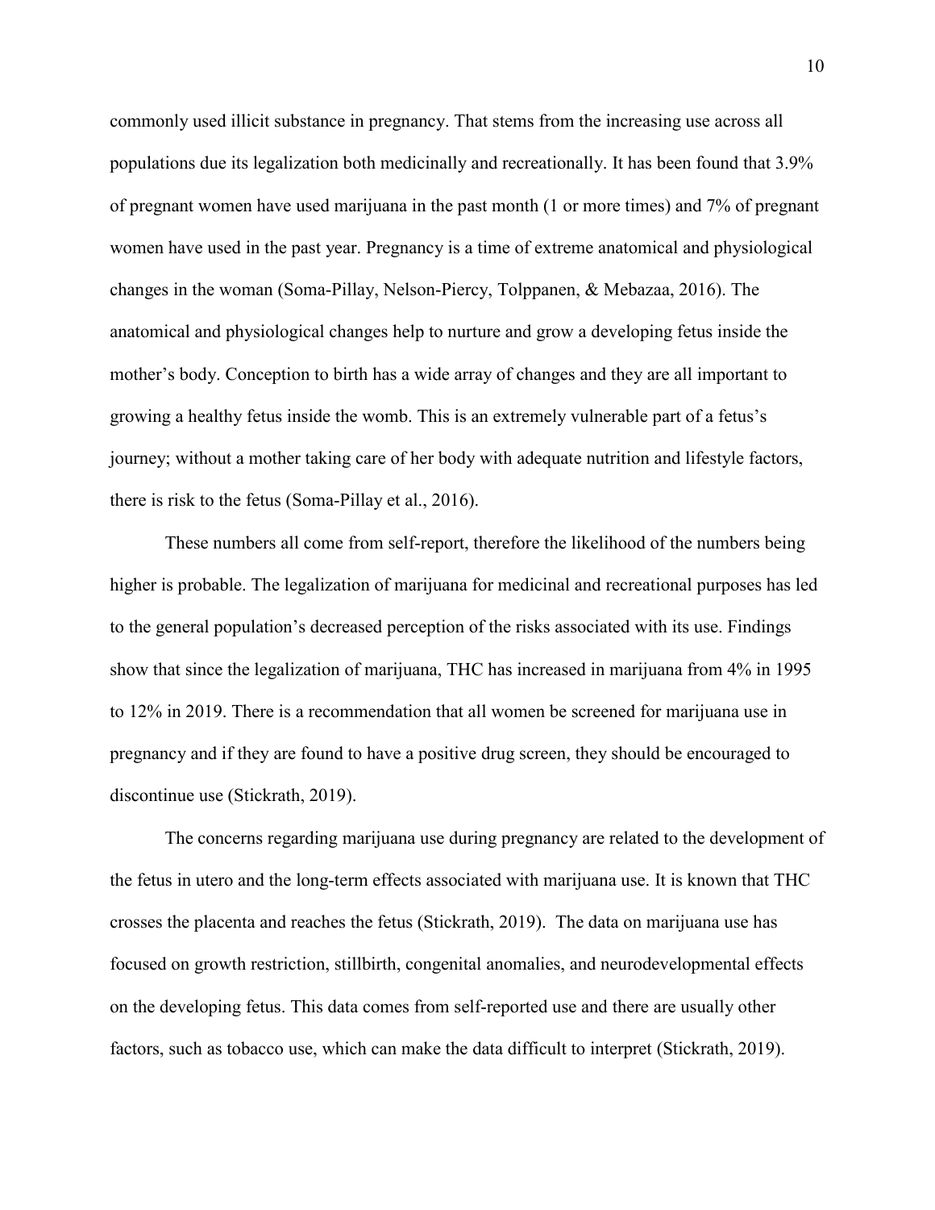commonly used illicit substance in pregnancy. That stems from the increasing use across all populations due its legalization both medicinally and recreationally. It has been found that 3.9% of pregnant women have used marijuana in the past month (1 or more times) and 7% of pregnant women have used in the past year. Pregnancy is a time of extreme anatomical and physiological changes in the woman (Soma-Pillay, Nelson-Piercy, Tolppanen, & Mebazaa, 2016). The anatomical and physiological changes help to nurture and grow a developing fetus inside the mother's body. Conception to birth has a wide array of changes and they are all important to growing a healthy fetus inside the womb. This is an extremely vulnerable part of a fetus's journey; without a mother taking care of her body with adequate nutrition and lifestyle factors, there is risk to the fetus (Soma-Pillay et al., 2016).

These numbers all come from self-report, therefore the likelihood of the numbers being higher is probable. The legalization of marijuana for medicinal and recreational purposes has led to the general population's decreased perception of the risks associated with its use. Findings show that since the legalization of marijuana, THC has increased in marijuana from 4% in 1995 to 12% in 2019. There is a recommendation that all women be screened for marijuana use in pregnancy and if they are found to have a positive drug screen, they should be encouraged to discontinue use (Stickrath, 2019).

The concerns regarding marijuana use during pregnancy are related to the development of the fetus in utero and the long-term effects associated with marijuana use. It is known that THC crosses the placenta and reaches the fetus (Stickrath, 2019). The data on marijuana use has focused on growth restriction, stillbirth, congenital anomalies, and neurodevelopmental effects on the developing fetus. This data comes from self-reported use and there are usually other factors, such as tobacco use, which can make the data difficult to interpret (Stickrath, 2019).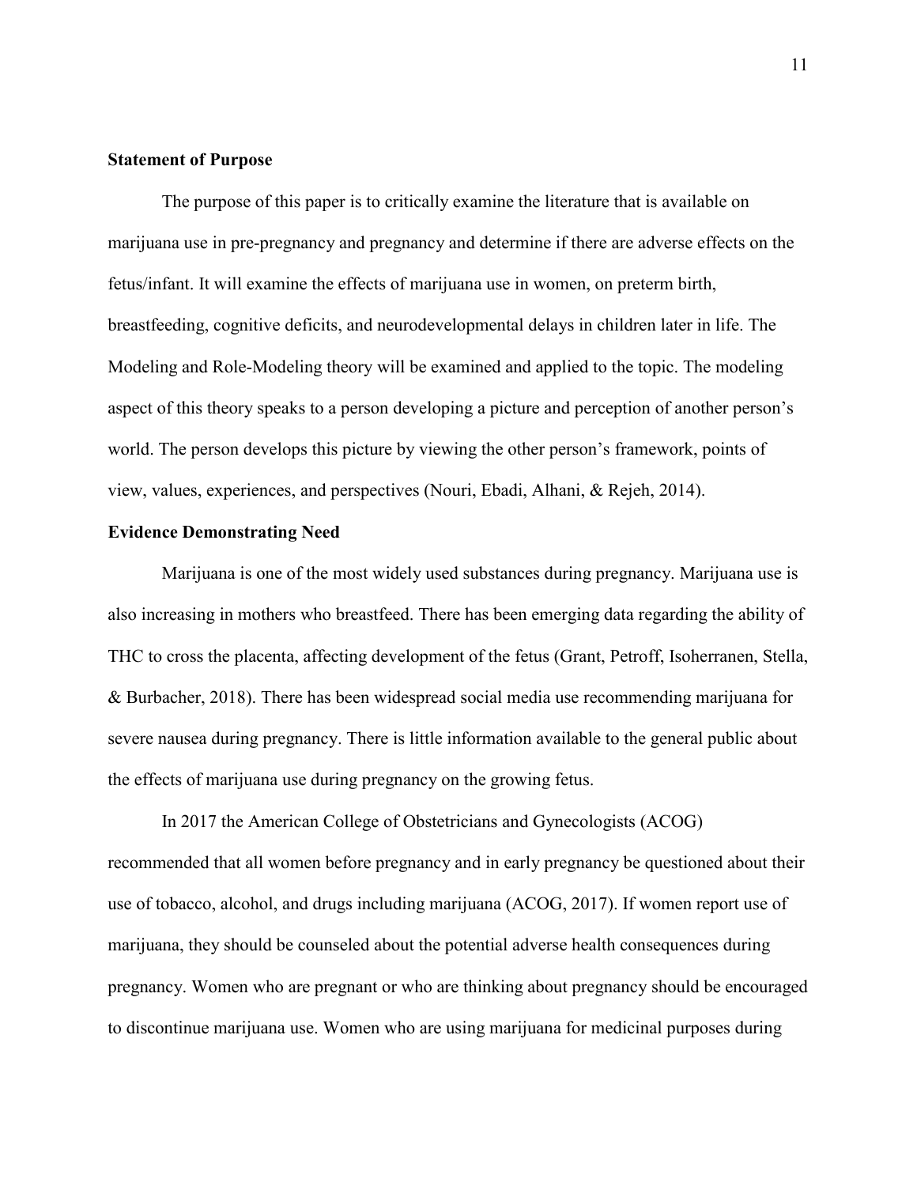### Statement of Purpose

The purpose of this paper is to critically examine the literature that is available on marijuana use in pre-pregnancy and pregnancy and determine if there are adverse effects on the fetus/infant. It will examine the effects of marijuana use in women, on preterm birth, breastfeeding, cognitive deficits, and neurodevelopmental delays in children later in life. The Modeling and Role-Modeling theory will be examined and applied to the topic. The modeling aspect of this theory speaks to a person developing a picture and perception of another person's world. The person develops this picture by viewing the other person's framework, points of view, values, experiences, and perspectives (Nouri, Ebadi, Alhani, & Rejeh, 2014).

### Evidence Demonstrating Need

Marijuana is one of the most widely used substances during pregnancy. Marijuana use is also increasing in mothers who breastfeed. There has been emerging data regarding the ability of THC to cross the placenta, affecting development of the fetus (Grant, Petroff, Isoherranen, Stella, & Burbacher, 2018). There has been widespread social media use recommending marijuana for severe nausea during pregnancy. There is little information available to the general public about the effects of marijuana use during pregnancy on the growing fetus.

In 2017 the American College of Obstetricians and Gynecologists (ACOG) recommended that all women before pregnancy and in early pregnancy be questioned about their use of tobacco, alcohol, and drugs including marijuana (ACOG, 2017). If women report use of marijuana, they should be counseled about the potential adverse health consequences during pregnancy. Women who are pregnant or who are thinking about pregnancy should be encouraged to discontinue marijuana use. Women who are using marijuana for medicinal purposes during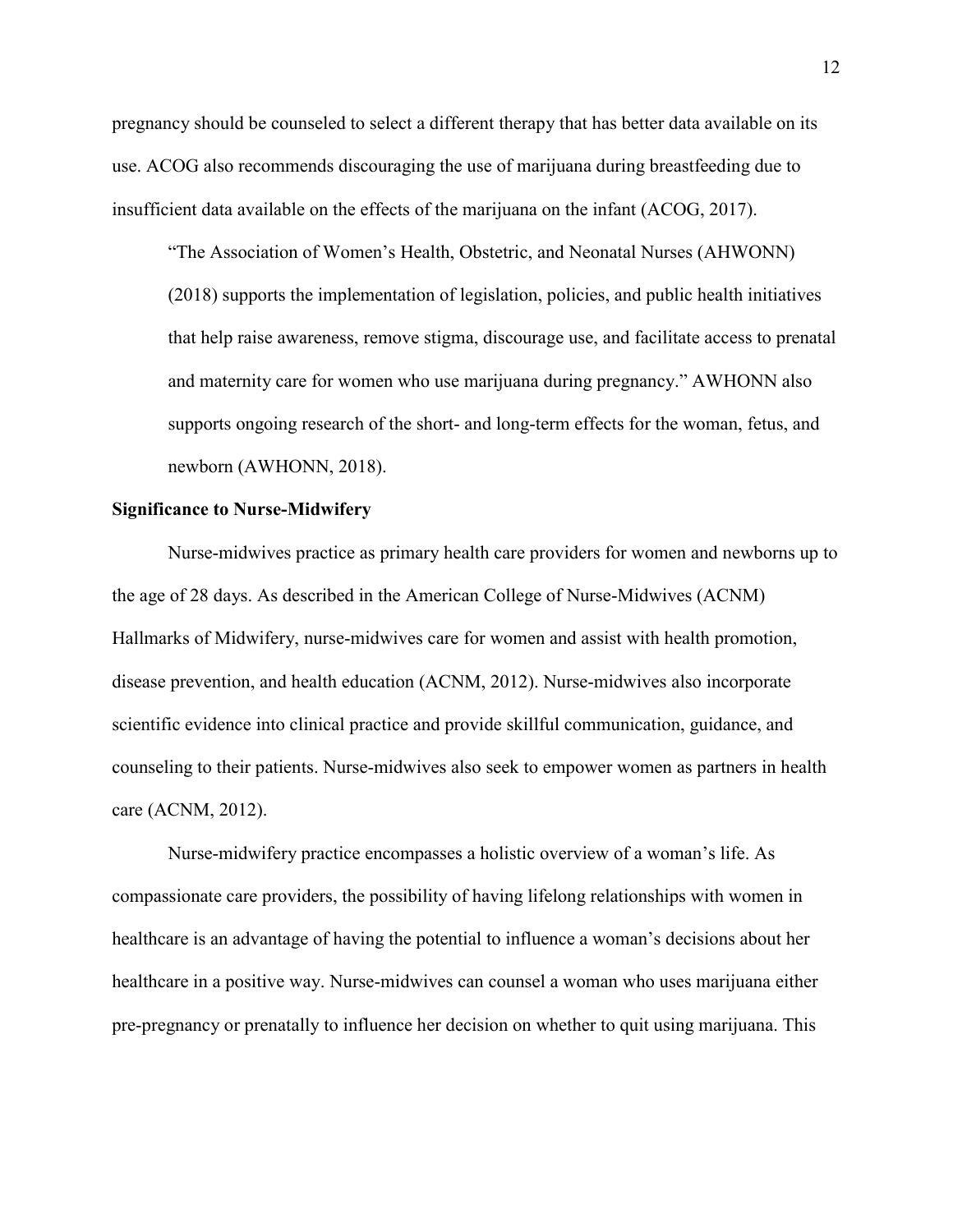pregnancy should be counseled to select a different therapy that has better data available on its use. ACOG also recommends discouraging the use of marijuana during breastfeeding due to insufficient data available on the effects of the marijuana on the infant (ACOG, 2017).

> "The Association of Women's Health, Obstetric, and Neonatal Nurses (AHWONN) (2018) supports the implementation of legislation, policies, and public health initiatives that help raise awareness, remove stigma, discourage use, and facilitate access to prenatal and maternity care for women who use marijuana during pregnancy." AWHONN also supports ongoing research of the short- and long-term effects for the woman, fetus, and newborn (AWHONN, 2018).

**Significance to Nurse-Midwifery**

Nurse-midwives practice as primary health care providers for women and newborns up to the age of 28 days. As described in the American College of Nurse-Midwives (ACNM) Hallmarks of Midwifery, nurse-midwives care for women and assist with health promotion, disease prevention, and health education (ACNM, 2012). Nurse-midwives also incorporate scientific evidence into clinical practice and provide skillful communication, guidance, and counseling to their patients. Nurse-midwives also seek to empower women as partners in health care (ACNM, 2012).

Nurse-midwifery practice encompasses a holistic overview of a woman's life. As compassionate care providers, the possibility of having lifelong relationships with women in healthcare is an advantage of having the potential to influence a woman's decisions about her healthcare in a positive way. Nurse-midwives can counsel a woman who uses marijuana either pre-pregnancy or prenatally to influence her decision on whether to quit using marijuana. This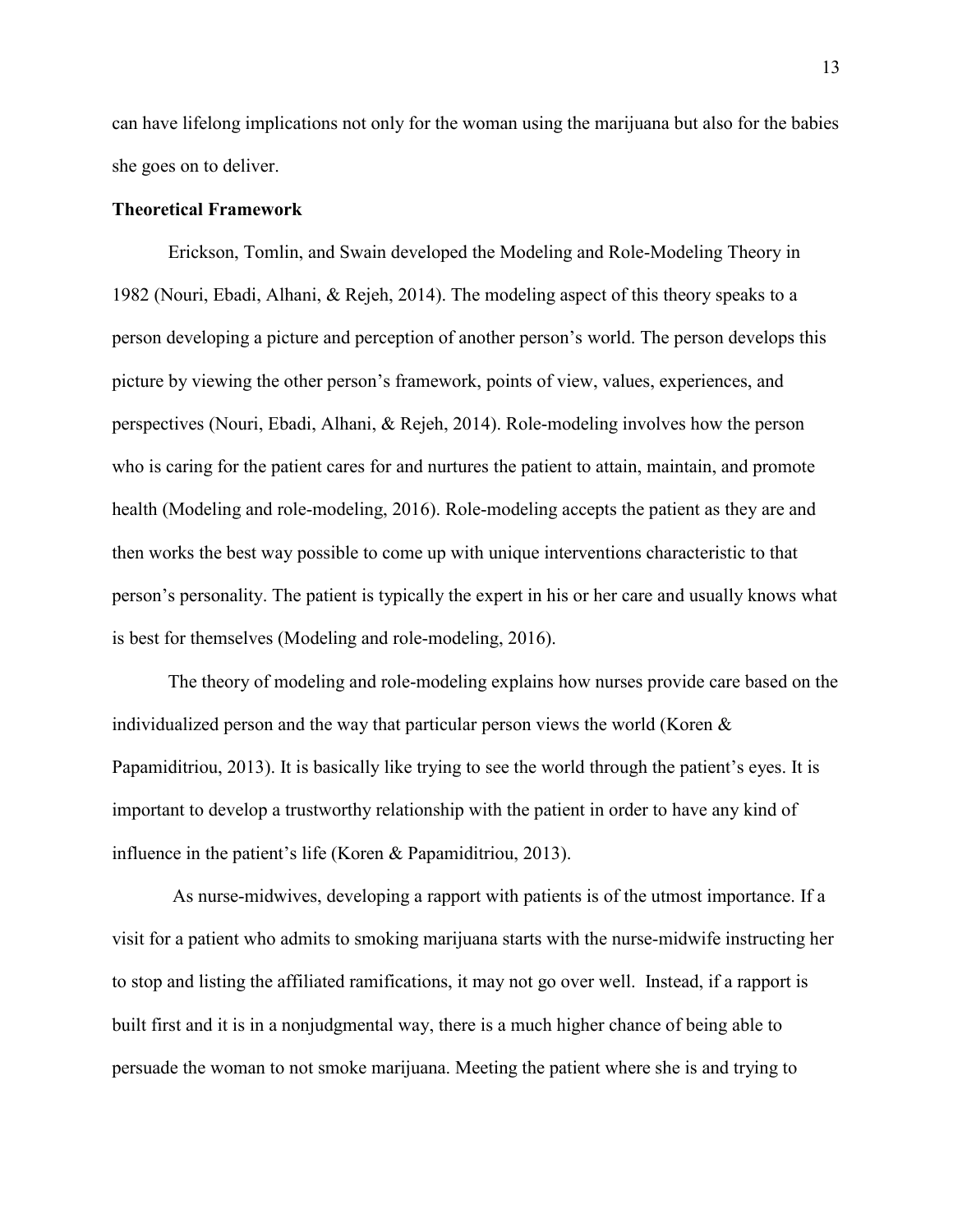can have lifelong implications not only for the woman using the marijuana but also for the babies she goes on to deliver.

**Theoretical Framework**

Erickson, Tomlin, and Swain developed the Modeling and Role-Modeling Theory in 1982 (Nouri, Ebadi, Alhani, & Rejeh, 2014). The modeling aspect of this theory speaks to a person developing a picture and perception of another person's world. The person develops this picture by viewing the other person's framework, points of view, values, experiences, and perspectives (Nouri, Ebadi, Alhani, & Rejeh, 2014). Role-modeling involves how the person who is caring for the patient cares for and nurtures the patient to attain, maintain, and promote health (Modeling and role-modeling, 2016). Role-modeling accepts the patient as they are and then works the best way possible to come up with unique interventions characteristic to that person's personality. The patient is typically the expert in his or her care and usually knows what is best for themselves (Modeling and role-modeling, 2016).

The theory of modeling and role-modeling explains how nurses provide care based on the individualized person and the way that particular person views the world (Koren & Papamiditriou, 2013). It is basically like trying to see the world through the patient's eyes. It is important to develop a trustworthy relationship with the patient in order to have any kind of influence in the patient's life (Koren & Papamiditriou, 2013).

As nurse-midwives, developing a rapport with patients is of the utmost importance. If a visit for a patient who admits to smoking marijuana starts with the nurse-midwife instructing her to stop and listing the affiliated ramifications, it may not go over well. Instead, if a rapport is built first and it is in a nonjudgmental way, there is a much higher chance of being able to persuade the woman to not smoke marijuana. Meeting the patient where she is and trying to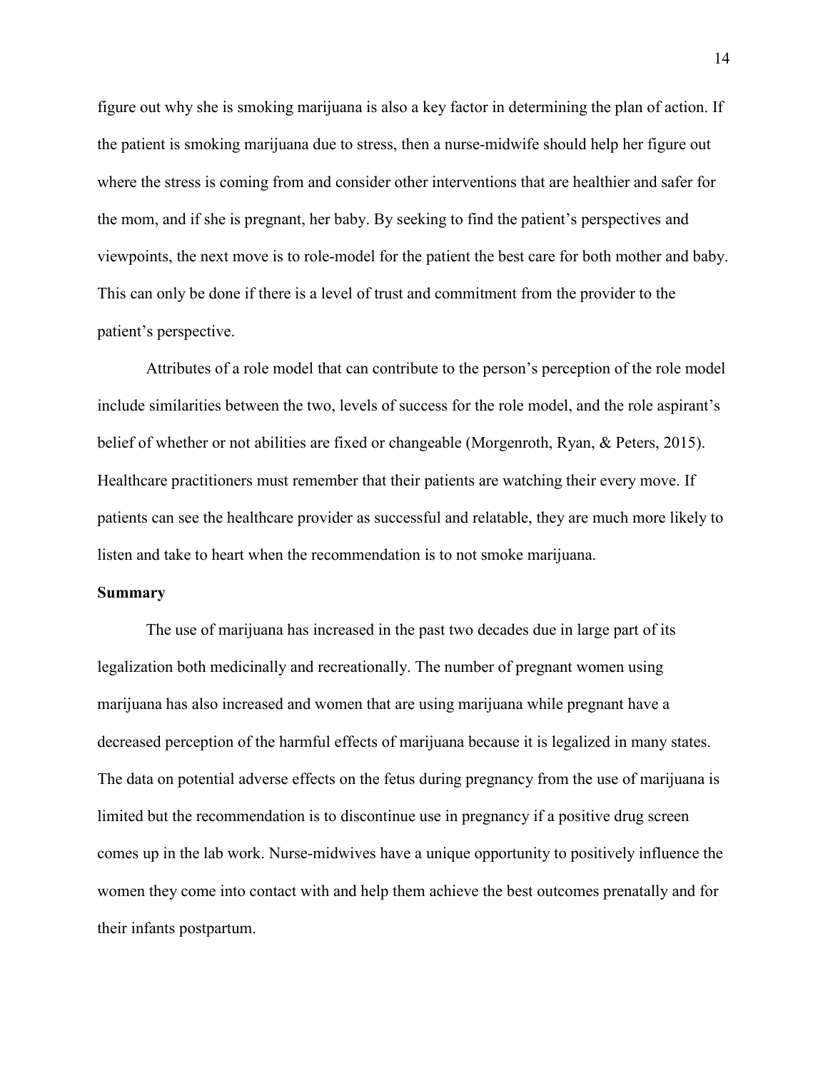figure out why she is smoking marijuana is also a key factor in determining the plan of action. If the patient is smoking marijuana due to stress, then a nurse-midwife should help her figure out where the stress is coming from and consider other interventions that are healthier and safer for the mom, and if she is pregnant, her baby. By seeking to find the patient's perspectives and viewpoints, the next move is to role-model for the patient the best care for both mother and baby. This can only be done if there is a level of trust and commitment from the provider to the patient's perspective.

Attributes of a role model that can contribute to the person's perception of the role model include similarities between the two, levels of success for the role model, and the role aspirant's belief of whether or not abilities are fixed or changeable (Morgenroth, Ryan, & Peters, 2015). Healthcare practitioners must remember that their patients are watching their every move. If patients can see the healthcare provider as successful and relatable, they are much more likely to listen and take to heart when the recommendation is to not smoke marijuana.

**Summary**

The use of marijuana has increased in the past two decades due in large part of its legalization both medicinally and recreationally. The number of pregnant women using marijuana has also increased and women that are using marijuana while pregnant have a decreased perception of the harmful effects of marijuana because it is legalized in many states. The data on potential adverse effects on the fetus during pregnancy from the use of marijuana is limited but the recommendation is to discontinue use in pregnancy if a positive drug screen comes up in the lab work. Nurse-midwives have a unique opportunity to positively influence the women they come into contact with and help them achieve the best outcomes prenatally and for their infants postpartum.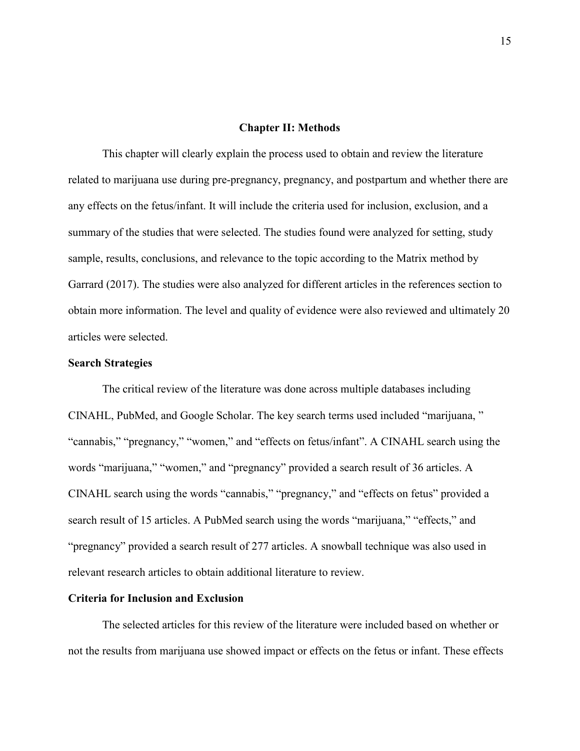# Chapter II: Methods

This chapter will clearly explain the process used to obtain and review the literature related to marijuana use during pre-pregnancy, pregnancy, and postpartum and whether there are any effects on the fetus/infant. It will include the criteria used for inclusion, exclusion, and a summary of the studies that were selected. The studies found were analyzed for setting, study sample, results, conclusions, and relevance to the topic according to the Matrix method by Garrard (2017). The studies were also analyzed for different articles in the references section to obtain more information. The level and quality of evidence were also reviewed and ultimately 20 articles were selected.

## Search Strategies

The critical review of the literature was done across multiple databases including CINAHL, PubMed, and Google Scholar. The key search terms used included "marijuana, " "cannabis," "pregnancy," "women," and "effects on fetus/infant". A CINAHL search using the words "marijuana," "women," and "pregnancy" provided a search result of 36 articles. A CINAHL search using the words "cannabis," "pregnancy," and "effects on fetus" provided a search result of 15 articles. A PubMed search using the words "marijuana," "effects," and "pregnancy" provided a search result of 277 articles. A snowball technique was also used in relevant research articles to obtain additional literature to review.

## Criteria for Inclusion and Exclusion

The selected articles for this review of the literature were included based on whether or not the results from marijuana use showed impact or effects on the fetus or infant. These effects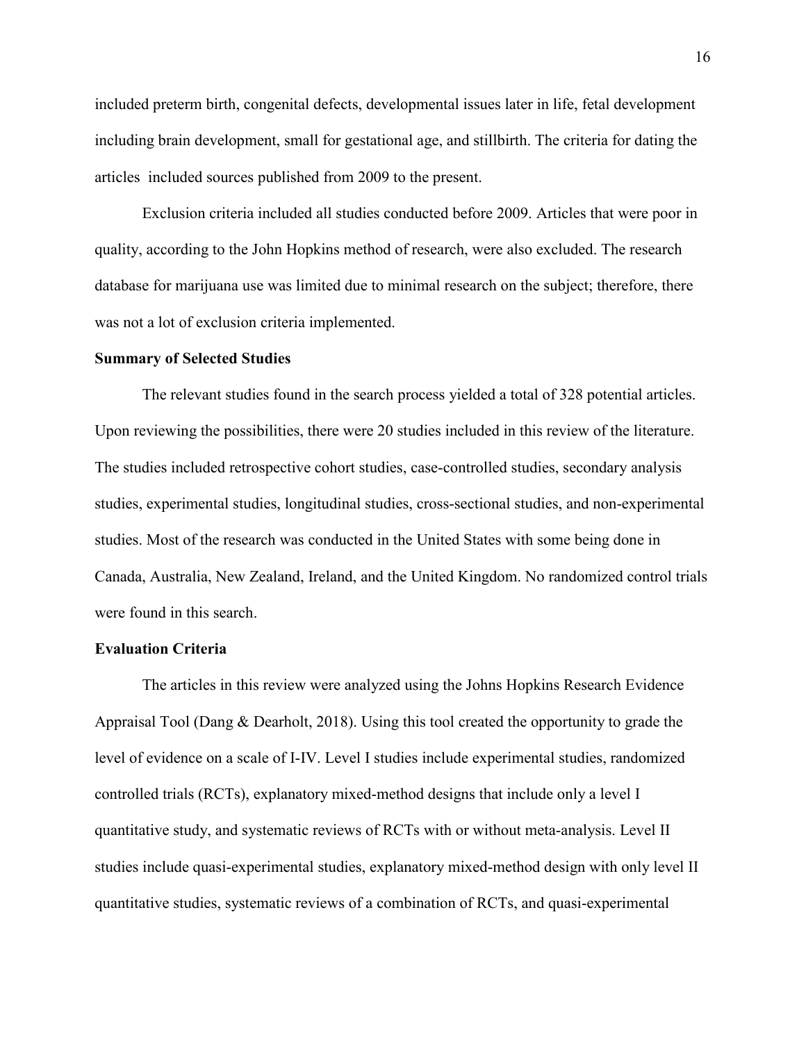included preterm birth, congenital defects, developmental issues later in life, fetal development including brain development, small for gestational age, and stillbirth. The criteria for dating the articles included sources published from 2009 to the present.

Exclusion criteria included all studies conducted before 2009. Articles that were poor in quality, according to the John Hopkins method of research, were also excluded. The research database for marijuana use was limited due to minimal research on the subject; therefore, there was not a lot of exclusion criteria implemented.

**Summary of Selected Studies**

The relevant studies found in the search process yielded a total of 328 potential articles. Upon reviewing the possibilities, there were 20 studies included in this review of the literature. The studies included retrospective cohort studies, case-controlled studies, secondary analysis studies, experimental studies, longitudinal studies, cross-sectional studies, and non-experimental studies. Most of the research was conducted in the United States with some being done in Canada, Australia, New Zealand, Ireland, and the United Kingdom. No randomized control trials were found in this search.

**Evaluation Criteria**

The articles in this review were analyzed using the Johns Hopkins Research Evidence Appraisal Tool (Dang & Dearholt, 2018). Using this tool created the opportunity to grade the level of evidence on a scale of I-IV. Level I studies include experimental studies, randomized controlled trials (RCTs), explanatory mixed-method designs that include only a level I quantitative study, and systematic reviews of RCTs with or without meta-analysis. Level II studies include quasi-experimental studies, explanatory mixed-method design with only level II quantitative studies, systematic reviews of a combination of RCTs, and quasi-experimental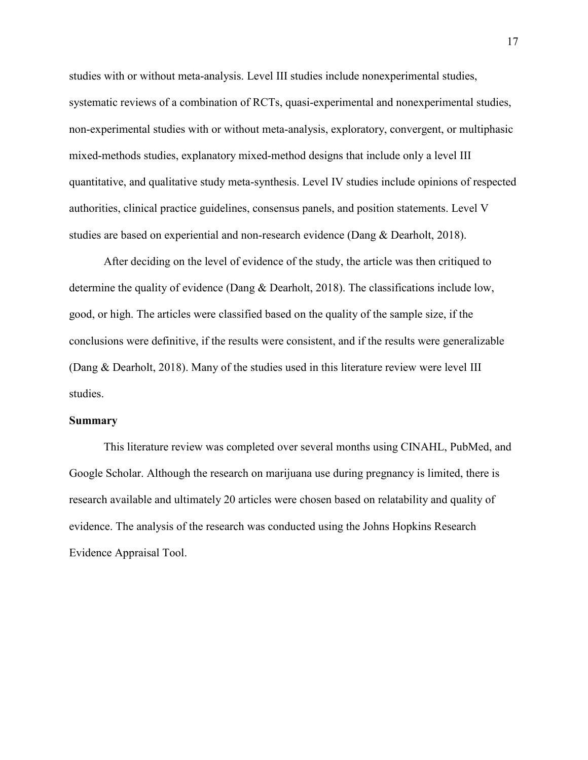studies with or without meta-analysis. Level III studies include nonexperimental studies, systematic reviews of a combination of RCTs, quasi-experimental and nonexperimental studies, non-experimental studies with or without meta-analysis, exploratory, convergent, or multiphasic mixed-methods studies, explanatory mixed-method designs that include only a level III quantitative, and qualitative study meta-synthesis. Level IV studies include opinions of respected authorities, clinical practice guidelines, consensus panels, and position statements. Level V studies are based on experiential and non-research evidence (Dang & Dearholt, 2018).

After deciding on the level of evidence of the study, the article was then critiqued to determine the quality of evidence (Dang & Dearholt, 2018). The classifications include low, good, or high. The articles were classified based on the quality of the sample size, if the conclusions were definitive, if the results were consistent, and if the results were generalizable (Dang & Dearholt, 2018). Many of the studies used in this literature review were level III studies.

## Summary

This literature review was completed over several months using CINAHL, PubMed, and Google Scholar. Although the research on marijuana use during pregnancy is limited, there is research available and ultimately 20 articles were chosen based on relatability and quality of evidence. The analysis of the research was conducted using the Johns Hopkins Research Evidence Appraisal Tool.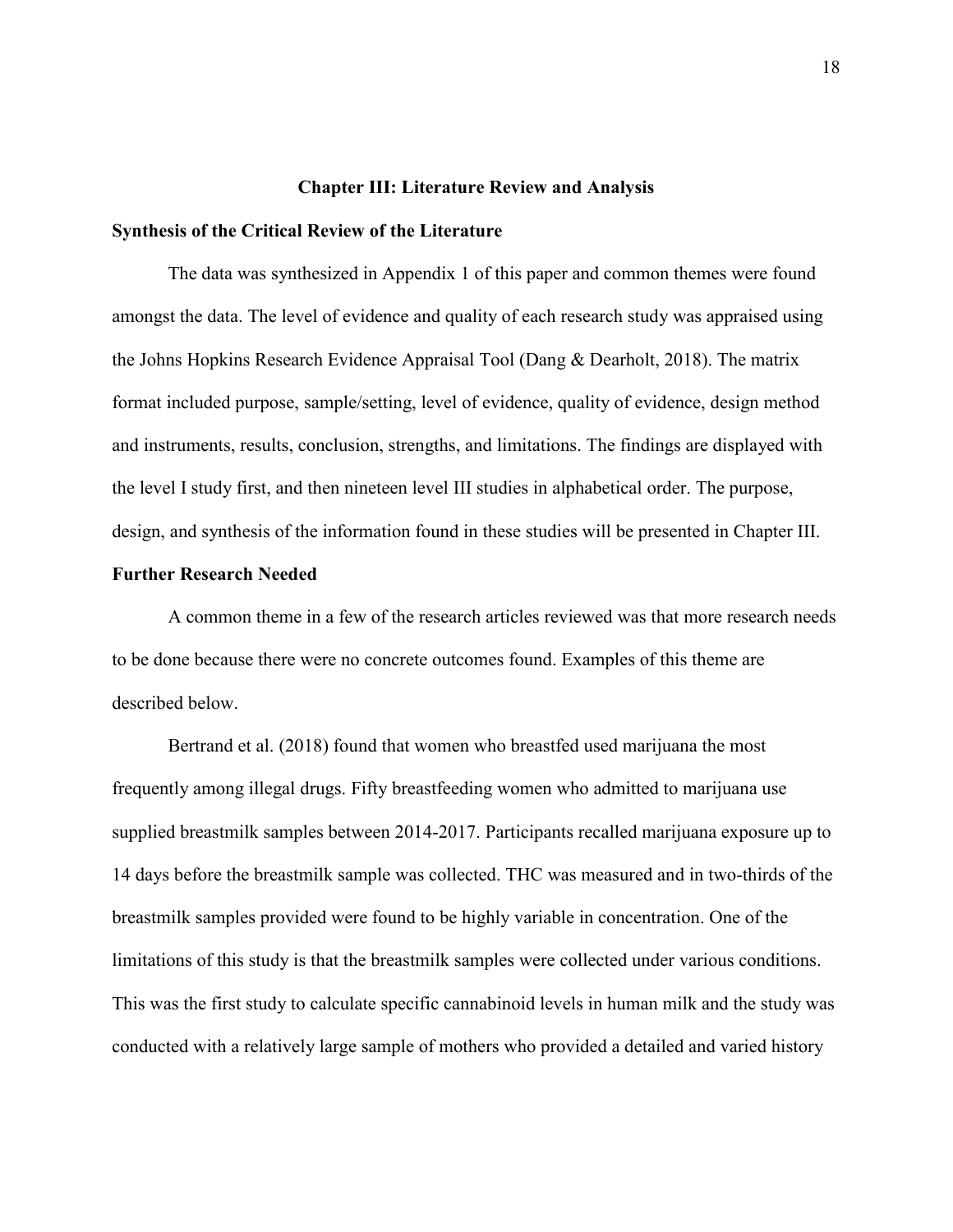# Chapter III: Literature Review and Analysis

## Synthesis of the Critical Review of the Literature

The data was synthesized in Appendix 1 of this paper and common themes were found amongst the data. The level of evidence and quality of each research study was appraised using the Johns Hopkins Research Evidence Appraisal Tool (Dang & Dearholt, 2018). The matrix format included purpose, sample/setting, level of evidence, quality of evidence, design method and instruments, results, conclusion, strengths, and limitations. The findings are displayed with the level I study first, and then nineteen level III studies in alphabetical order. The purpose, design, and synthesis of the information found in these studies will be presented in Chapter III.

## Further Research Needed

A common theme in a few of the research articles reviewed was that more research needs to be done because there were no concrete outcomes found. Examples of this theme are described below.

Bertrand et al. (2018) found that women who breastfed used marijuana the most frequently among illegal drugs. Fifty breastfeeding women who admitted to marijuana use supplied breastmilk samples between 2014-2017. Participants recalled marijuana exposure up to 14 days before the breastmilk sample was collected. THC was measured and in two-thirds of the breastmilk samples provided were found to be highly variable in concentration. One of the limitations of this study is that the breastmilk samples were collected under various conditions. This was the first study to calculate specific cannabinoid levels in human milk and the study was conducted with a relatively large sample of mothers who provided a detailed and varied history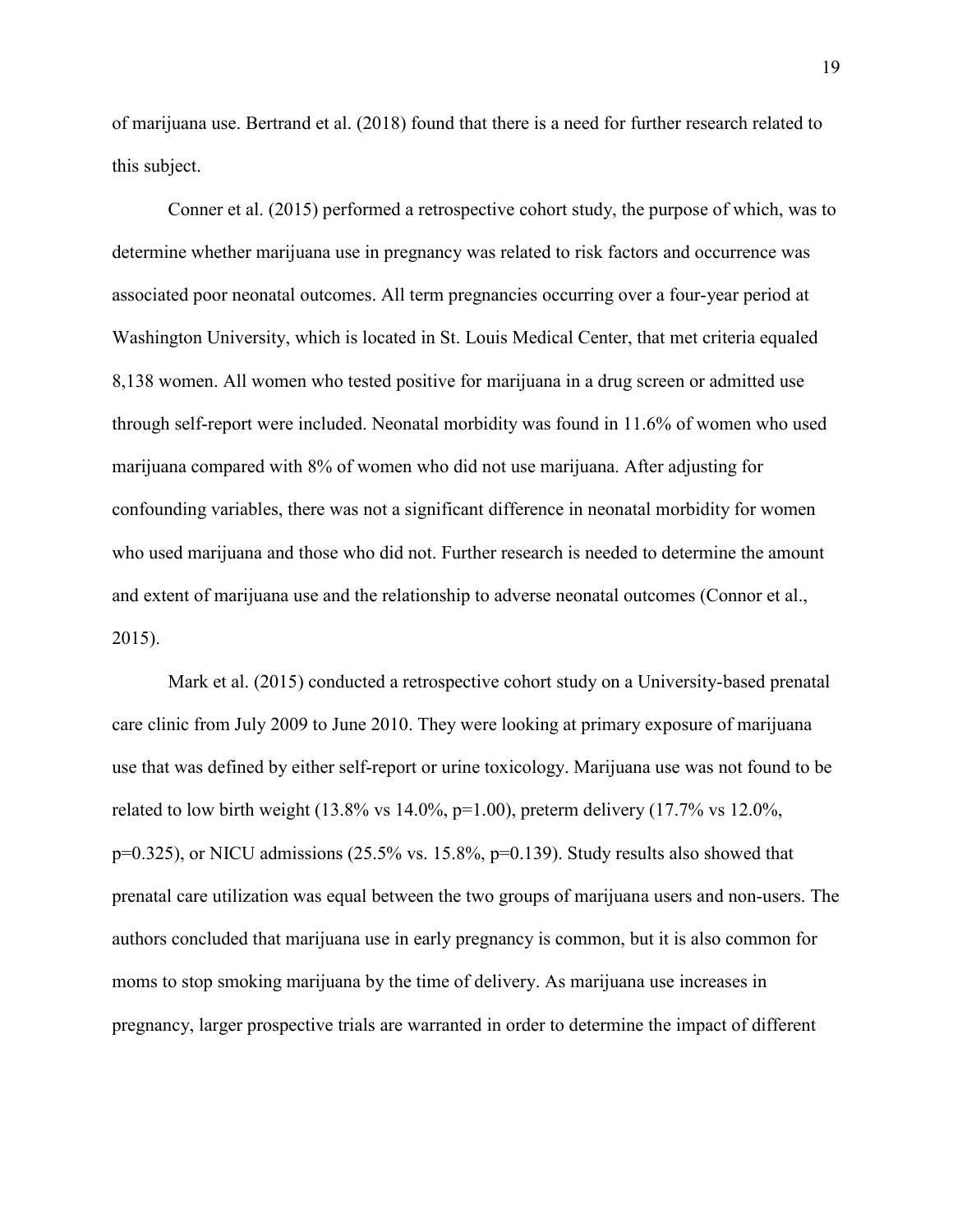of marijuana use. Bertrand et al. (2018) found that there is a need for further research related to this subject.

Conner et al. (2015) performed a retrospective cohort study, the purpose of which, was to determine whether marijuana use in pregnancy was related to risk factors and occurrence was associated poor neonatal outcomes. All term pregnancies occurring over a four-year period at Washington University, which is located in St. Louis Medical Center, that met criteria equaled 8,138 women. All women who tested positive for marijuana in a drug screen or admitted use through self-report were included. Neonatal morbidity was found in 11.6% of women who used marijuana compared with 8% of women who did not use marijuana. After adjusting for confounding variables, there was not a significant difference in neonatal morbidity for women who used marijuana and those who did not. Further research is needed to determine the amount and extent of marijuana use and the relationship to adverse neonatal outcomes (Connor et al., 2015).

Mark et al. (2015) conducted a retrospective cohort study on a University-based prenatal care clinic from July 2009 to June 2010. They were looking at primary exposure of marijuana use that was defined by either self-report or urine toxicology. Marijuana use was not found to be related to low birth weight (13.8% vs 14.0%, $p=1.00$), preterm delivery (17.7% vs 12.0%, $p=0.325$), or NICU admissions (25.5% vs. 15.8%, $p=0.139$). Study results also showed that prenatal care utilization was equal between the two groups of marijuana users and non-users. The authors concluded that marijuana use in early pregnancy is common, but it is also common for moms to stop smoking marijuana by the time of delivery. As marijuana use increases in pregnancy, larger prospective trials are warranted in order to determine the impact of different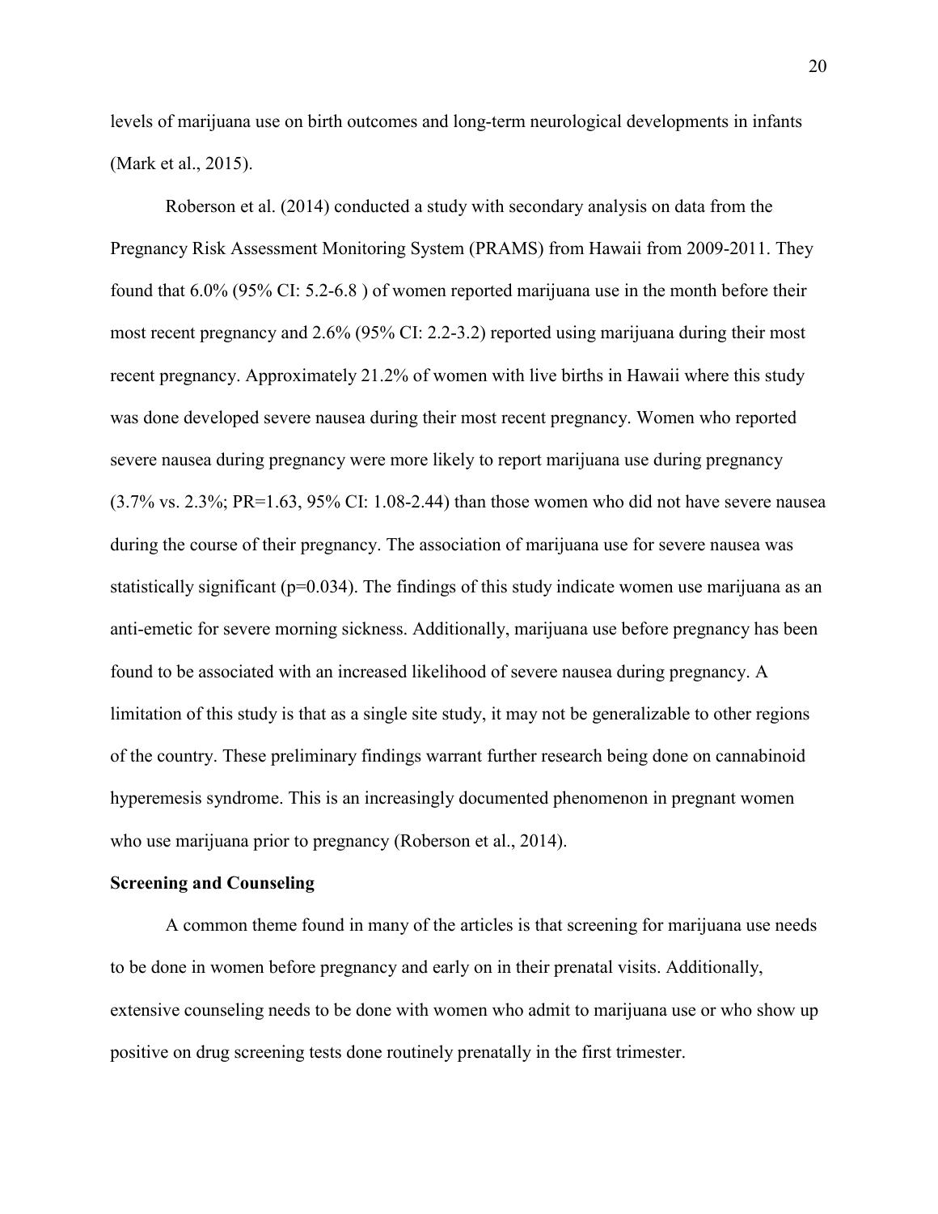levels of marijuana use on birth outcomes and long-term neurological developments in infants (Mark et al., 2015).

Roberson et al. (2014) conducted a study with secondary analysis on data from the Pregnancy Risk Assessment Monitoring System (PRAMS) from Hawaii from 2009-2011. They found that 6.0% (95% CI: 5.2-6.8 ) of women reported marijuana use in the month before their most recent pregnancy and 2.6% (95% CI: 2.2-3.2) reported using marijuana during their most recent pregnancy. Approximately 21.2% of women with live births in Hawaii where this study was done developed severe nausea during their most recent pregnancy. Women who reported severe nausea during pregnancy were more likely to report marijuana use during pregnancy (3.7% vs. 2.3%; PR=1.63, 95% CI: 1.08-2.44) than those women who did not have severe nausea during the course of their pregnancy. The association of marijuana use for severe nausea was statistically significant ($p=0.034$). The findings of this study indicate women use marijuana as an anti-emetic for severe morning sickness. Additionally, marijuana use before pregnancy has been found to be associated with an increased likelihood of severe nausea during pregnancy. A limitation of this study is that as a single site study, it may not be generalizable to other regions of the country. These preliminary findings warrant further research being done on cannabinoid hyperemesis syndrome. This is an increasingly documented phenomenon in pregnant women who use marijuana prior to pregnancy (Roberson et al., 2014).

**Screening and Counseling**

A common theme found in many of the articles is that screening for marijuana use needs to be done in women before pregnancy and early on in their prenatal visits. Additionally, extensive counseling needs to be done with women who admit to marijuana use or who show up positive on drug screening tests done routinely prenatally in the first trimester.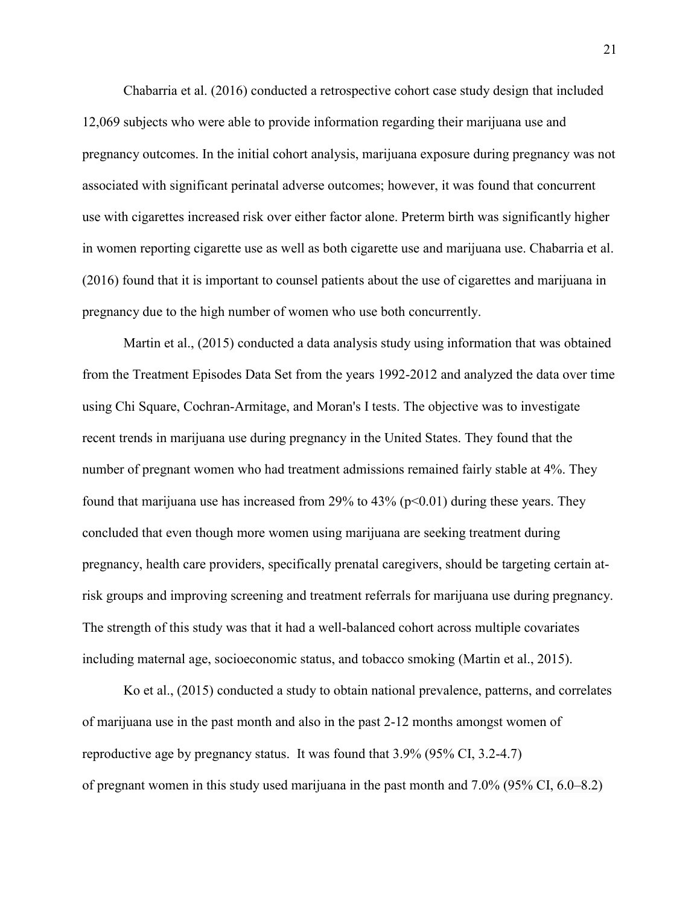Chabarria et al. (2016) conducted a retrospective cohort case study design that included 12,069 subjects who were able to provide information regarding their marijuana use and pregnancy outcomes. In the initial cohort analysis, marijuana exposure during pregnancy was not associated with significant perinatal adverse outcomes; however, it was found that concurrent use with cigarettes increased risk over either factor alone. Preterm birth was significantly higher in women reporting cigarette use as well as both cigarette use and marijuana use. Chabarria et al. (2016) found that it is important to counsel patients about the use of cigarettes and marijuana in pregnancy due to the high number of women who use both concurrently.

Martin et al., (2015) conducted a data analysis study using information that was obtained from the Treatment Episodes Data Set from the years 1992-2012 and analyzed the data over time using Chi Square, Cochran-Armitage, and Moran's I tests. The objective was to investigate recent trends in marijuana use during pregnancy in the United States. They found that the number of pregnant women who had treatment admissions remained fairly stable at 4%. They found that marijuana use has increased from 29% to 43% ($p<0.01$) during these years. They concluded that even though more women using marijuana are seeking treatment during pregnancy, health care providers, specifically prenatal caregivers, should be targeting certain at-risk groups and improving screening and treatment referrals for marijuana use during pregnancy. The strength of this study was that it had a well-balanced cohort across multiple covariates including maternal age, socioeconomic status, and tobacco smoking (Martin et al., 2015).

Ko et al., (2015) conducted a study to obtain national prevalence, patterns, and correlates of marijuana use in the past month and also in the past 2-12 months amongst women of reproductive age by pregnancy status. It was found that 3.9% (95% CI, 3.2-4.7) of pregnant women in this study used marijuana in the past month and 7.0% (95% CI, 6.0–8.2)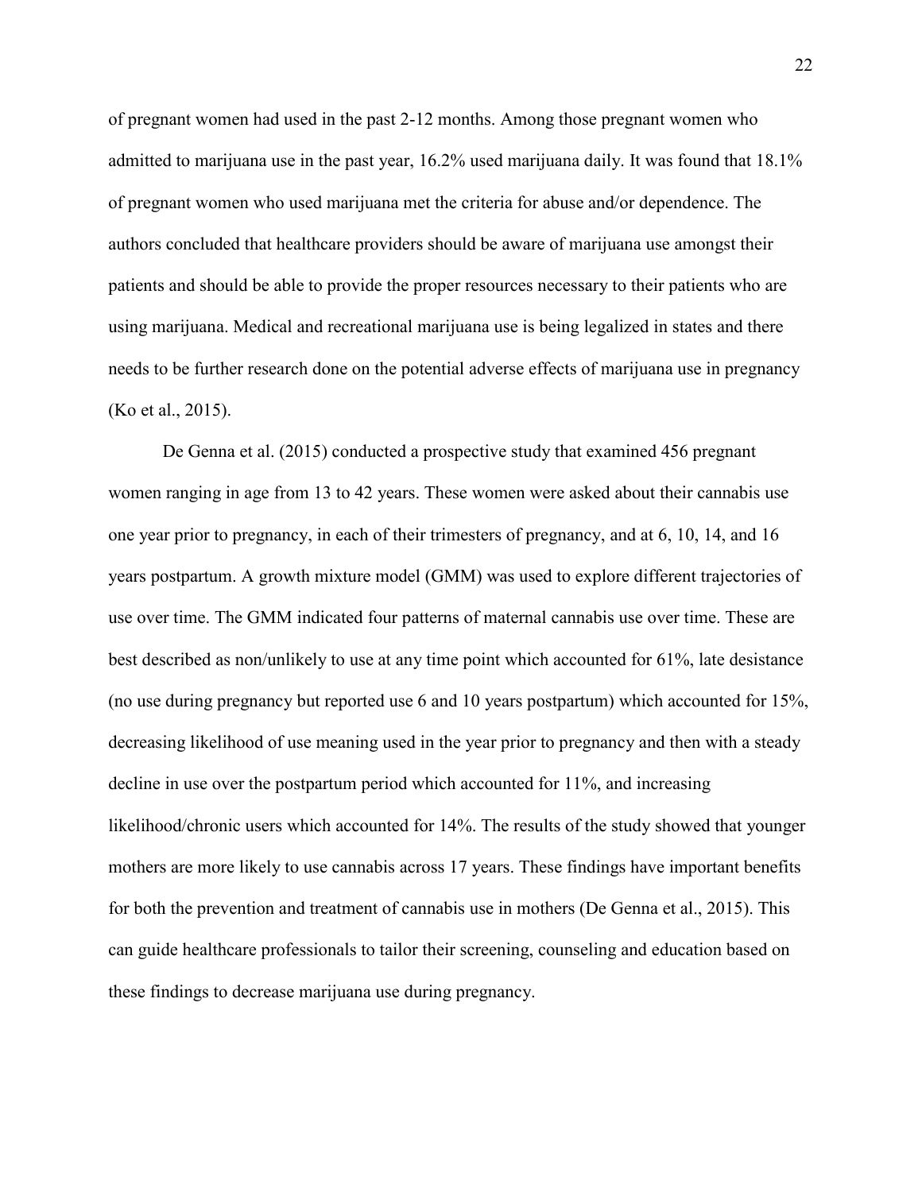of pregnant women had used in the past 2-12 months. Among those pregnant women who admitted to marijuana use in the past year, 16.2% used marijuana daily. It was found that 18.1% of pregnant women who used marijuana met the criteria for abuse and/or dependence. The authors concluded that healthcare providers should be aware of marijuana use amongst their patients and should be able to provide the proper resources necessary to their patients who are using marijuana. Medical and recreational marijuana use is being legalized in states and there needs to be further research done on the potential adverse effects of marijuana use in pregnancy (Ko et al., 2015).

De Genna et al. (2015) conducted a prospective study that examined 456 pregnant women ranging in age from 13 to 42 years. These women were asked about their cannabis use one year prior to pregnancy, in each of their trimesters of pregnancy, and at 6, 10, 14, and 16 years postpartum. A growth mixture model (GMM) was used to explore different trajectories of use over time. The GMM indicated four patterns of maternal cannabis use over time. These are best described as non/unlikely to use at any time point which accounted for 61%, late desistance (no use during pregnancy but reported use 6 and 10 years postpartum) which accounted for 15%, decreasing likelihood of use meaning used in the year prior to pregnancy and then with a steady decline in use over the postpartum period which accounted for 11%, and increasing likelihood/chronic users which accounted for 14%. The results of the study showed that younger mothers are more likely to use cannabis across 17 years. These findings have important benefits for both the prevention and treatment of cannabis use in mothers (De Genna et al., 2015). This can guide healthcare professionals to tailor their screening, counseling and education based on these findings to decrease marijuana use during pregnancy.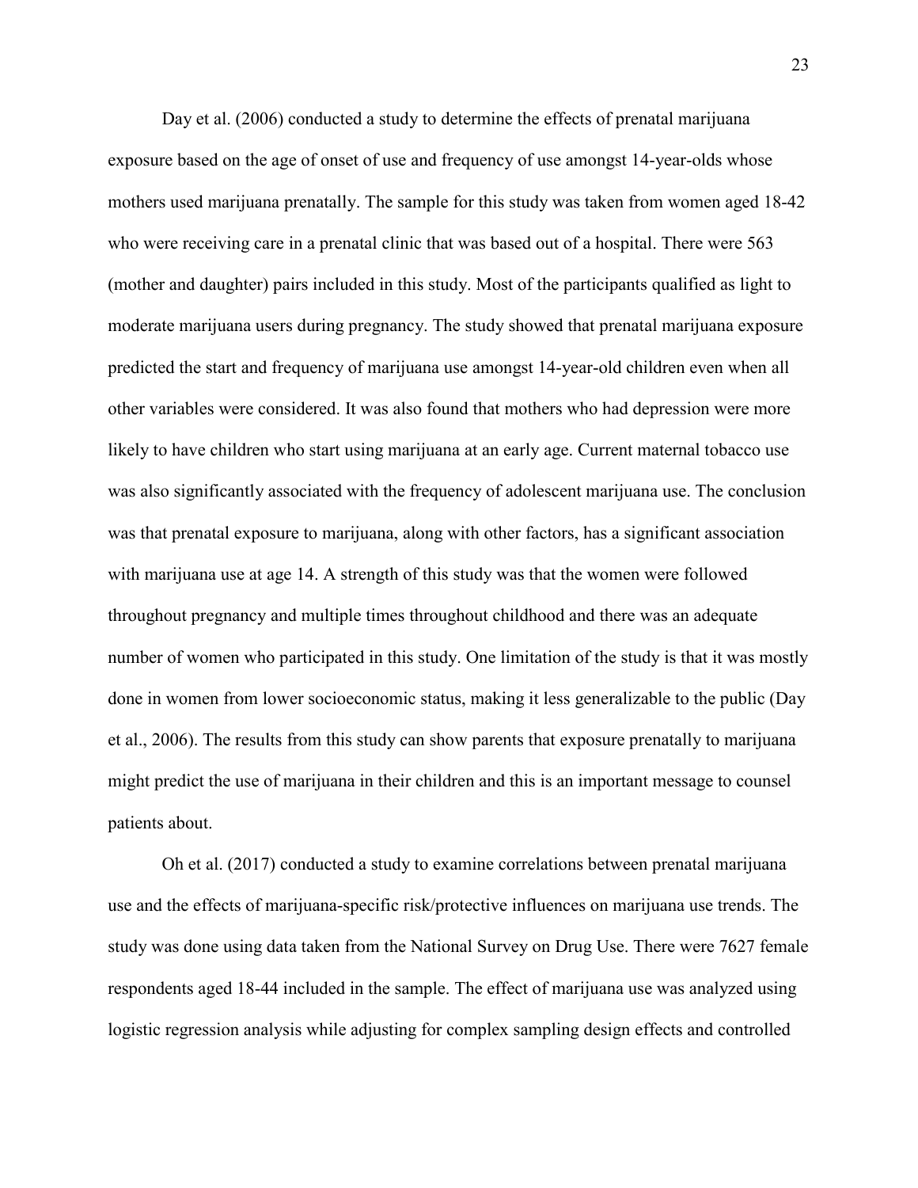Day et al. (2006) conducted a study to determine the effects of prenatal marijuana exposure based on the age of onset of use and frequency of use amongst 14-year-olds whose mothers used marijuana prenatally. The sample for this study was taken from women aged 18-42 who were receiving care in a prenatal clinic that was based out of a hospital. There were 563 (mother and daughter) pairs included in this study. Most of the participants qualified as light to moderate marijuana users during pregnancy. The study showed that prenatal marijuana exposure predicted the start and frequency of marijuana use amongst 14-year-old children even when all other variables were considered. It was also found that mothers who had depression were more likely to have children who start using marijuana at an early age. Current maternal tobacco use was also significantly associated with the frequency of adolescent marijuana use. The conclusion was that prenatal exposure to marijuana, along with other factors, has a significant association with marijuana use at age 14. A strength of this study was that the women were followed throughout pregnancy and multiple times throughout childhood and there was an adequate number of women who participated in this study. One limitation of the study is that it was mostly done in women from lower socioeconomic status, making it less generalizable to the public (Day et al., 2006). The results from this study can show parents that exposure prenatally to marijuana might predict the use of marijuana in their children and this is an important message to counsel patients about.

Oh et al. (2017) conducted a study to examine correlations between prenatal marijuana use and the effects of marijuana-specific risk/protective influences on marijuana use trends. The study was done using data taken from the National Survey on Drug Use. There were 7627 female respondents aged 18-44 included in the sample. The effect of marijuana use was analyzed using logistic regression analysis while adjusting for complex sampling design effects and controlled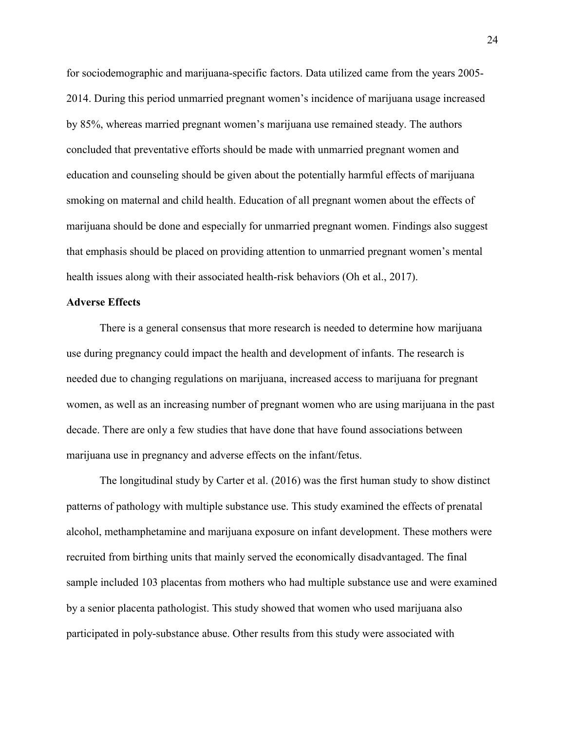for sociodemographic and marijuana-specific factors. Data utilized came from the years 2005-2014. During this period unmarried pregnant women's incidence of marijuana usage increased by 85%, whereas married pregnant women's marijuana use remained steady. The authors concluded that preventative efforts should be made with unmarried pregnant women and education and counseling should be given about the potentially harmful effects of marijuana smoking on maternal and child health. Education of all pregnant women about the effects of marijuana should be done and especially for unmarried pregnant women. Findings also suggest that emphasis should be placed on providing attention to unmarried pregnant women's mental health issues along with their associated health-risk behaviors (Oh et al., 2017).

**Adverse Effects**

There is a general consensus that more research is needed to determine how marijuana use during pregnancy could impact the health and development of infants. The research is needed due to changing regulations on marijuana, increased access to marijuana for pregnant women, as well as an increasing number of pregnant women who are using marijuana in the past decade. There are only a few studies that have done that have found associations between marijuana use in pregnancy and adverse effects on the infant/fetus.

The longitudinal study by Carter et al. (2016) was the first human study to show distinct patterns of pathology with multiple substance use. This study examined the effects of prenatal alcohol, methamphetamine and marijuana exposure on infant development. These mothers were recruited from birthing units that mainly served the economically disadvantaged. The final sample included 103 placentas from mothers who had multiple substance use and were examined by a senior placenta pathologist. This study showed that women who used marijuana also participated in poly-substance abuse. Other results from this study were associated with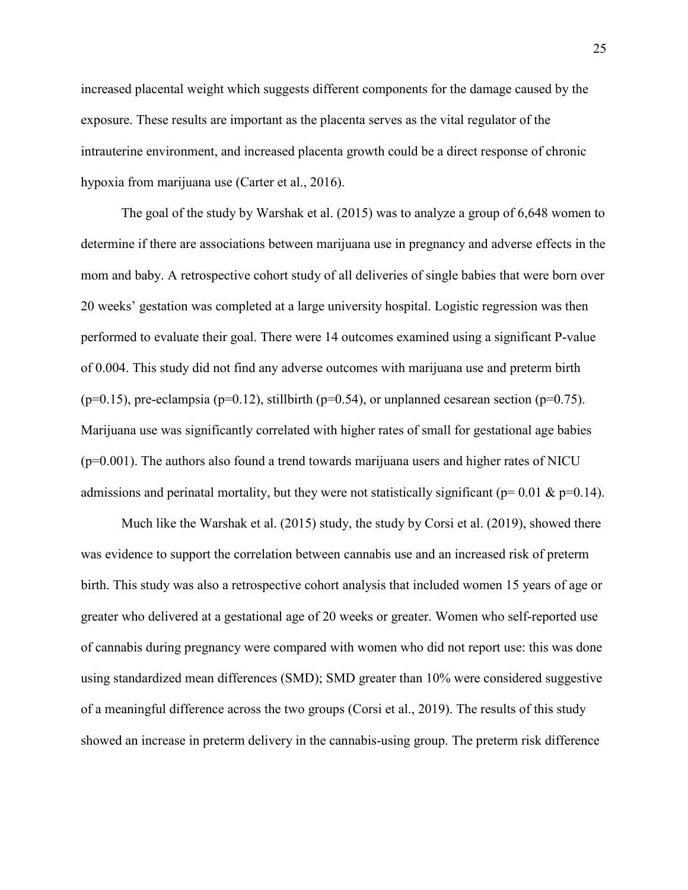increased placental weight which suggests different components for the damage caused by the exposure. These results are important as the placenta serves as the vital regulator of the intrauterine environment, and increased placenta growth could be a direct response of chronic hypoxia from marijuana use (Carter et al., 2016).

The goal of the study by Warshak et al. (2015) was to analyze a group of 6,648 women to determine if there are associations between marijuana use in pregnancy and adverse effects in the mom and baby. A retrospective cohort study of all deliveries of single babies that were born over 20 weeks' gestation was completed at a large university hospital. Logistic regression was then performed to evaluate their goal. There were 14 outcomes examined using a significant P-value of 0.004. This study did not find any adverse outcomes with marijuana use and preterm birth ($p=0.15$), pre-eclampsia ($p=0.12$), stillbirth ($p=0.54$), or unplanned cesarean section ($p=0.75$). Marijuana use was significantly correlated with higher rates of small for gestational age babies ($p=0.001$). The authors also found a trend towards marijuana users and higher rates of NICU admissions and perinatal mortality, but they were not statistically significant ($p= 0.01$ & $p=0.14$).

Much like the Warshak et al. (2015) study, the study by Corsi et al. (2019), showed there was evidence to support the correlation between cannabis use and an increased risk of preterm birth. This study was also a retrospective cohort analysis that included women 15 years of age or greater who delivered at a gestational age of 20 weeks or greater. Women who self-reported use of cannabis during pregnancy were compared with women who did not report use: this was done using standardized mean differences (SMD); SMD greater than 10% were considered suggestive of a meaningful difference across the two groups (Corsi et al., 2019). The results of this study showed an increase in preterm delivery in the cannabis-using group. The preterm risk difference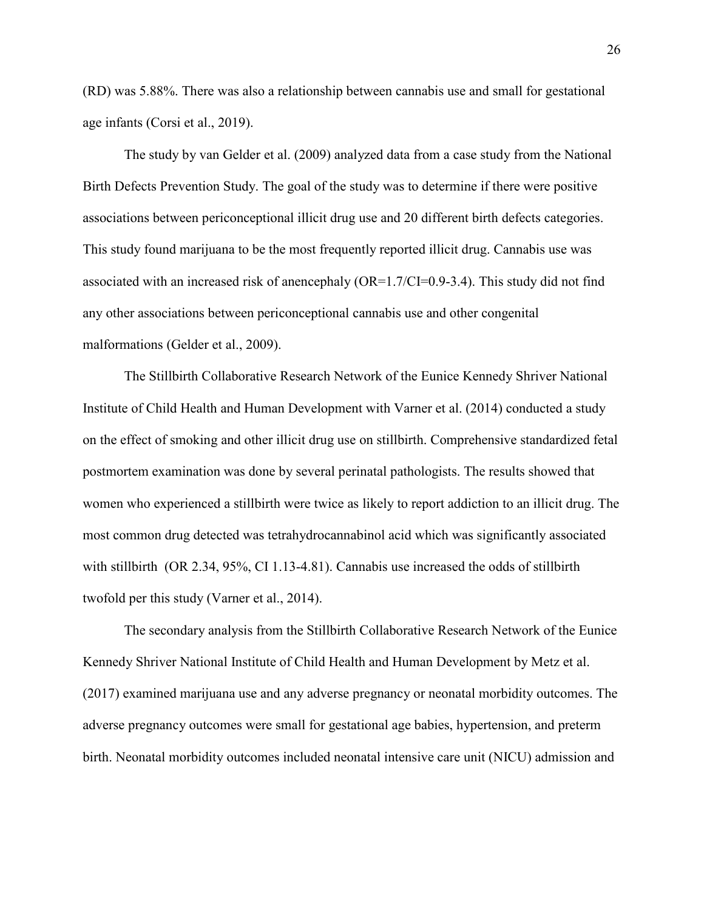(RD) was 5.88%. There was also a relationship between cannabis use and small for gestational age infants (Corsi et al., 2019).

The study by van Gelder et al. (2009) analyzed data from a case study from the National Birth Defects Prevention Study. The goal of the study was to determine if there were positive associations between periconceptional illicit drug use and 20 different birth defects categories. This study found marijuana to be the most frequently reported illicit drug. Cannabis use was associated with an increased risk of anencephaly (OR=1.7/CI=0.9-3.4). This study did not find any other associations between periconceptional cannabis use and other congenital malformations (Gelder et al., 2009).

The Stillbirth Collaborative Research Network of the Eunice Kennedy Shriver National Institute of Child Health and Human Development with Varner et al. (2014) conducted a study on the effect of smoking and other illicit drug use on stillbirth. Comprehensive standardized fetal postmortem examination was done by several perinatal pathologists. The results showed that women who experienced a stillbirth were twice as likely to report addiction to an illicit drug. The most common drug detected was tetrahydrocannabinol acid which was significantly associated with stillbirth (OR 2.34, 95%, CI 1.13-4.81). Cannabis use increased the odds of stillbirth twofold per this study (Varner et al., 2014).

The secondary analysis from the Stillbirth Collaborative Research Network of the Eunice Kennedy Shriver National Institute of Child Health and Human Development by Metz et al. (2017) examined marijuana use and any adverse pregnancy or neonatal morbidity outcomes. The adverse pregnancy outcomes were small for gestational age babies, hypertension, and preterm birth. Neonatal morbidity outcomes included neonatal intensive care unit (NICU) admission and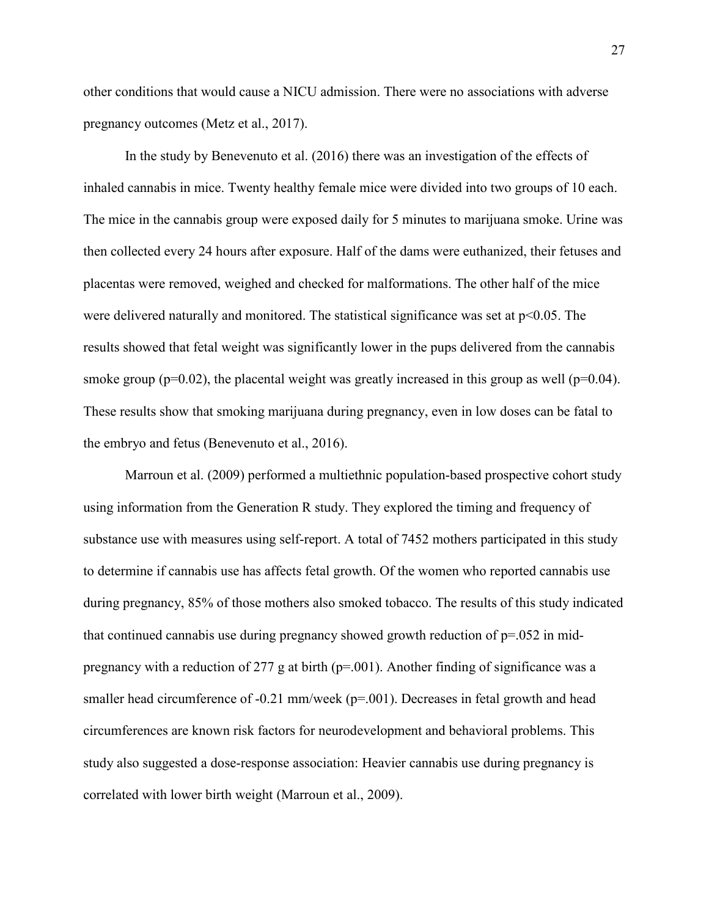other conditions that would cause a NICU admission. There were no associations with adverse pregnancy outcomes (Metz et al., 2017).

In the study by Benevenuto et al. (2016) there was an investigation of the effects of inhaled cannabis in mice. Twenty healthy female mice were divided into two groups of 10 each. The mice in the cannabis group were exposed daily for 5 minutes to marijuana smoke. Urine was then collected every 24 hours after exposure. Half of the dams were euthanized, their fetuses and placentas were removed, weighed and checked for malformations. The other half of the mice were delivered naturally and monitored. The statistical significance was set at $p<0.05$. The results showed that fetal weight was significantly lower in the pups delivered from the cannabis smoke group ($p=0.02$), the placental weight was greatly increased in this group as well ($p=0.04$). These results show that smoking marijuana during pregnancy, even in low doses can be fatal to the embryo and fetus (Benevenuto et al., 2016).

Marroun et al. (2009) performed a multiethnic population-based prospective cohort study using information from the Generation R study. They explored the timing and frequency of substance use with measures using self-report. A total of 7452 mothers participated in this study to determine if cannabis use has affects fetal growth. Of the women who reported cannabis use during pregnancy, 85% of those mothers also smoked tobacco. The results of this study indicated that continued cannabis use during pregnancy showed growth reduction of $p=.052$ in mid-pregnancy with a reduction of 277 g at birth ($p=.001$). Another finding of significance was a smaller head circumference of -0.21 mm/week ($p=.001$). Decreases in fetal growth and head circumferences are known risk factors for neurodevelopment and behavioral problems. This study also suggested a dose-response association: Heavier cannabis use during pregnancy is correlated with lower birth weight (Marroun et al., 2009).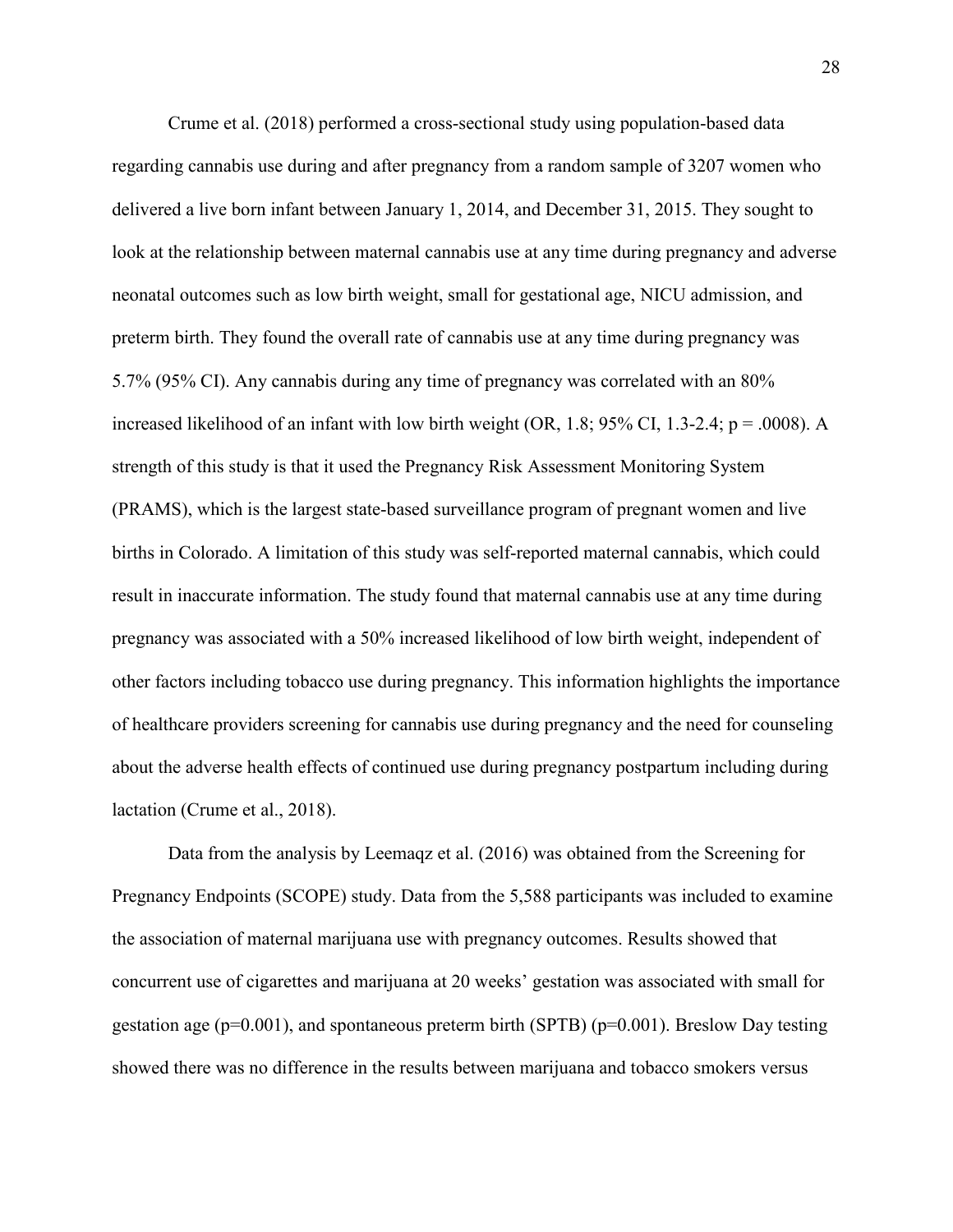Crume et al. (2018) performed a cross-sectional study using population-based data regarding cannabis use during and after pregnancy from a random sample of 3207 women who delivered a live born infant between January 1, 2014, and December 31, 2015. They sought to look at the relationship between maternal cannabis use at any time during pregnancy and adverse neonatal outcomes such as low birth weight, small for gestational age, NICU admission, and preterm birth. They found the overall rate of cannabis use at any time during pregnancy was 5.7% (95% CI). Any cannabis during any time of pregnancy was correlated with an 80% increased likelihood of an infant with low birth weight (OR, 1.8; 95% CI, 1.3-2.4; $p = .0008$). A strength of this study is that it used the Pregnancy Risk Assessment Monitoring System (PRAMS), which is the largest state-based surveillance program of pregnant women and live births in Colorado. A limitation of this study was self-reported maternal cannabis, which could result in inaccurate information. The study found that maternal cannabis use at any time during pregnancy was associated with a 50% increased likelihood of low birth weight, independent of other factors including tobacco use during pregnancy. This information highlights the importance of healthcare providers screening for cannabis use during pregnancy and the need for counseling about the adverse health effects of continued use during pregnancy postpartum including during lactation (Crume et al., 2018).

Data from the analysis by Leemaqz et al. (2016) was obtained from the Screening for Pregnancy Endpoints (SCOPE) study. Data from the 5,588 participants was included to examine the association of maternal marijuana use with pregnancy outcomes. Results showed that concurrent use of cigarettes and marijuana at 20 weeks' gestation was associated with small for gestation age ($p=0.001$), and spontaneous preterm birth (SPTB) ($p=0.001$). Breslow Day testing showed there was no difference in the results between marijuana and tobacco smokers versus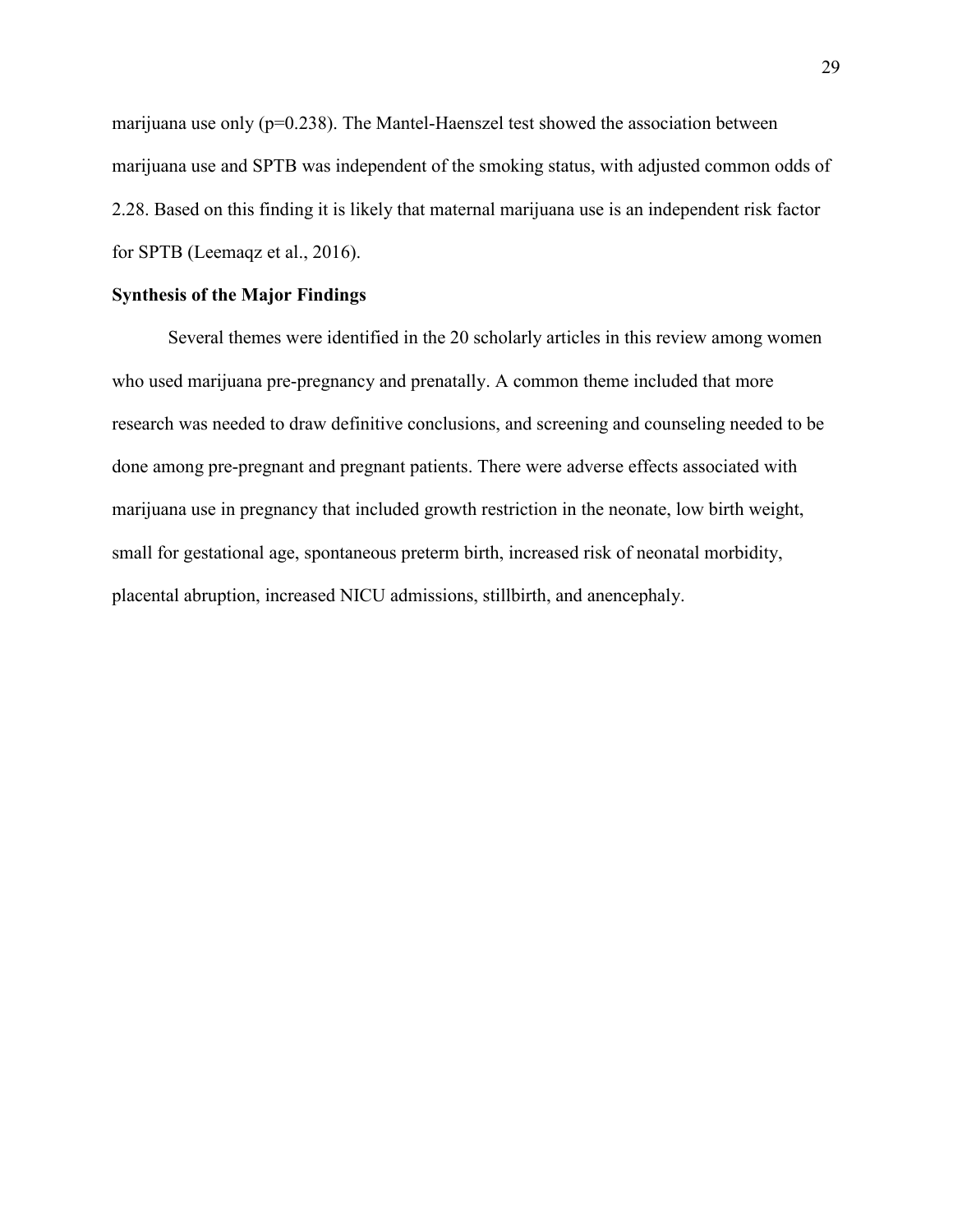marijuana use only ($p=0.238$). The Mantel-Haenszel test showed the association between marijuana use and SPTB was independent of the smoking status, with adjusted common odds of 2.28. Based on this finding it is likely that maternal marijuana use is an independent risk factor for SPTB (Leemaqz et al., 2016).

**Synthesis of the Major Findings**

Several themes were identified in the 20 scholarly articles in this review among women who used marijuana pre-pregnancy and prenatally. A common theme included that more research was needed to draw definitive conclusions, and screening and counseling needed to be done among pre-pregnant and pregnant patients. There were adverse effects associated with marijuana use in pregnancy that included growth restriction in the neonate, low birth weight, small for gestational age, spontaneous preterm birth, increased risk of neonatal morbidity, placental abruption, increased NICU admissions, stillbirth, and anencephaly.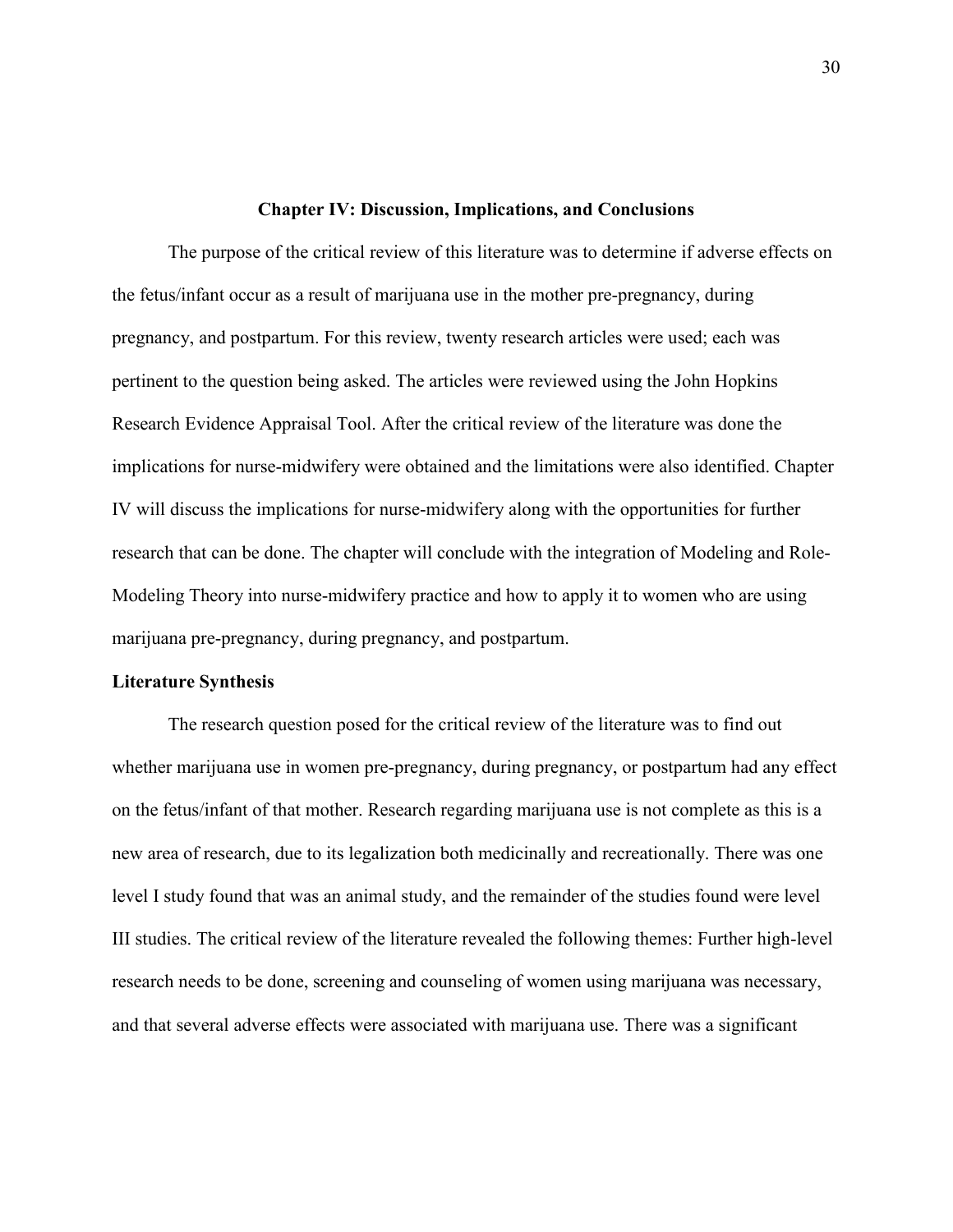## Chapter IV: Discussion, Implications, and Conclusions

The purpose of the critical review of this literature was to determine if adverse effects on the fetus/infant occur as a result of marijuana use in the mother pre-pregnancy, during pregnancy, and postpartum. For this review, twenty research articles were used; each was pertinent to the question being asked. The articles were reviewed using the John Hopkins Research Evidence Appraisal Tool. After the critical review of the literature was done the implications for nurse-midwifery were obtained and the limitations were also identified. Chapter IV will discuss the implications for nurse-midwifery along with the opportunities for further research that can be done. The chapter will conclude with the integration of Modeling and Role-Modeling Theory into nurse-midwifery practice and how to apply it to women who are using marijuana pre-pregnancy, during pregnancy, and postpartum.

### Literature Synthesis

The research question posed for the critical review of the literature was to find out whether marijuana use in women pre-pregnancy, during pregnancy, or postpartum had any effect on the fetus/infant of that mother. Research regarding marijuana use is not complete as this is a new area of research, due to its legalization both medicinally and recreationally. There was one level I study found that was an animal study, and the remainder of the studies found were level III studies. The critical review of the literature revealed the following themes: Further high-level research needs to be done, screening and counseling of women using marijuana was necessary, and that several adverse effects were associated with marijuana use. There was a significant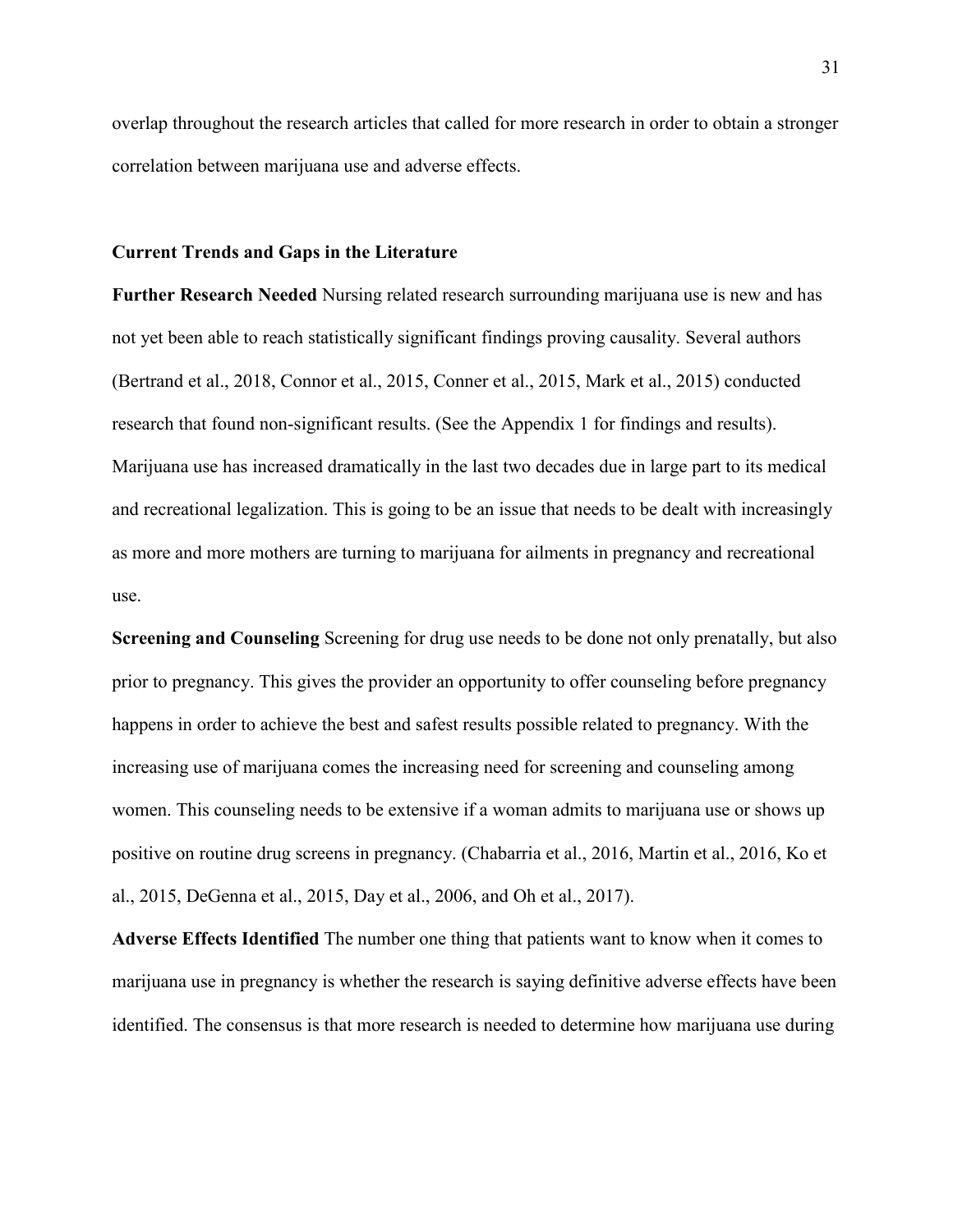overlap throughout the research articles that called for more research in order to obtain a stronger correlation between marijuana use and adverse effects.

## Current Trends and Gaps in the Literature

**Further Research Needed** Nursing related research surrounding marijuana use is new and has not yet been able to reach statistically significant findings proving causality. Several authors (Bertrand et al., 2018, Connor et al., 2015, Conner et al., 2015, Mark et al., 2015) conducted research that found non-significant results. (See the Appendix 1 for findings and results). Marijuana use has increased dramatically in the last two decades due in large part to its medical and recreational legalization. This is going to be an issue that needs to be dealt with increasingly as more and more mothers are turning to marijuana for ailments in pregnancy and recreational use.

**Screening and Counseling** Screening for drug use needs to be done not only prenatally, but also prior to pregnancy. This gives the provider an opportunity to offer counseling before pregnancy happens in order to achieve the best and safest results possible related to pregnancy. With the increasing use of marijuana comes the increasing need for screening and counseling among women. This counseling needs to be extensive if a woman admits to marijuana use or shows up positive on routine drug screens in pregnancy. (Chabarria et al., 2016, Martin et al., 2016, Ko et al., 2015, DeGenna et al., 2015, Day et al., 2006, and Oh et al., 2017).

**Adverse Effects Identified** The number one thing that patients want to know when it comes to marijuana use in pregnancy is whether the research is saying definitive adverse effects have been identified. The consensus is that more research is needed to determine how marijuana use during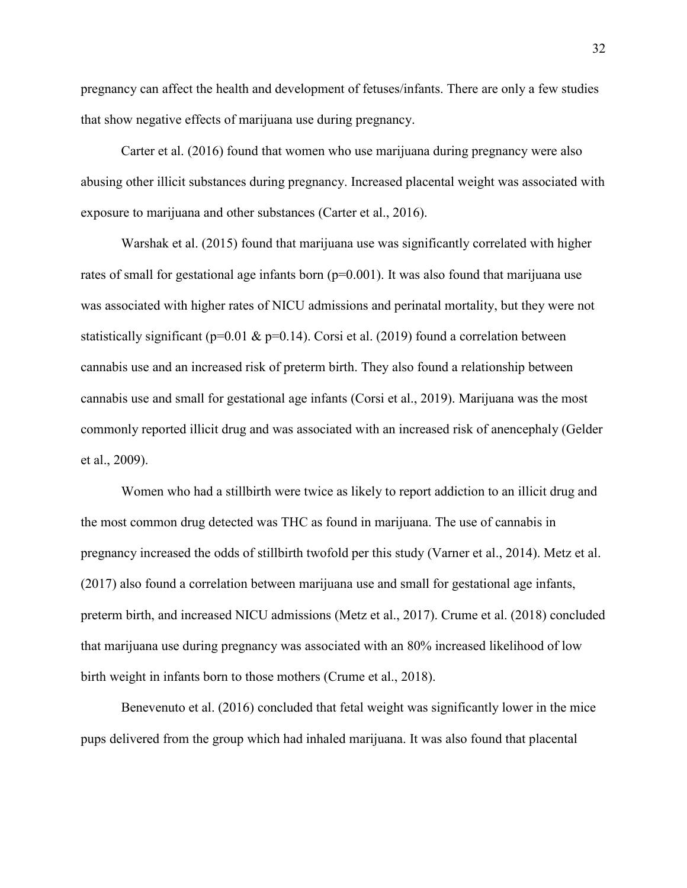pregnancy can affect the health and development of fetuses/infants. There are only a few studies that show negative effects of marijuana use during pregnancy.

Carter et al. (2016) found that women who use marijuana during pregnancy were also abusing other illicit substances during pregnancy. Increased placental weight was associated with exposure to marijuana and other substances (Carter et al., 2016).

Warshak et al. (2015) found that marijuana use was significantly correlated with higher rates of small for gestational age infants born ($p=0.001$). It was also found that marijuana use was associated with higher rates of NICU admissions and perinatal mortality, but they were not statistically significant ($p=0.01$ & $p=0.14$). Corsi et al. (2019) found a correlation between cannabis use and an increased risk of preterm birth. They also found a relationship between cannabis use and small for gestational age infants (Corsi et al., 2019). Marijuana was the most commonly reported illicit drug and was associated with an increased risk of anencephaly (Gelder et al., 2009).

Women who had a stillbirth were twice as likely to report addiction to an illicit drug and the most common drug detected was THC as found in marijuana. The use of cannabis in pregnancy increased the odds of stillbirth twofold per this study (Varner et al., 2014). Metz et al. (2017) also found a correlation between marijuana use and small for gestational age infants, preterm birth, and increased NICU admissions (Metz et al., 2017). Crume et al. (2018) concluded that marijuana use during pregnancy was associated with an 80% increased likelihood of low birth weight in infants born to those mothers (Crume et al., 2018).

Benevenuto et al. (2016) concluded that fetal weight was significantly lower in the mice pups delivered from the group which had inhaled marijuana. It was also found that placental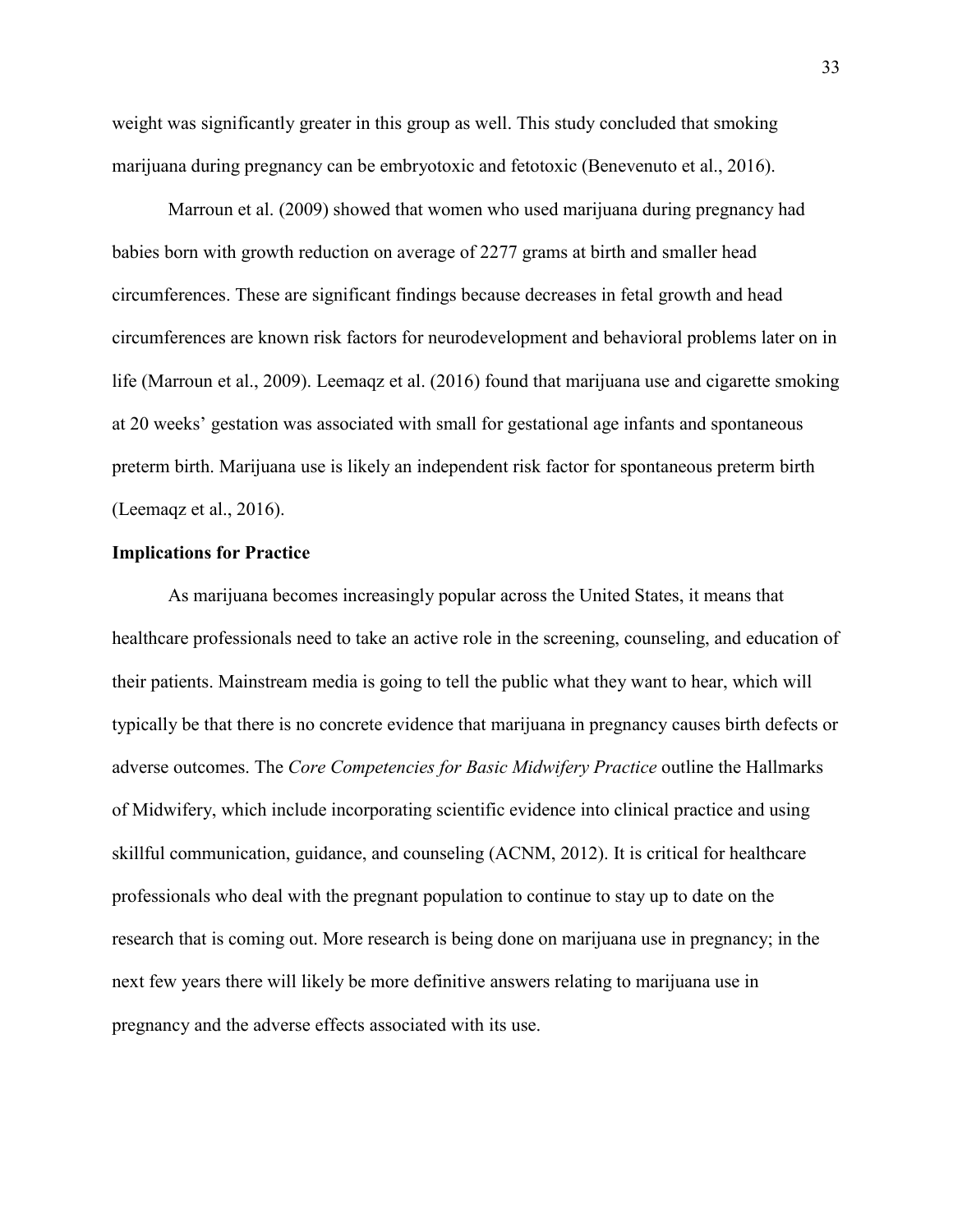weight was significantly greater in this group as well. This study concluded that smoking marijuana during pregnancy can be embryotoxic and fetotoxic (Benevenuto et al., 2016).

Marroun et al. (2009) showed that women who used marijuana during pregnancy had babies born with growth reduction on average of 2277 grams at birth and smaller head circumferences. These are significant findings because decreases in fetal growth and head circumferences are known risk factors for neurodevelopment and behavioral problems later on in life (Marroun et al., 2009). Leemaqz et al. (2016) found that marijuana use and cigarette smoking at 20 weeks' gestation was associated with small for gestational age infants and spontaneous preterm birth. Marijuana use is likely an independent risk factor for spontaneous preterm birth (Leemaqz et al., 2016).

**Implications for Practice**

As marijuana becomes increasingly popular across the United States, it means that healthcare professionals need to take an active role in the screening, counseling, and education of their patients. Mainstream media is going to tell the public what they want to hear, which will typically be that there is no concrete evidence that marijuana in pregnancy causes birth defects or adverse outcomes. The *Core Competencies for Basic Midwifery Practice* outline the Hallmarks of Midwifery, which include incorporating scientific evidence into clinical practice and using skillful communication, guidance, and counseling (ACNM, 2012). It is critical for healthcare professionals who deal with the pregnant population to continue to stay up to date on the research that is coming out. More research is being done on marijuana use in pregnancy; in the next few years there will likely be more definitive answers relating to marijuana use in pregnancy and the adverse effects associated with its use.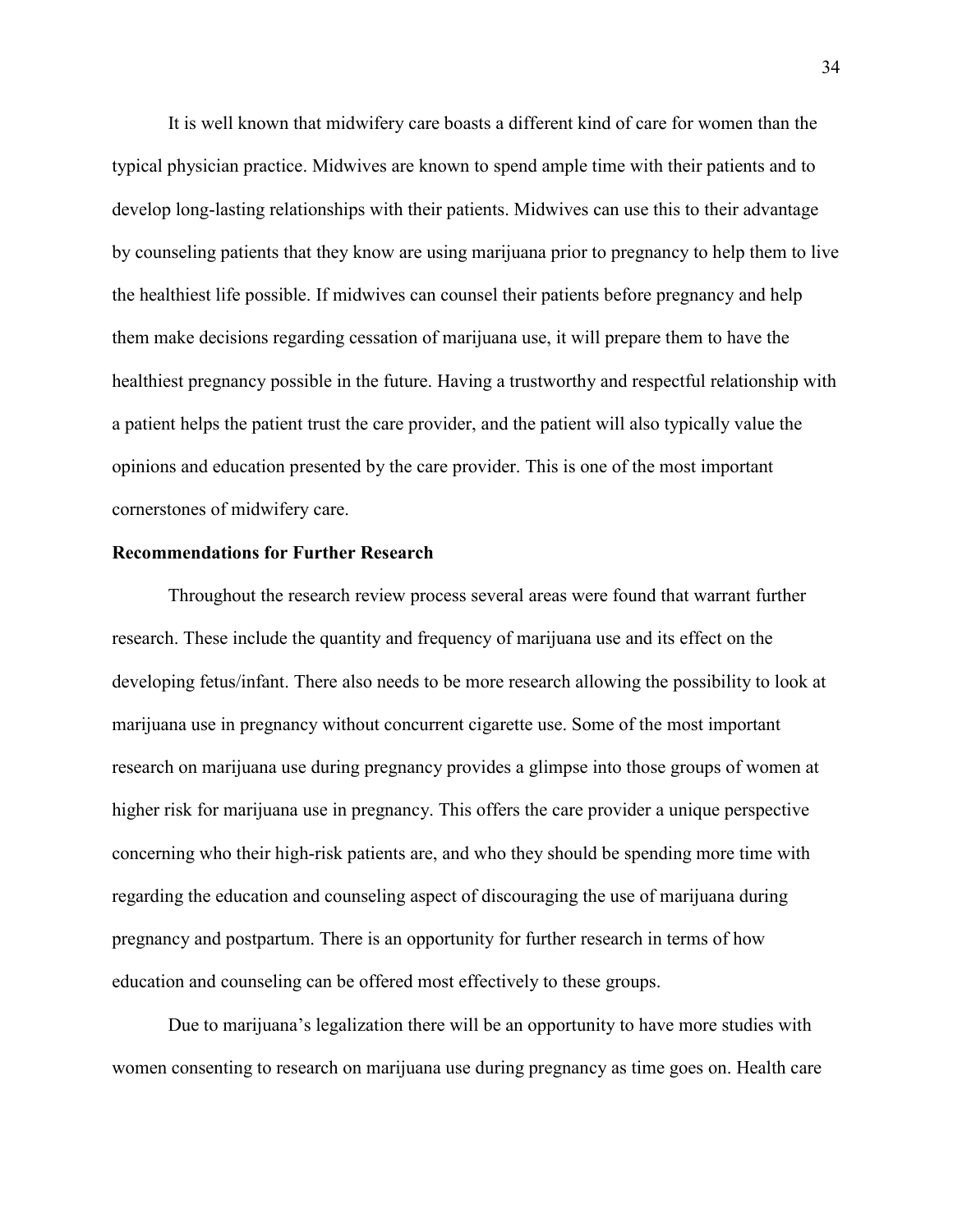It is well known that midwifery care boasts a different kind of care for women than the typical physician practice. Midwives are known to spend ample time with their patients and to develop long-lasting relationships with their patients. Midwives can use this to their advantage by counseling patients that they know are using marijuana prior to pregnancy to help them to live the healthiest life possible. If midwives can counsel their patients before pregnancy and help them make decisions regarding cessation of marijuana use, it will prepare them to have the healthiest pregnancy possible in the future. Having a trustworthy and respectful relationship with a patient helps the patient trust the care provider, and the patient will also typically value the opinions and education presented by the care provider. This is one of the most important cornerstones of midwifery care.

**Recommendations for Further Research**

Throughout the research review process several areas were found that warrant further research. These include the quantity and frequency of marijuana use and its effect on the developing fetus/infant. There also needs to be more research allowing the possibility to look at marijuana use in pregnancy without concurrent cigarette use. Some of the most important research on marijuana use during pregnancy provides a glimpse into those groups of women at higher risk for marijuana use in pregnancy. This offers the care provider a unique perspective concerning who their high-risk patients are, and who they should be spending more time with regarding the education and counseling aspect of discouraging the use of marijuana during pregnancy and postpartum. There is an opportunity for further research in terms of how education and counseling can be offered most effectively to these groups.

Due to marijuana's legalization there will be an opportunity to have more studies with women consenting to research on marijuana use during pregnancy as time goes on. Health care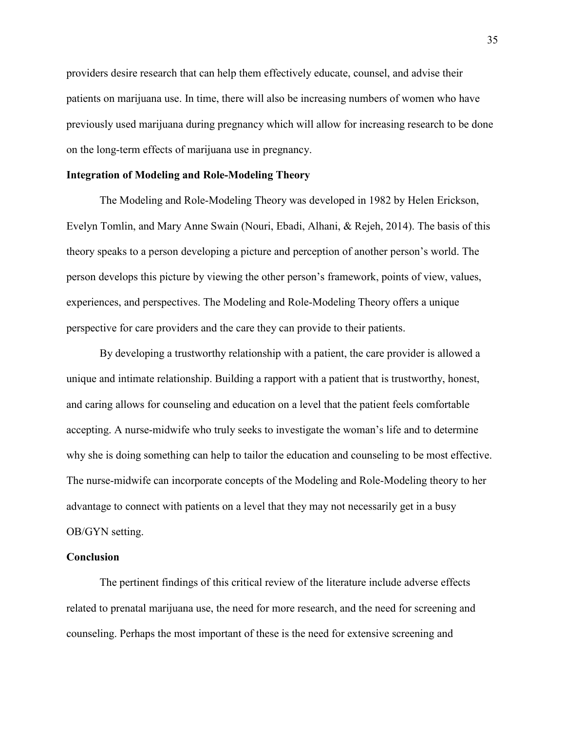providers desire research that can help them effectively educate, counsel, and advise their patients on marijuana use. In time, there will also be increasing numbers of women who have previously used marijuana during pregnancy which will allow for increasing research to be done on the long-term effects of marijuana use in pregnancy.

**Integration of Modeling and Role-Modeling Theory**

The Modeling and Role-Modeling Theory was developed in 1982 by Helen Erickson, Evelyn Tomlin, and Mary Anne Swain (Nouri, Ebadi, Alhani, & Rejeh, 2014). The basis of this theory speaks to a person developing a picture and perception of another person's world. The person develops this picture by viewing the other person's framework, points of view, values, experiences, and perspectives. The Modeling and Role-Modeling Theory offers a unique perspective for care providers and the care they can provide to their patients.

By developing a trustworthy relationship with a patient, the care provider is allowed a unique and intimate relationship. Building a rapport with a patient that is trustworthy, honest, and caring allows for counseling and education on a level that the patient feels comfortable accepting. A nurse-midwife who truly seeks to investigate the woman's life and to determine why she is doing something can help to tailor the education and counseling to be most effective. The nurse-midwife can incorporate concepts of the Modeling and Role-Modeling theory to her advantage to connect with patients on a level that they may not necessarily get in a busy OB/GYN setting.

**Conclusion**

The pertinent findings of this critical review of the literature include adverse effects related to prenatal marijuana use, the need for more research, and the need for screening and counseling. Perhaps the most important of these is the need for extensive screening and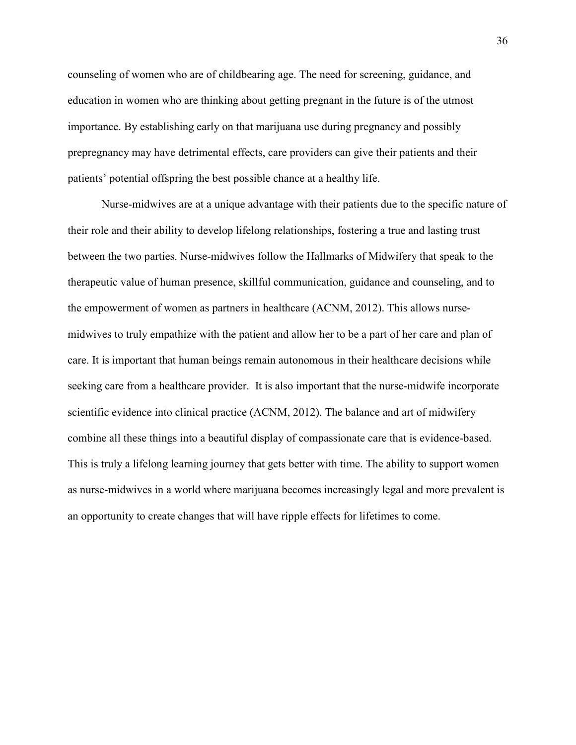counseling of women who are of childbearing age. The need for screening, guidance, and education in women who are thinking about getting pregnant in the future is of the utmost importance. By establishing early on that marijuana use during pregnancy and possibly prepregnancy may have detrimental effects, care providers can give their patients and their patients' potential offspring the best possible chance at a healthy life.

Nurse-midwives are at a unique advantage with their patients due to the specific nature of their role and their ability to develop lifelong relationships, fostering a true and lasting trust between the two parties. Nurse-midwives follow the Hallmarks of Midwifery that speak to the therapeutic value of human presence, skillful communication, guidance and counseling, and to the empowerment of women as partners in healthcare (ACNM, 2012). This allows nurse-midwives to truly empathize with the patient and allow her to be a part of her care and plan of care. It is important that human beings remain autonomous in their healthcare decisions while seeking care from a healthcare provider. It is also important that the nurse-midwife incorporate scientific evidence into clinical practice (ACNM, 2012). The balance and art of midwifery combine all these things into a beautiful display of compassionate care that is evidence-based. This is truly a lifelong learning journey that gets better with time. The ability to support women as nurse-midwives in a world where marijuana becomes increasingly legal and more prevalent is an opportunity to create changes that will have ripple effects for lifetimes to come.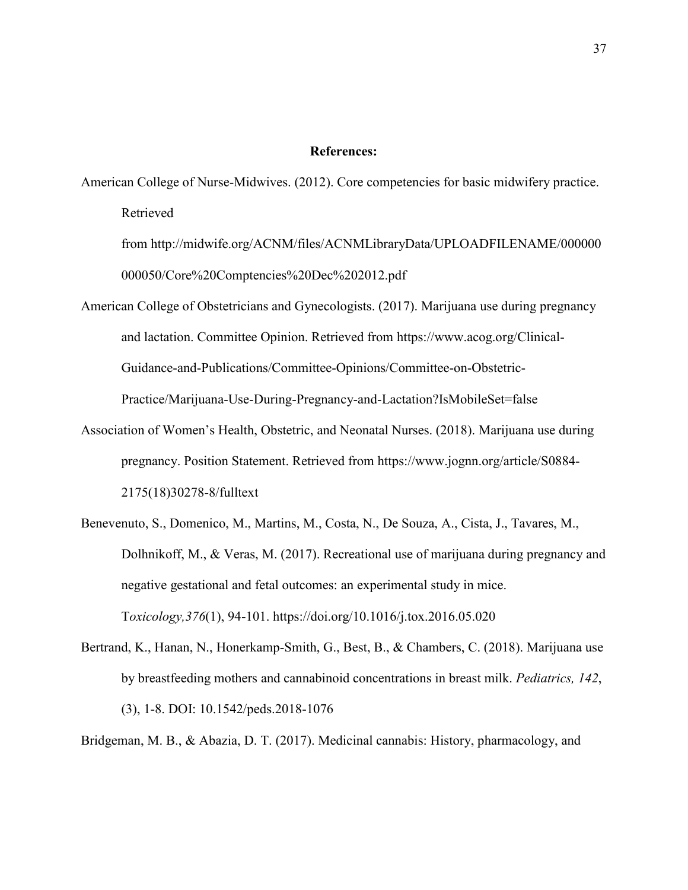**References:**

American College of Nurse-Midwives. (2012). Core competencies for basic midwifery practice. Retrieved from http://midwife.org/ACNM/files/ACNMLibraryData/UPLOADFILENAME/000000000050/Core%20Comptencies%20Dec%202012.pdf

American College of Obstetricians and Gynecologists. (2017). Marijuana use during pregnancy and lactation. Committee Opinion. Retrieved from https://www.acog.org/Clinical-Guidance-and-Publications/Committee-Opinions/Committee-on-Obstetric-Practice/Marijuana-Use-During-Pregnancy-and-Lactation?IsMobileSet=false

Association of Women's Health, Obstetric, and Neonatal Nurses. (2018). Marijuana use during pregnancy. Position Statement. Retrieved from https://www.jognn.org/article/S0884-2175(18)30278-8/fulltext

Benevenuto, S., Domenico, M., Martins, M., Costa, N., De Souza, A., Cista, J., Tavares, M., Dolhnikoff, M., & Veras, M. (2017). Recreational use of marijuana during pregnancy and negative gestational and fetal outcomes: an experimental study in mice. T*oxicology,376*(1), 94-101. https://doi.org/10.1016/j.tox.2016.05.020

Bertrand, K., Hanan, N., Honerkamp-Smith, G., Best, B., & Chambers, C. (2018). Marijuana use by breastfeeding mothers and cannabinoid concentrations in breast milk. *Pediatrics, 142*, (3), 1-8. DOI: 10.1542/peds.2018-1076

Bridgeman, M. B., & Abazia, D. T. (2017). Medicinal cannabis: History, pharmacology, and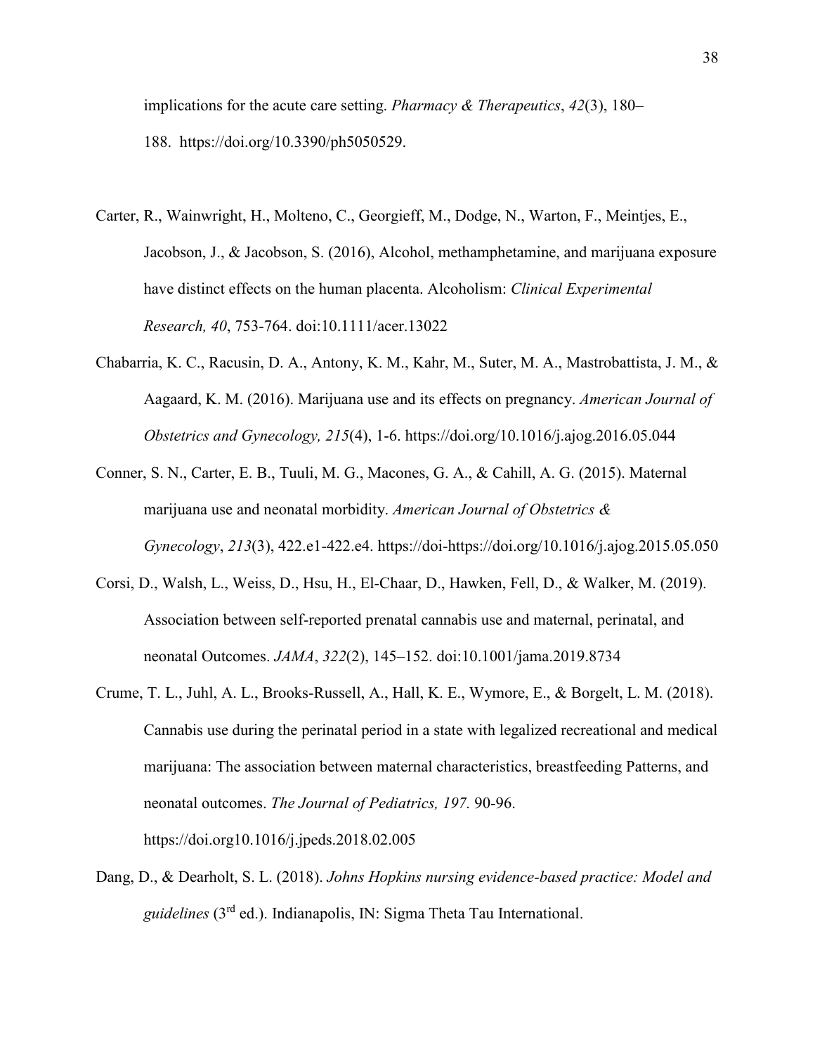implications for the acute care setting. *Pharmacy & Therapeutics*, *42*(3), 180–188. https://doi.org/10.3390/ph5050529.

Carter, R., Wainwright, H., Molteno, C., Georgieff, M., Dodge, N., Warton, F., Meintjes, E., Jacobson, J., & Jacobson, S. (2016), Alcohol, methamphetamine, and marijuana exposure have distinct effects on the human placenta. Alcoholism: *Clinical Experimental Research, 40*, 753-764. doi:10.1111/acer.13022

Chabarria, K. C., Racusin, D. A., Antony, K. M., Kahr, M., Suter, M. A., Mastrobattista, J. M., & Aagaard, K. M. (2016). Marijuana use and its effects on pregnancy. *American Journal of Obstetrics and Gynecology, 215*(4), 1-6. https://doi.org/10.1016/j.ajog.2016.05.044

Conner, S. N., Carter, E. B., Tuuli, M. G., Macones, G. A., & Cahill, A. G. (2015). Maternal marijuana use and neonatal morbidity. *American Journal of Obstetrics & Gynecology*, *213*(3), 422.e1-422.e4. https://doi-https://doi.org/10.1016/j.ajog.2015.05.050

Corsi, D., Walsh, L., Weiss, D., Hsu, H., El-Chaar, D., Hawken, Fell, D., & Walker, M. (2019). Association between self-reported prenatal cannabis use and maternal, perinatal, and neonatal Outcomes. *JAMA*, *322*(2), 145–152. doi:10.1001/jama.2019.8734

Crume, T. L., Juhl, A. L., Brooks-Russell, A., Hall, K. E., Wymore, E., & Borgelt, L. M. (2018). Cannabis use during the perinatal period in a state with legalized recreational and medical marijuana: The association between maternal characteristics, breastfeeding Patterns, and neonatal outcomes. *The Journal of Pediatrics, 197.* 90-96. https://doi.org10.1016/j.jpeds.2018.02.005

Dang, D., & Dearholt, S. L. (2018). *Johns Hopkins nursing evidence-based practice: Model and guidelines* (3rd ed.). Indianapolis, IN: Sigma Theta Tau International.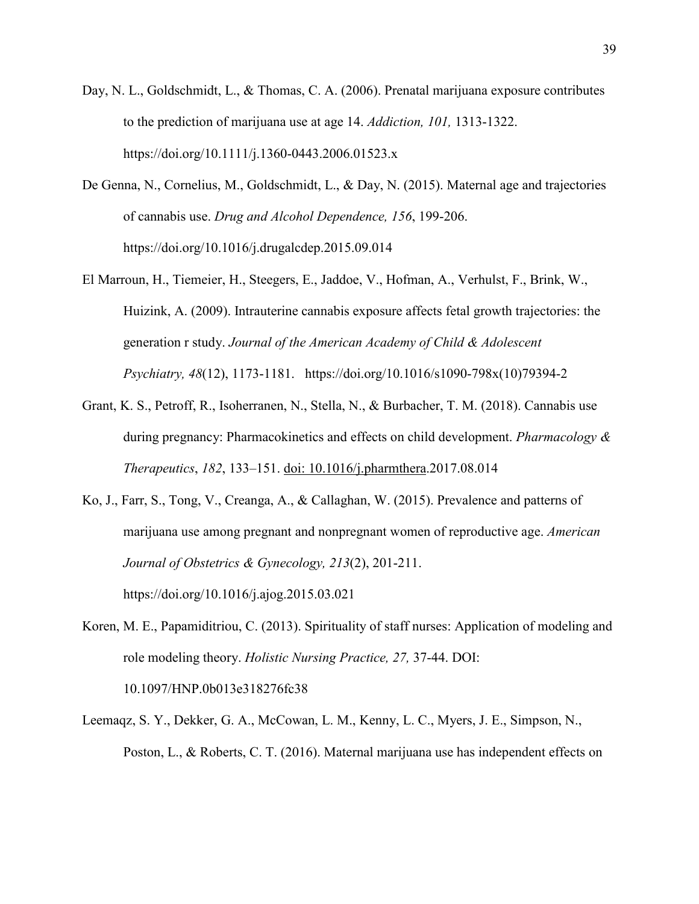Day, N. L., Goldschmidt, L., & Thomas, C. A. (2006). Prenatal marijuana exposure contributes to the prediction of marijuana use at age 14. *Addiction, 101,* 1313-1322. https://doi.org/10.1111/j.1360-0443.2006.01523.x

De Genna, N., Cornelius, M., Goldschmidt, L., & Day, N. (2015). Maternal age and trajectories of cannabis use. *Drug and Alcohol Dependence, 156*, 199-206. https://doi.org/10.1016/j.drugalcdep.2015.09.014

El Marroun, H., Tiemeier, H., Steegers, E., Jaddoe, V., Hofman, A., Verhulst, F., Brink, W., Huizink, A. (2009). Intrauterine cannabis exposure affects fetal growth trajectories: the generation r study. *Journal of the American Academy of Child & Adolescent Psychiatry, 48*(12), 1173-1181. https://doi.org/10.1016/s1090-798x(10)79394-2

Grant, K. S., Petroff, R., Isoherranen, N., Stella, N., & Burbacher, T. M. (2018). Cannabis use during pregnancy: Pharmacokinetics and effects on child development. *Pharmacology & Therapeutics*, *182*, 133–151. doi: 10.1016/j.pharmthera.2017.08.014

Ko, J., Farr, S., Tong, V., Creanga, A., & Callaghan, W. (2015). Prevalence and patterns of marijuana use among pregnant and nonpregnant women of reproductive age. *American Journal of Obstetrics & Gynecology, 213*(2), 201-211. https://doi.org/10.1016/j.ajog.2015.03.021

Koren, M. E., Papamiditriou, C. (2013). Spirituality of staff nurses: Application of modeling and role modeling theory. *Holistic Nursing Practice, 27,* 37-44. DOI: 10.1097/HNP.0b013e318276fc38

Leemaqz, S. Y., Dekker, G. A., McCowan, L. M., Kenny, L. C., Myers, J. E., Simpson, N., Poston, L., & Roberts, C. T. (2016). Maternal marijuana use has independent effects on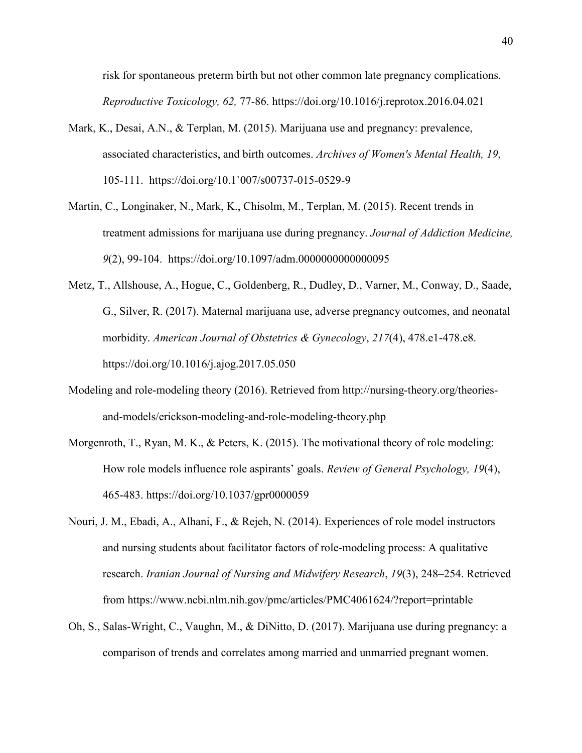risk for spontaneous preterm birth but not other common late pregnancy complications. *Reproductive Toxicology, 62,* 77-86. https://doi.org/10.1016/j.reprotox.2016.04.021

Mark, K., Desai, A.N., & Terplan, M. (2015). Marijuana use and pregnancy: prevalence, associated characteristics, and birth outcomes. *Archives of Women's Mental Health, 19*, 105-111. https://doi.org/10.1`007/s00737-015-0529-9

Martin, C., Longinaker, N., Mark, K., Chisolm, M., Terplan, M. (2015). Recent trends in treatment admissions for marijuana use during pregnancy. *Journal of Addiction Medicine, 9*(2), 99-104. https://doi.org/10.1097/adm.0000000000000095

Metz, T., Allshouse, A., Hogue, C., Goldenberg, R., Dudley, D., Varner, M., Conway, D., Saade, G., Silver, R. (2017). Maternal marijuana use, adverse pregnancy outcomes, and neonatal morbidity. *American Journal of Obstetrics & Gynecology*, *217*(4), 478.e1-478.e8. https://doi.org/10.1016/j.ajog.2017.05.050

Modeling and role-modeling theory (2016). Retrieved from http://nursing-theory.org/theories-and-models/erickson-modeling-and-role-modeling-theory.php

Morgenroth, T., Ryan, M. K., & Peters, K. (2015). The motivational theory of role modeling: How role models influence role aspirants' goals. *Review of General Psychology, 19*(4), 465-483. https://doi.org/10.1037/gpr0000059

Nouri, J. M., Ebadi, A., Alhani, F., & Rejeh, N. (2014). Experiences of role model instructors and nursing students about facilitator factors of role-modeling process: A qualitative research. *Iranian Journal of Nursing and Midwifery Research*, *19*(3), 248–254. Retrieved from https://www.ncbi.nlm.nih.gov/pmc/articles/PMC4061624/?report=printable

Oh, S., Salas-Wright, C., Vaughn, M., & DiNitto, D. (2017). Marijuana use during pregnancy: a comparison of trends and correlates among married and unmarried pregnant women.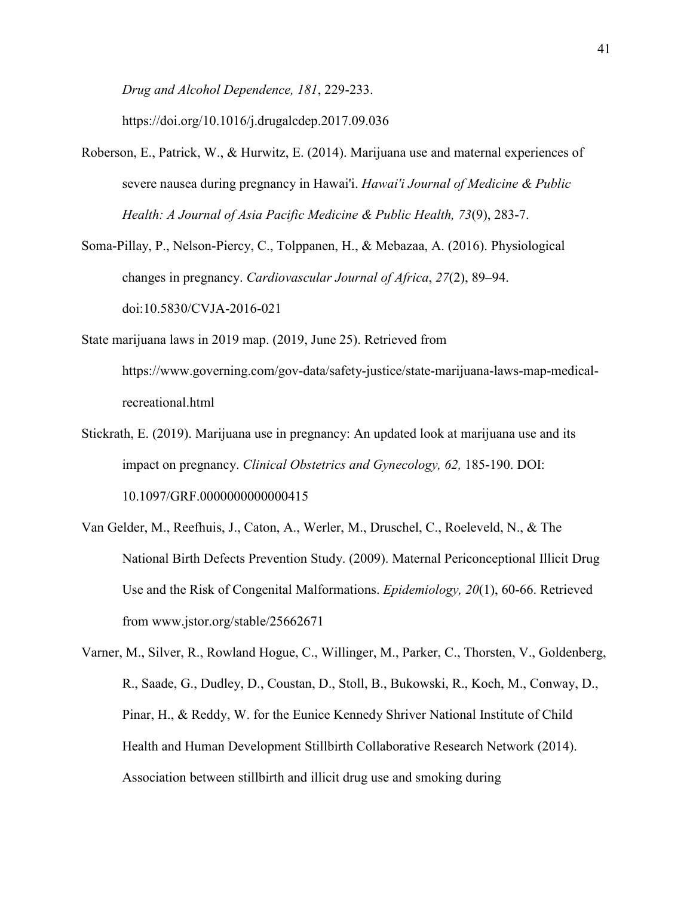*Drug and Alcohol Dependence, 181*, 229-233. https://doi.org/10.1016/j.drugalcdep.2017.09.036

Roberson, E., Patrick, W., & Hurwitz, E. (2014). Marijuana use and maternal experiences of severe nausea during pregnancy in Hawai'i. *Hawai'i Journal of Medicine & Public Health: A Journal of Asia Pacific Medicine & Public Health, 73*(9), 283-7.

Soma-Pillay, P., Nelson-Piercy, C., Tolppanen, H., & Mebazaa, A. (2016). Physiological changes in pregnancy. *Cardiovascular Journal of Africa*, *27*(2), 89–94. doi:10.5830/CVJA-2016-021

State marijuana laws in 2019 map. (2019, June 25). Retrieved from https://www.governing.com/gov-data/safety-justice/state-marijuana-laws-map-medical-recreational.html

Stickrath, E. (2019). Marijuana use in pregnancy: An updated look at marijuana use and its impact on pregnancy. *Clinical Obstetrics and Gynecology, 62,* 185-190. DOI: 10.1097/GRF.0000000000000415

Van Gelder, M., Reefhuis, J., Caton, A., Werler, M., Druschel, C., Roeleveld, N., & The National Birth Defects Prevention Study. (2009). Maternal Periconceptional Illicit Drug Use and the Risk of Congenital Malformations. *Epidemiology, 20*(1), 60-66. Retrieved from www.jstor.org/stable/25662671

Varner, M., Silver, R., Rowland Hogue, C., Willinger, M., Parker, C., Thorsten, V., Goldenberg, R., Saade, G., Dudley, D., Coustan, D., Stoll, B., Bukowski, R., Koch, M., Conway, D., Pinar, H., & Reddy, W. for the Eunice Kennedy Shriver National Institute of Child Health and Human Development Stillbirth Collaborative Research Network (2014). Association between stillbirth and illicit drug use and smoking during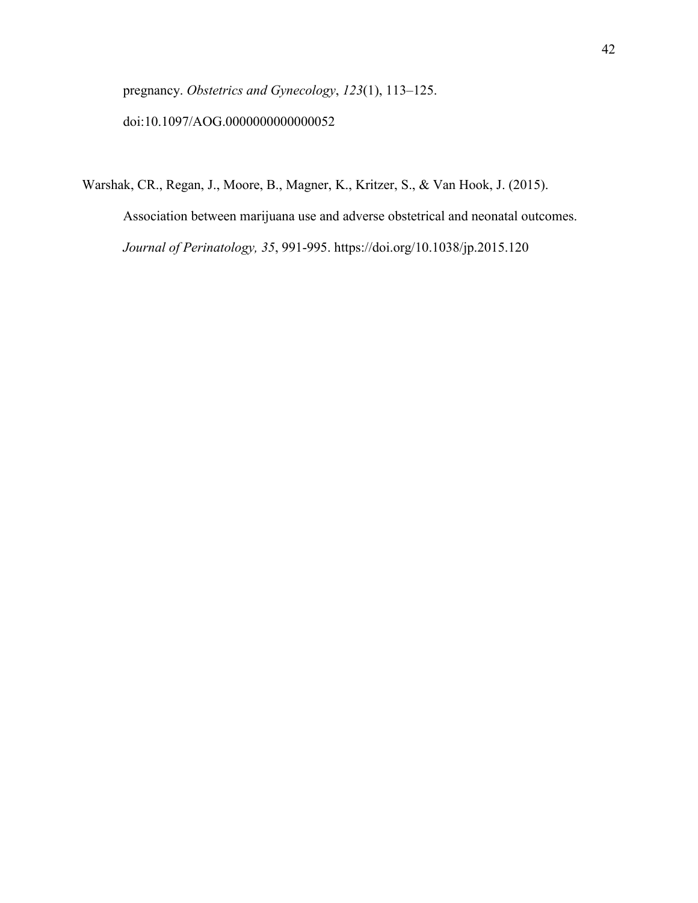pregnancy. *Obstetrics and Gynecology*, *123*(1), 113–125. doi:10.1097/AOG.0000000000000052

Warshak, CR., Regan, J., Moore, B., Magner, K., Kritzer, S., & Van Hook, J. (2015). Association between marijuana use and adverse obstetrical and neonatal outcomes. *Journal of Perinatology, 35*, 991-995. https://doi.org/10.1038/jp.2015.120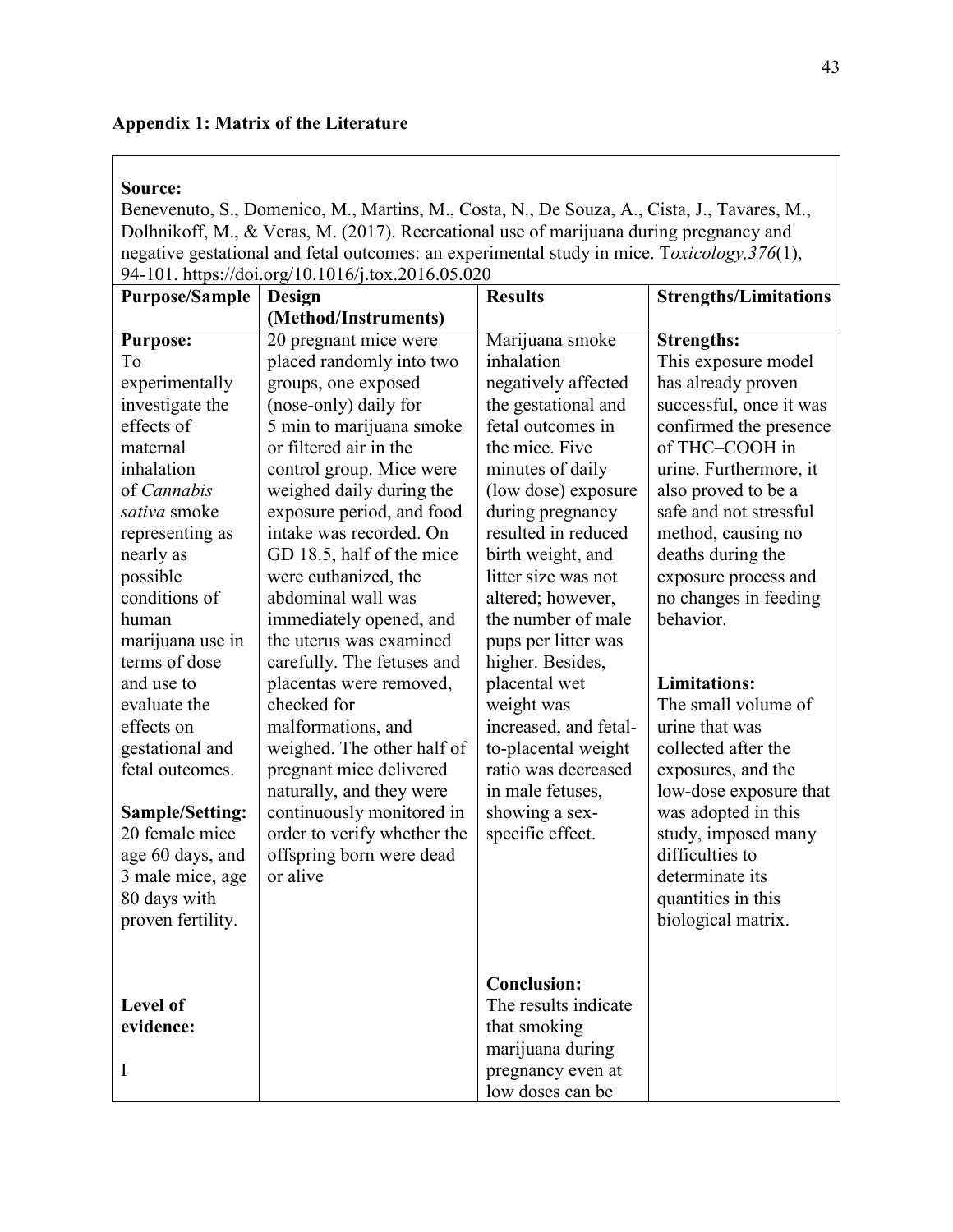## Appendix 1: Matrix of the Literature

**Source:**
Benevenuto, S., Domenico, M., Martins, M., Costa, N., De Souza, A., Cista, J., Tavares, M., Dolhnikoff, M., & Veras, M. (2017). Recreational use of marijuana during pregnancy and negative gestational and fetal outcomes: an experimental study in mice. T*oxicology,376*(1), 94-101. https://doi.org/10.1016/j.tox.2016.05.020

| Purpose/Sample | Design (Method/Instruments) | Results | Strengths/Limitations |
|---|---|---|---|
| **Purpose:** To experimentally investigate the effects of maternal inhalation of *Cannabis sativa* smoke representing as nearly as possible conditions of human marijuana use in terms of dose and use to evaluate the effects on gestational and fetal outcomes.<br><br>**Sample/Setting:** 20 female mice age 60 days, and 3 male mice, age 80 days with proven fertility.<br><br>**Level of evidence:**<br><br>I | 20 pregnant mice were placed randomly into two groups, one exposed (nose-only) daily for 5 min to marijuana smoke or filtered air in the control group. Mice were weighed daily during the exposure period, and food intake was recorded. On GD 18.5, half of the mice were euthanized, the abdominal wall was immediately opened, and the uterus was examined carefully. The fetuses and placentas were removed, checked for malformations, and weighed. The other half of pregnant mice delivered naturally, and they were continuously monitored in order to verify whether the offspring born were dead or alive | Marijuana smoke inhalation negatively affected the gestational and fetal outcomes in the mice. Five minutes of daily (low dose) exposure during pregnancy resulted in reduced birth weight, and litter size was not altered; however, the number of male pups per litter was higher. Besides, placental wet weight was increased, and fetal-to-placental weight ratio was decreased in male fetuses, showing a sex-specific effect.<br><br>**Conclusion:**<br>The results indicate that smoking marijuana during pregnancy even at low doses can be | **Strengths:**<br>This exposure model has already proven successful, once it was confirmed the presence of THC–COOH in urine. Furthermore, it also proved to be a safe and not stressful method, causing no deaths during the exposure process and no changes in feeding behavior.<br><br>**Limitations:**<br>The small volume of urine that was collected after the exposures, and the low-dose exposure that was adopted in this study, imposed many difficulties to determinate its quantities in this biological matrix. |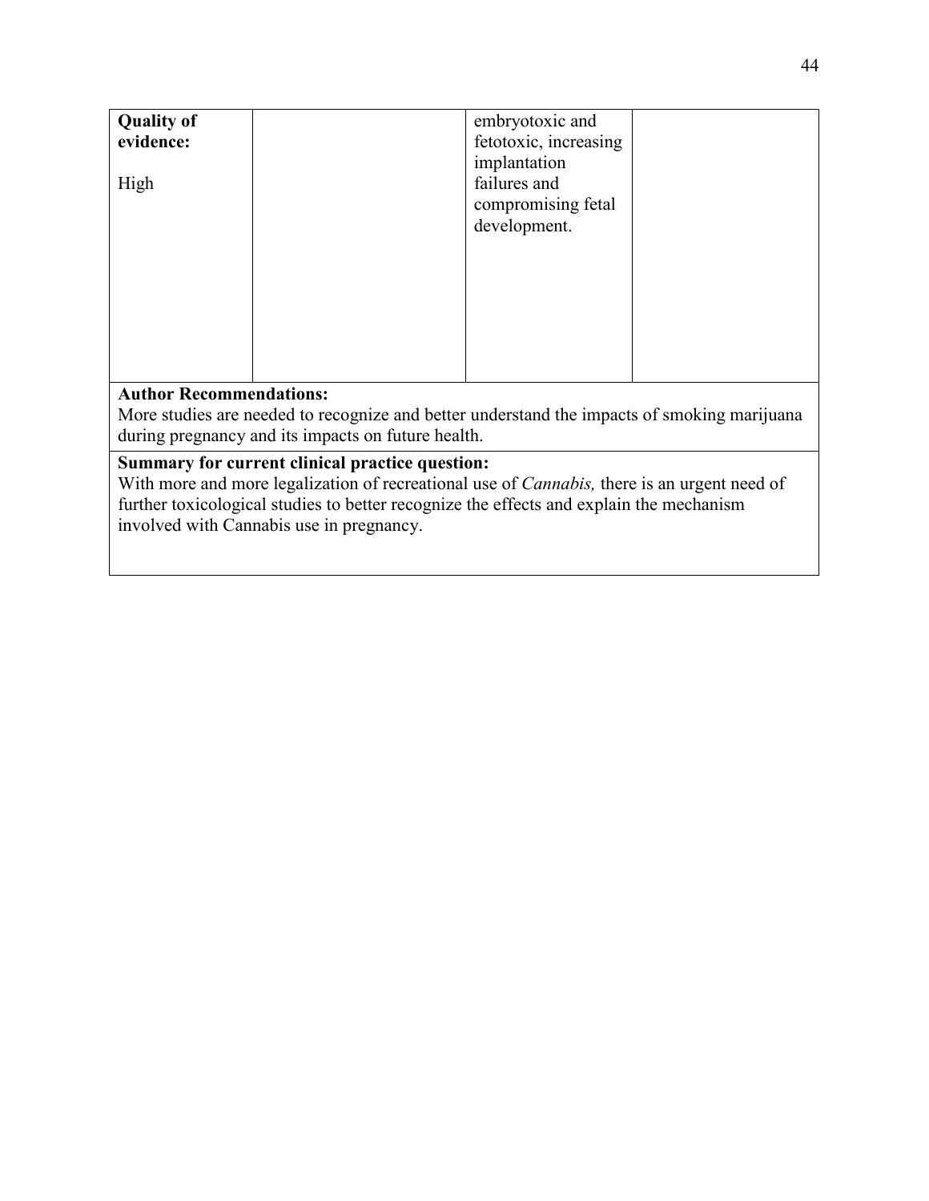| **Quality of evidence:**<br><br>High | | embryotoxic and fetotoxic, increasing implantation failures and compromising fetal development. | |
|---|---|---|---|

**Author Recommendations:**
More studies are needed to recognize and better understand the impacts of smoking marijuana during pregnancy and its impacts on future health.

**Summary for current clinical practice question:**
With more and more legalization of recreational use of *Cannabis,* there is an urgent need of further toxicological studies to better recognize the effects and explain the mechanism involved with Cannabis use in pregnancy.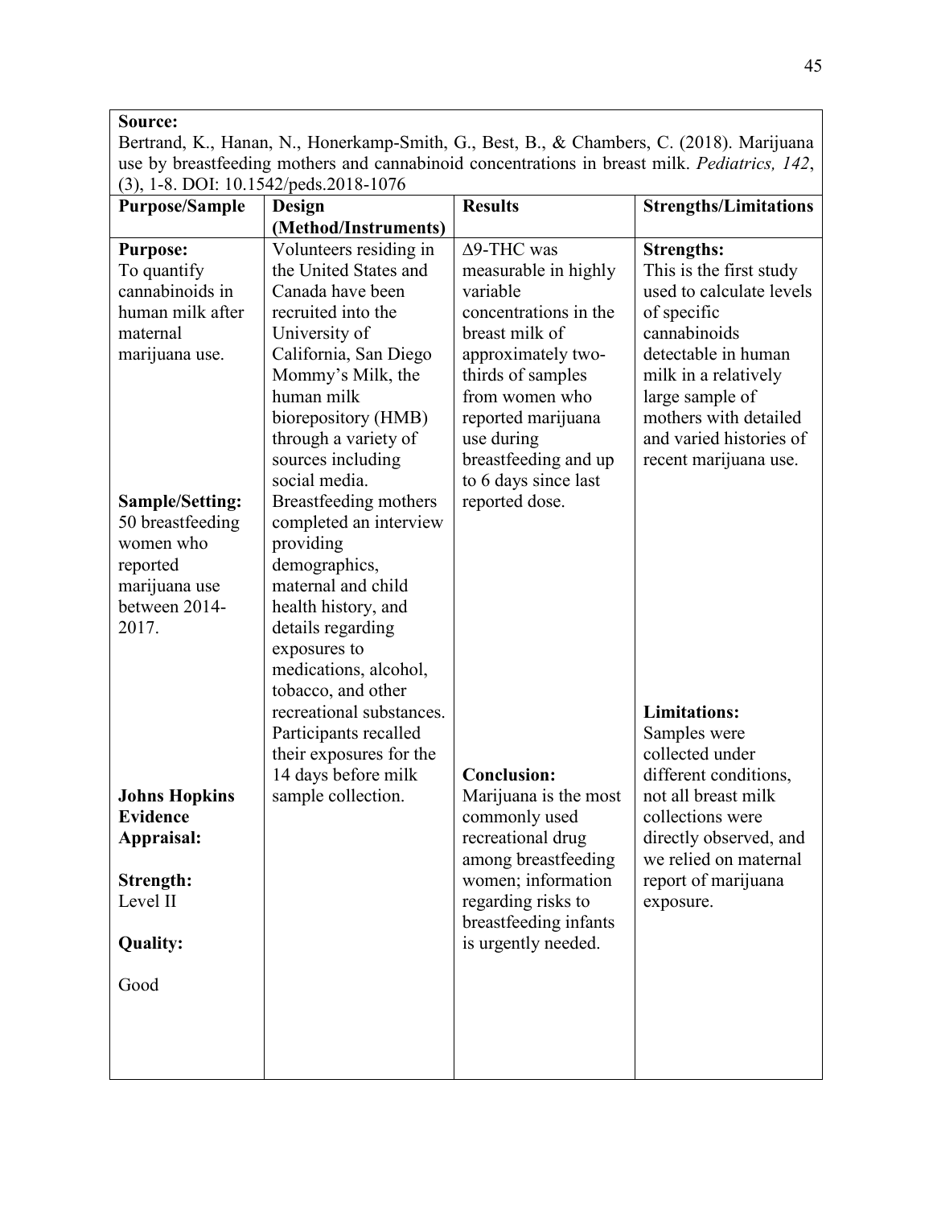**Source:**
Bertrand, K., Hanan, N., Honerkamp-Smith, G., Best, B., & Chambers, C. (2018). Marijuana use by breastfeeding mothers and cannabinoid concentrations in breast milk. *Pediatrics, 142*, (3), 1-8. DOI: 10.1542/peds.2018-1076

| Purpose/Sample | Design (Method/Instruments) | Results | Strengths/Limitations |
|---|---|---|---|
| **Purpose:** To quantify cannabinoids in human milk after maternal marijuana use.<br><br>**Sample/Setting:** 50 breastfeeding women who reported marijuana use between 2014-2017.<br><br>**Johns Hopkins Evidence Appraisal:**<br><br>**Strength:** Level II<br><br>**Quality:**<br><br>Good | Volunteers residing in the United States and Canada have been recruited into the University of California, San Diego Mommy's Milk, the human milk biorepository (HMB) through a variety of sources including social media. Breastfeeding mothers completed an interview providing demographics, maternal and child health history, and details regarding exposures to medications, alcohol, tobacco, and other recreational substances. Participants recalled their exposures for the 14 days before milk sample collection. | Δ9-THC was measurable in highly variable concentrations in the breast milk of approximately two-thirds of samples from women who reported marijuana use during breastfeeding and up to 6 days since last reported dose.<br><br>**Conclusion:** Marijuana is the most commonly used recreational drug among breastfeeding women; information regarding risks to breastfeeding infants is urgently needed. | **Strengths:** This is the first study used to calculate levels of specific cannabinoids detectable in human milk in a relatively large sample of mothers with detailed and varied histories of recent marijuana use.<br><br>**Limitations:** Samples were collected under different conditions, not all breast milk collections were directly observed, and we relied on maternal report of marijuana exposure. |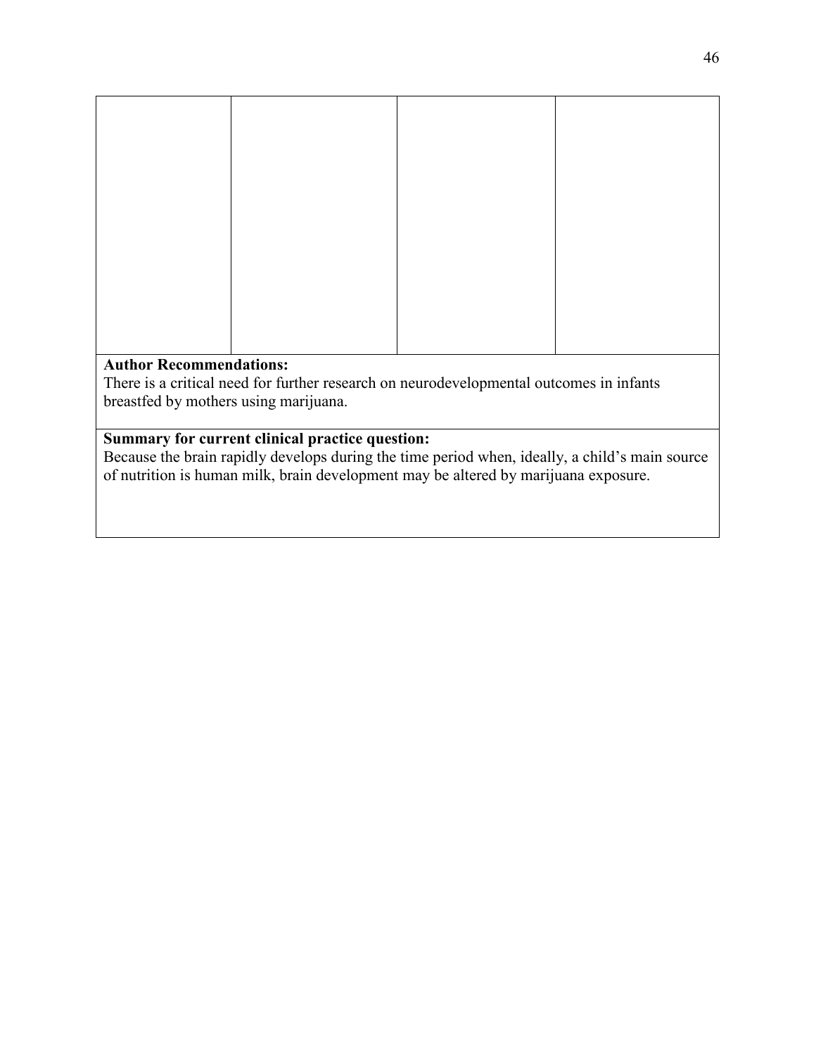| | | | |
|---|---|---|---|
| | | | |

**Author Recommendations:**
There is a critical need for further research on neurodevelopmental outcomes in infants breastfed by mothers using marijuana.

**Summary for current clinical practice question:**
Because the brain rapidly develops during the time period when, ideally, a child's main source of nutrition is human milk, brain development may be altered by marijuana exposure.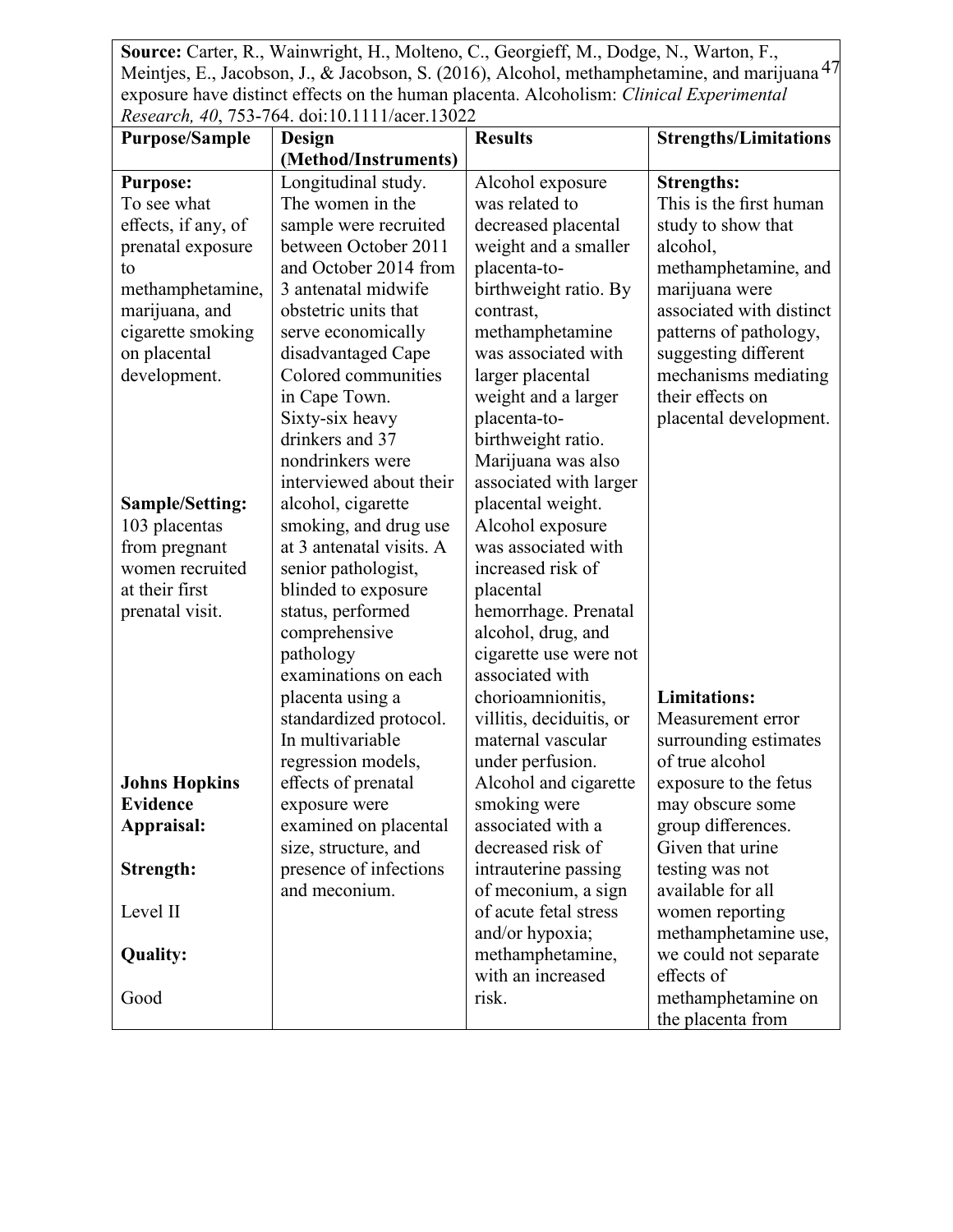| **Source:** Carter, R., Wainwright, H., Molteno, C., Georgieff, M., Dodge, N., Warton, F., Meintjes, E., Jacobson, J., & Jacobson, S. (2016), Alcohol, methamphetamine, and marijuana exposure have distinct effects on the human placenta. Alcoholism: *Clinical Experimental Research, 40*, 753-764. doi:10.1111/acer.13022 | | | |
|---|---|---|---|
| **Purpose/Sample** | **Design (Method/Instruments)** | **Results** | **Strengths/Limitations** |
| **Purpose:**<br>To see what effects, if any, of prenatal exposure to methamphetamine, marijuana, and cigarette smoking on placental development.<br><br>**Sample/Setting:**<br>103 placentas from pregnant women recruited at their first prenatal visit.<br><br>**Johns Hopkins Evidence Appraisal:**<br><br>**Strength:**<br><br>Level II<br><br>**Quality:**<br><br>Good | Longitudinal study. The women in the sample were recruited between October 2011 and October 2014 from 3 antenatal midwife obstetric units that serve economically disadvantaged Cape Colored communities in Cape Town. Sixty-six heavy drinkers and 37 nondrinkers were interviewed about their alcohol, cigarette smoking, and drug use at 3 antenatal visits. A senior pathologist, blinded to exposure status, performed comprehensive pathology examinations on each placenta using a standardized protocol. In multivariable regression models, effects of prenatal exposure were examined on placental size, structure, and presence of infections and meconium. | Alcohol exposure was related to decreased placental weight and a smaller placenta-to-birthweight ratio. By contrast, methamphetamine was associated with larger placental weight and a larger placenta-to-birthweight ratio. Marijuana was also associated with larger placental weight. Alcohol exposure was associated with increased risk of placental hemorrhage. Prenatal alcohol, drug, and cigarette use were not associated with chorioamnionitis, villitis, deciduitis, or maternal vascular under perfusion. Alcohol and cigarette smoking were associated with a decreased risk of intrauterine passing of meconium, a sign of acute fetal stress and/or hypoxia; methamphetamine, with an increased risk. | **Strengths:**<br>This is the first human study to show that alcohol, methamphetamine, and marijuana were associated with distinct patterns of pathology, suggesting different mechanisms mediating their effects on placental development.<br><br>**Limitations:**<br>Measurement error surrounding estimates of true alcohol exposure to the fetus may obscure some group differences. Given that urine testing was not available for all women reporting methamphetamine use, we could not separate effects of methamphetamine on the placenta from |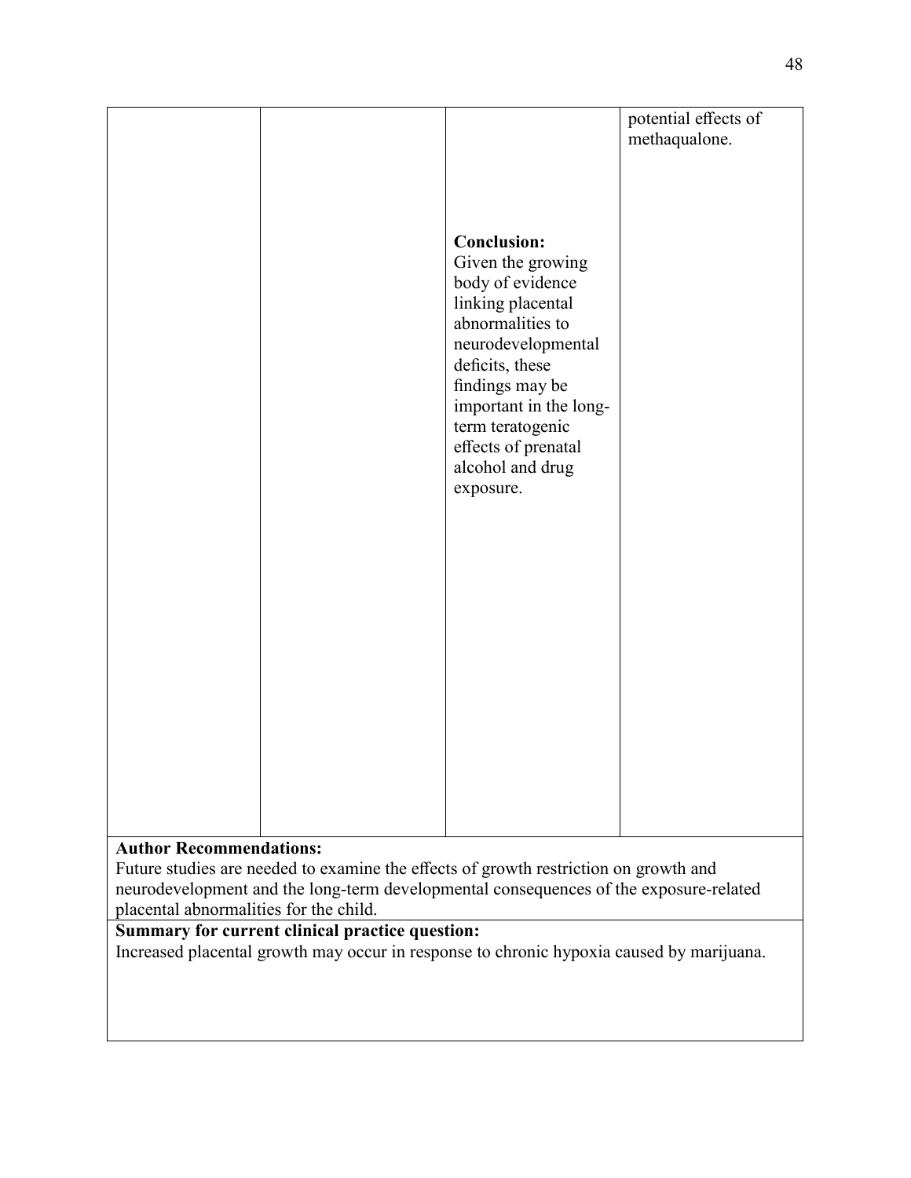| | | | potential effects of methaqualone. |
|---|---|---|---|
| | | **Conclusion:** Given the growing body of evidence linking placental abnormalities to neurodevelopmental deficits, these findings may be important in the long-term teratogenic effects of prenatal alcohol and drug exposure. | |

**Author Recommendations:**
Future studies are needed to examine the effects of growth restriction on growth and neurodevelopment and the long-term developmental consequences of the exposure-related placental abnormalities for the child.

**Summary for current clinical practice question:**
Increased placental growth may occur in response to chronic hypoxia caused by marijuana.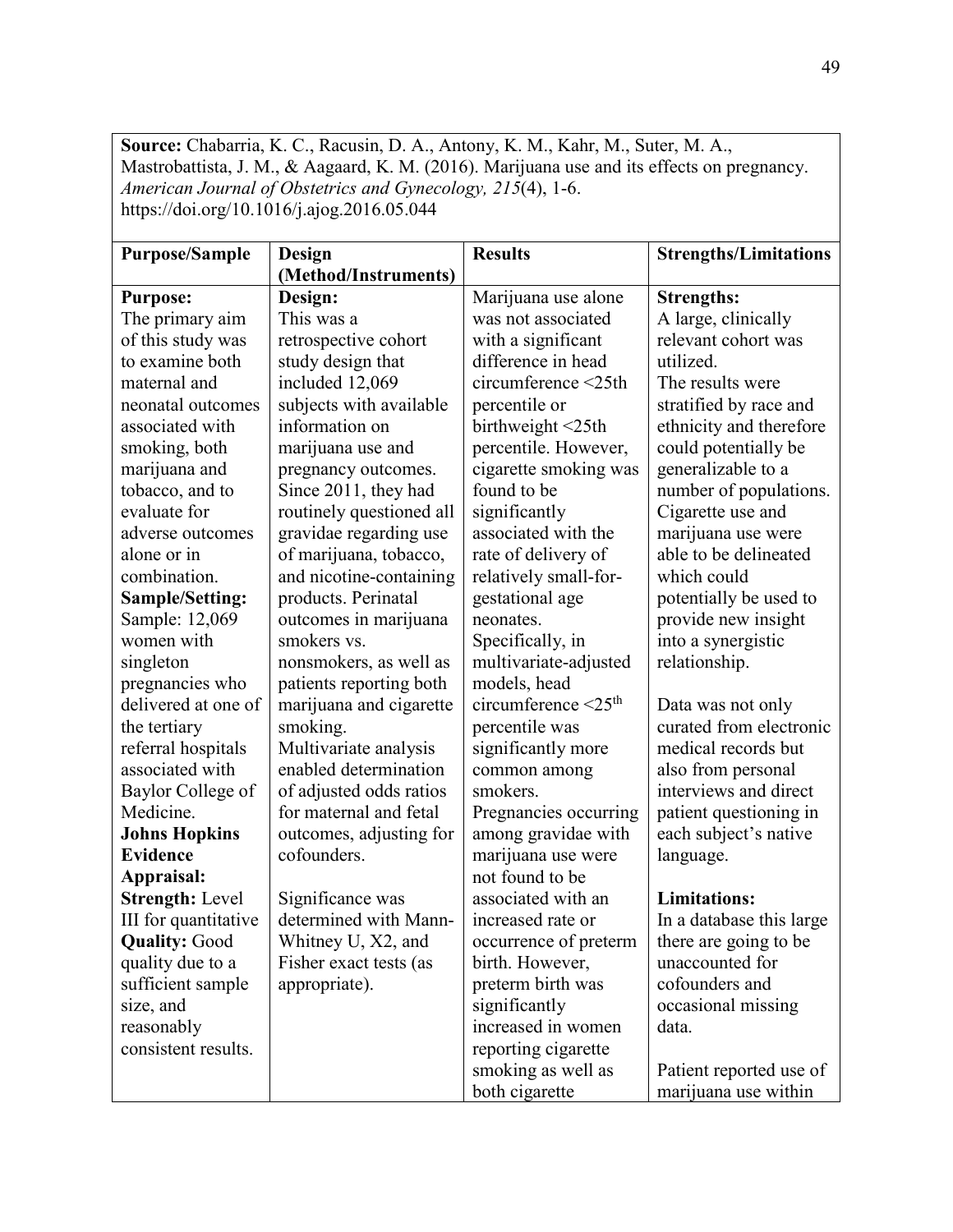**Source:** Chabarria, K. C., Racusin, D. A., Antony, K. M., Kahr, M., Suter, M. A., Mastrobattista, J. M., & Aagaard, K. M. (2016). Marijuana use and its effects on pregnancy. *American Journal of Obstetrics and Gynecology, 215*(4), 1-6. https://doi.org/10.1016/j.ajog.2016.05.044

| Purpose/Sample | Design (Method/Instruments) | Results | Strengths/Limitations |
|---|---|---|---|
| **Purpose:**<br>The primary aim of this study was to examine both maternal and neonatal outcomes associated with smoking, both marijuana and tobacco, and to evaluate for adverse outcomes alone or in combination.<br>**Sample/Setting:**<br>Sample: 12,069 women with singleton pregnancies who delivered at one of the tertiary referral hospitals associated with Baylor College of Medicine.<br>**Johns Hopkins Evidence Appraisal:**<br>**Strength:** Level III for quantitative<br>**Quality:** Good quality due to a sufficient sample size, and reasonably consistent results. | **Design:**<br>This was a retrospective cohort study design that included 12,069 subjects with available information on marijuana use and pregnancy outcomes. Since 2011, they had routinely questioned all gravidae regarding use of marijuana, tobacco, and nicotine-containing products. Perinatal outcomes in marijuana smokers vs. nonsmokers, as well as patients reporting both marijuana and cigarette smoking.<br>Multivariate analysis enabled determination of adjusted odds ratios for maternal and fetal outcomes, adjusting for cofounders.<br><br>Significance was determined with Mann-Whitney U, X2, and Fisher exact tests (as appropriate). | Marijuana use alone was not associated with a significant difference in head circumference <25th percentile or birthweight <25th percentile. However, cigarette smoking was found to be significantly associated with the rate of delivery of relatively small-for-gestational age neonates.<br>Specifically, in multivariate-adjusted models, head circumference <25th percentile was significantly more common among smokers.<br>Pregnancies occurring among gravidae with marijuana use were not found to be associated with an increased rate or occurrence of preterm birth. However, preterm birth was significantly increased in women reporting cigarette smoking as well as both cigarette | **Strengths:**<br>A large, clinically relevant cohort was utilized.<br>The results were stratified by race and ethnicity and therefore could potentially be generalizable to a number of populations.<br>Cigarette use and marijuana use were able to be delineated which could potentially be used to provide new insight into a synergistic relationship.<br><br>Data was not only curated from electronic medical records but also from personal interviews and direct patient questioning in each subject's native language.<br><br>**Limitations:**<br>In a database this large there are going to be unaccounted for cofounders and occasional missing data.<br><br>Patient reported use of marijuana use within |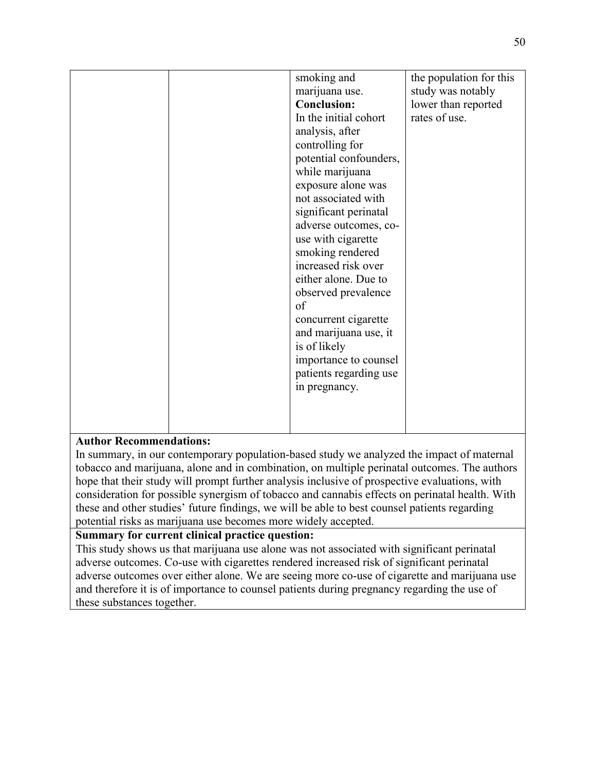| | | smoking and marijuana use.<br>**Conclusion:**<br>In the initial cohort analysis, after controlling for potential confounders, while marijuana exposure alone was not associated with significant perinatal adverse outcomes, co-use with cigarette smoking rendered increased risk over either alone. Due to observed prevalence of concurrent cigarette and marijuana use, it is of likely importance to counsel patients regarding use in pregnancy. | the population for this study was notably lower than reported rates of use. |
|---|---|---|---|

**Author Recommendations:**
In summary, in our contemporary population-based study we analyzed the impact of maternal tobacco and marijuana, alone and in combination, on multiple perinatal outcomes. The authors hope that their study will prompt further analysis inclusive of prospective evaluations, with consideration for possible synergism of tobacco and cannabis effects on perinatal health. With these and other studies' future findings, we will be able to best counsel patients regarding potential risks as marijuana use becomes more widely accepted.

**Summary for current clinical practice question:**
This study shows us that marijuana use alone was not associated with significant perinatal adverse outcomes. Co-use with cigarettes rendered increased risk of significant perinatal adverse outcomes over either alone. We are seeing more co-use of cigarette and marijuana use and therefore it is of importance to counsel patients during pregnancy regarding the use of these substances together.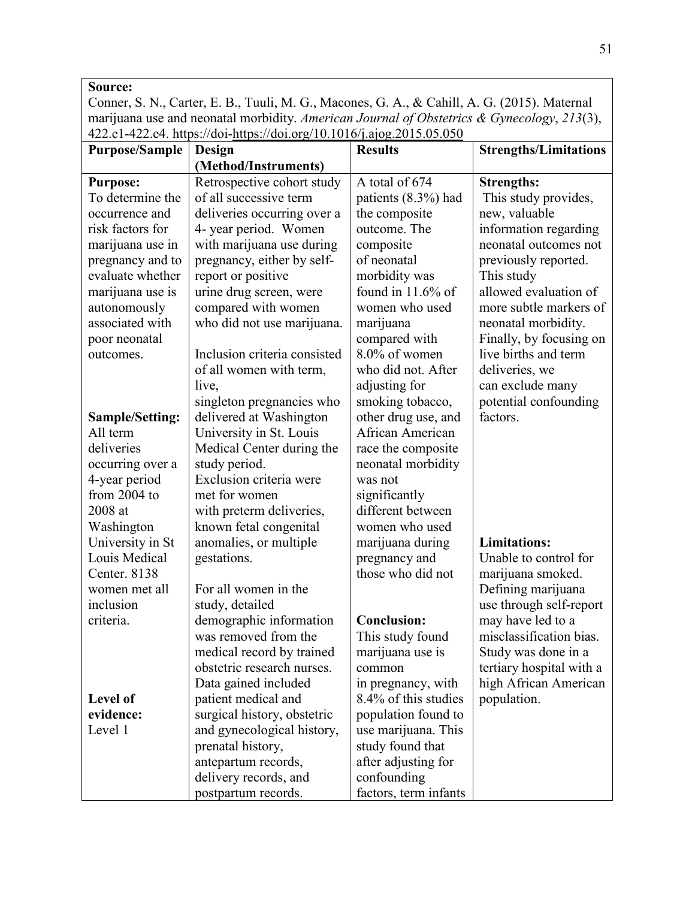**Source:**
Conner, S. N., Carter, E. B., Tuuli, M. G., Macones, G. A., & Cahill, A. G. (2015). Maternal marijuana use and neonatal morbidity. *American Journal of Obstetrics & Gynecology*, *213*(3), 422.e1-422.e4. https://doi-https://doi.org/10.1016/j.ajog.2015.05.050

| Purpose/Sample | Design (Method/Instruments) | Results | Strengths/Limitations |
|---|---|---|---|
| **Purpose:** To determine the occurrence and risk factors for marijuana use in pregnancy and to evaluate whether marijuana use is autonomously associated with poor neonatal outcomes.<br><br>**Sample/Setting:** All term deliveries occurring over a 4-year period from 2004 to 2008 at Washington University in St Louis Medical Center. 8138 women met all inclusion criteria.<br><br>**Level of evidence:** Level 1 | Retrospective cohort study of all successive term deliveries occurring over a 4- year period. Women with marijuana use during pregnancy, either by self-report or positive urine drug screen, were compared with women who did not use marijuana.<br><br>Inclusion criteria consisted of all women with term, live, singleton pregnancies who delivered at Washington University in St. Louis Medical Center during the study period. Exclusion criteria were met for women with preterm deliveries, known fetal congenital anomalies, or multiple gestations.<br><br>For all women in the study, detailed demographic information was removed from the medical record by trained obstetric research nurses. Data gained included patient medical and surgical history, obstetric and gynecological history, prenatal history, antepartum records, delivery records, and postpartum records. | A total of 674 patients (8.3%) had the composite outcome. The composite of neonatal morbidity was found in 11.6% of women who used marijuana compared with 8.0% of women who did not. After adjusting for smoking tobacco, other drug use, and African American race the composite neonatal morbidity was not significantly different between women who used marijuana during pregnancy and those who did not<br><br>**Conclusion:** This study found marijuana use is common in pregnancy, with 8.4% of this studies population found to use marijuana. This study found that after adjusting for confounding factors, term infants | **Strengths:** This study provides, new, valuable information regarding neonatal outcomes not previously reported. This study allowed evaluation of more subtle markers of neonatal morbidity. Finally, by focusing on live births and term deliveries, we can exclude many potential confounding factors.<br><br>**Limitations:** Unable to control for marijuana smoked. Defining marijuana use through self-report may have led to a misclassification bias. Study was done in a tertiary hospital with a high African American population. |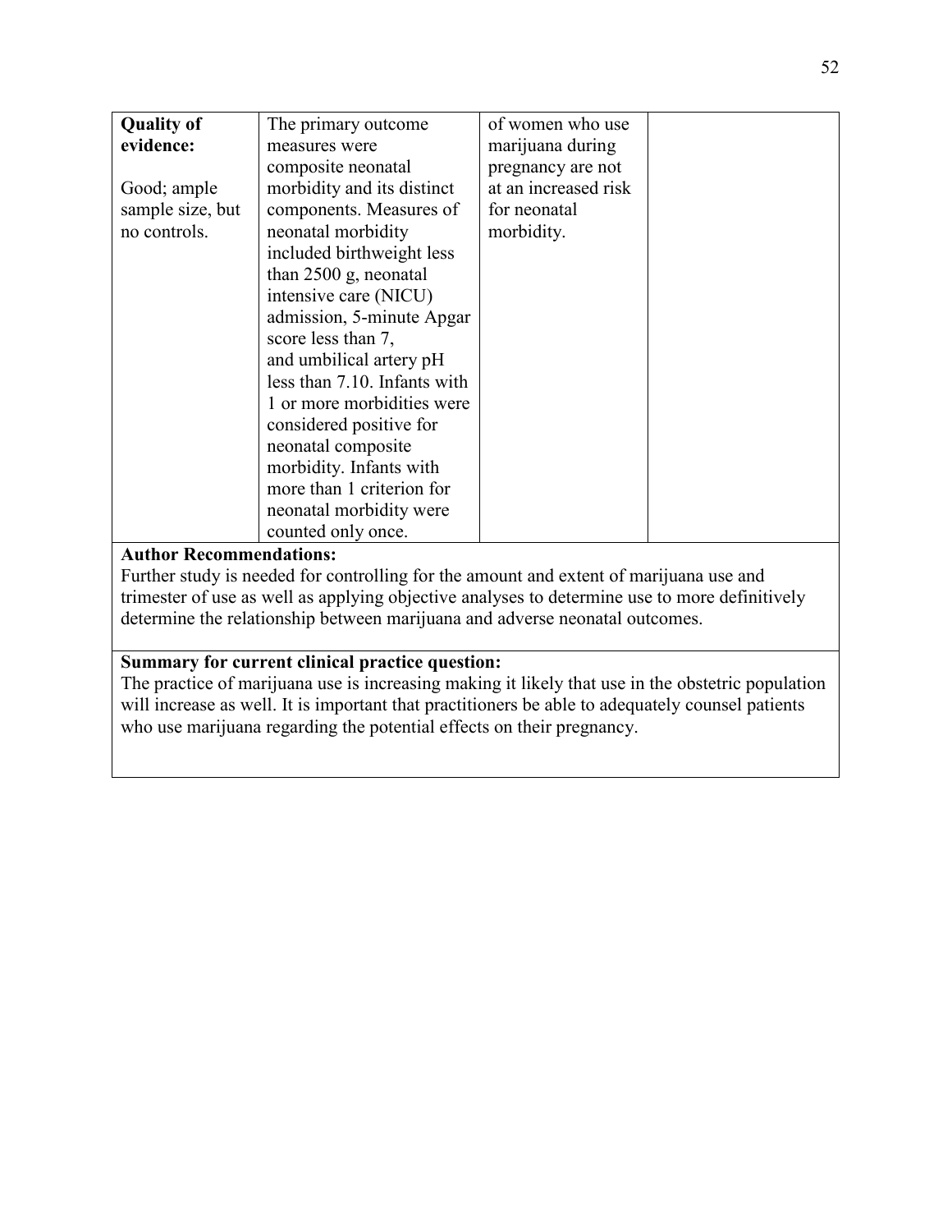| **Quality of evidence:** Good; ample sample size, but no controls. | The primary outcome measures were composite neonatal morbidity and its distinct components. Measures of neonatal morbidity included birthweight less than 2500 g, neonatal intensive care (NICU) admission, 5-minute Apgar score less than 7, and umbilical artery pH less than 7.10. Infants with 1 or more morbidities were considered positive for neonatal composite morbidity. Infants with more than 1 criterion for neonatal morbidity were counted only once. | of women who use marijuana during pregnancy are not at an increased risk for neonatal morbidity. | |
|---|---|---|---|

**Author Recommendations:**
Further study is needed for controlling for the amount and extent of marijuana use and trimester of use as well as applying objective analyses to determine use to more definitively determine the relationship between marijuana and adverse neonatal outcomes.

**Summary for current clinical practice question:**
The practice of marijuana use is increasing making it likely that use in the obstetric population will increase as well. It is important that practitioners be able to adequately counsel patients who use marijuana regarding the potential effects on their pregnancy.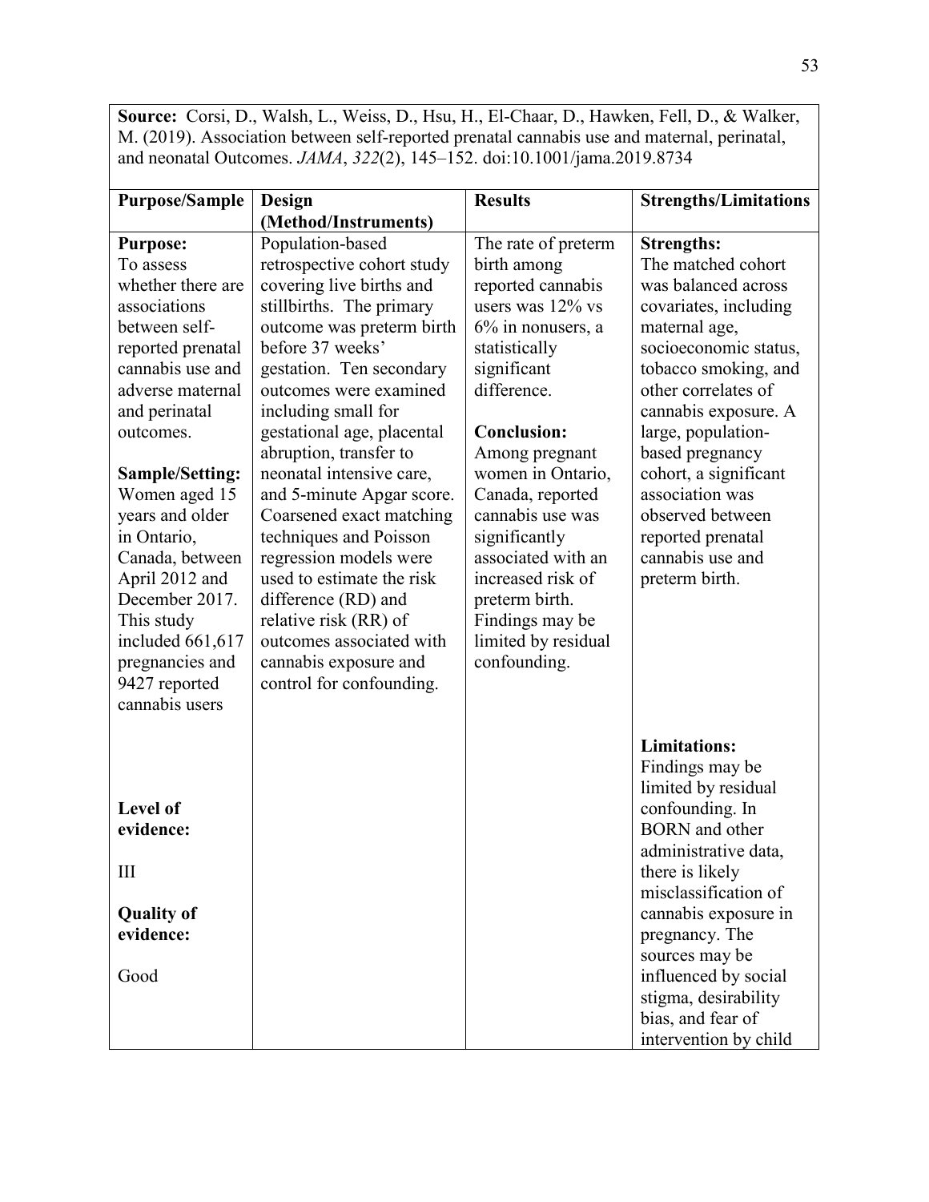**Source:** Corsi, D., Walsh, L., Weiss, D., Hsu, H., El-Chaar, D., Hawken, Fell, D., & Walker, M. (2019). Association between self-reported prenatal cannabis use and maternal, perinatal, and neonatal Outcomes. *JAMA*, *322*(2), 145–152. doi:10.1001/jama.2019.8734

| **Purpose/Sample** | **Design (Method/Instruments)** | **Results** | **Strengths/Limitations** |
|---|---|---|---|
| **Purpose:**<br>To assess whether there are associations between self-reported prenatal cannabis use and adverse maternal and perinatal outcomes.<br><br>**Sample/Setting:**<br>Women aged 15 years and older in Ontario, Canada, between April 2012 and December 2017. This study included 661,617 pregnancies and 9427 reported cannabis users<br><br>**Level of evidence:**<br><br>III<br><br>**Quality of evidence:**<br><br>Good | Population-based retrospective cohort study covering live births and stillbirths. The primary outcome was preterm birth before 37 weeks' gestation. Ten secondary outcomes were examined including small for gestational age, placental abruption, transfer to neonatal intensive care, and 5-minute Apgar score. Coarsened exact matching techniques and Poisson regression models were used to estimate the risk difference (RD) and relative risk (RR) of outcomes associated with cannabis exposure and control for confounding. | The rate of preterm birth among reported cannabis users was 12% vs 6% in nonusers, a statistically significant difference.<br><br>**Conclusion:**<br>Among pregnant women in Ontario, Canada, reported cannabis use was significantly associated with an increased risk of preterm birth. Findings may be limited by residual confounding. | **Strengths:**<br>The matched cohort was balanced across covariates, including maternal age, socioeconomic status, tobacco smoking, and other correlates of cannabis exposure. A large, population-based pregnancy cohort, a significant association was observed between reported prenatal cannabis use and preterm birth.<br><br>**Limitations:**<br>Findings may be limited by residual confounding. In BORN and other administrative data, there is likely misclassification of cannabis exposure in pregnancy. The sources may be influenced by social stigma, desirability bias, and fear of intervention by child |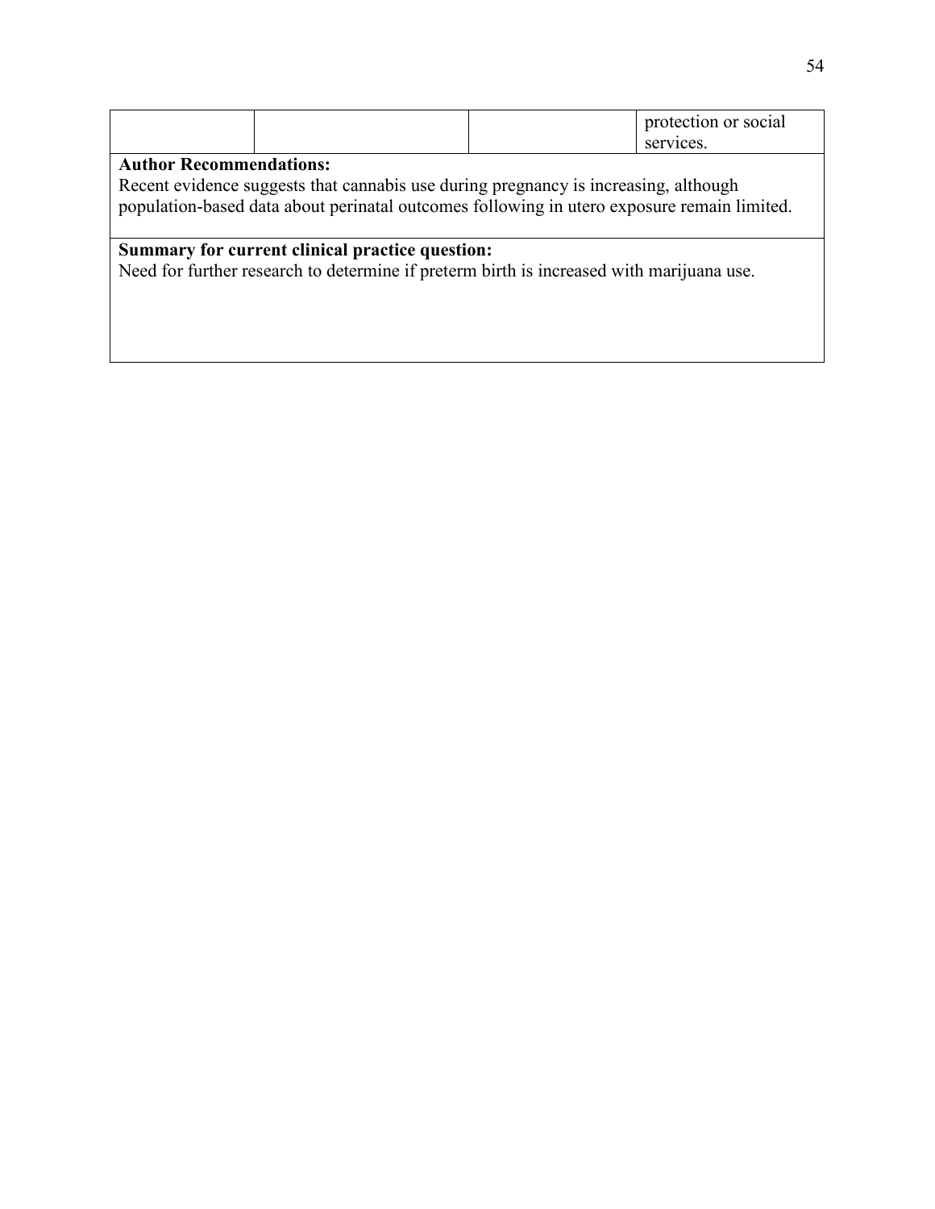| | | | protection or social services. |
|---|---|---|---|

**Author Recommendations:**
Recent evidence suggests that cannabis use during pregnancy is increasing, although population-based data about perinatal outcomes following in utero exposure remain limited.

**Summary for current clinical practice question:**
Need for further research to determine if preterm birth is increased with marijuana use.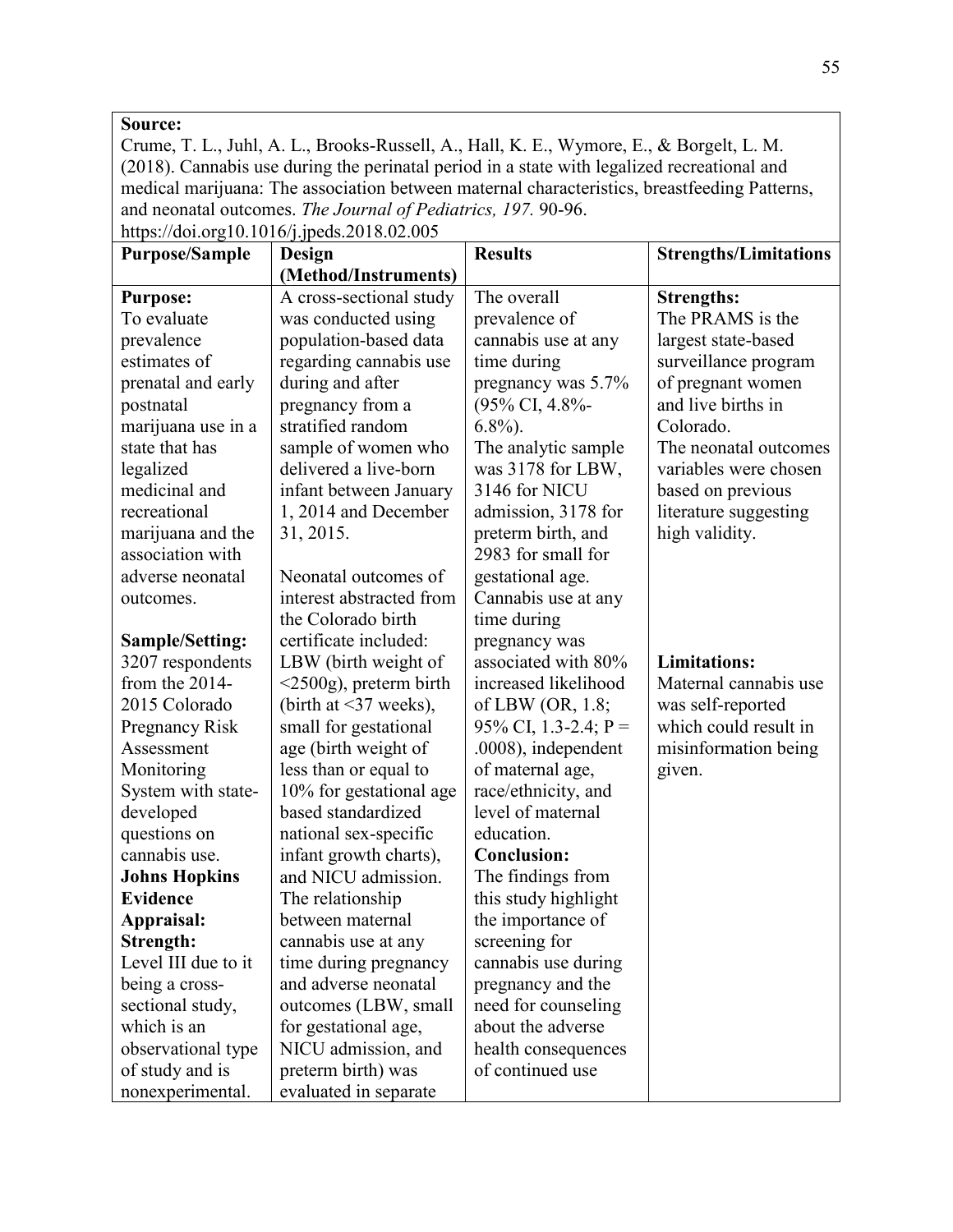| **Source:** Crume, T. L., Juhl, A. L., Brooks-Russell, A., Hall, K. E., Wymore, E., & Borgelt, L. M. (2018). Cannabis use during the perinatal period in a state with legalized recreational and medical marijuana: The association between maternal characteristics, breastfeeding Patterns, and neonatal outcomes. *The Journal of Pediatrics, 197.* 90-96. https://doi.org10.1016/j.jpeds.2018.02.005 | | | |
|---|---|---|---|
| **Purpose/Sample** | **Design (Method/Instruments)** | **Results** | **Strengths/Limitations** |
| **Purpose:** To evaluate prevalence estimates of prenatal and early postnatal marijuana use in a state that has legalized medicinal and recreational marijuana and the association with adverse neonatal outcomes. <br><br> **Sample/Setting:** 3207 respondents from the 2014-2015 Colorado Pregnancy Risk Assessment Monitoring System with state-developed questions on cannabis use. <br> **Johns Hopkins Evidence Appraisal: Strength:** Level III due to it being a cross-sectional study, which is an observational type of study and is nonexperimental. | A cross-sectional study was conducted using population-based data regarding cannabis use during and after pregnancy from a stratified random sample of women who delivered a live-born infant between January 1, 2014 and December 31, 2015. <br><br> Neonatal outcomes of interest abstracted from the Colorado birth certificate included: LBW (birth weight of <2500g), preterm birth (birth at <37 weeks), small for gestational age (birth weight of less than or equal to 10% for gestational age based standardized national sex-specific infant growth charts), and NICU admission. The relationship between maternal cannabis use at any time during pregnancy and adverse neonatal outcomes (LBW, small for gestational age, NICU admission, and preterm birth) was evaluated in separate | The overall prevalence of cannabis use at any time during pregnancy was 5.7% (95% CI, 4.8%-6.8%). <br> The analytic sample was 3178 for LBW, 3146 for NICU admission, 3178 for preterm birth, and 2983 for small for gestational age. <br> Cannabis use at any time during pregnancy was associated with 80% increased likelihood of LBW (OR, 1.8; 95% CI, 1.3-2.4; P = .0008), independent of maternal age, race/ethnicity, and level of maternal education. <br> **Conclusion:** The findings from this study highlight the importance of screening for cannabis use during pregnancy and the need for counseling about the adverse health consequences of continued use | **Strengths:** The PRAMS is the largest state-based surveillance program of pregnant women and live births in Colorado. <br> The neonatal outcomes variables were chosen based on previous literature suggesting high validity. <br><br> **Limitations:** Maternal cannabis use was self-reported which could result in misinformation being given. |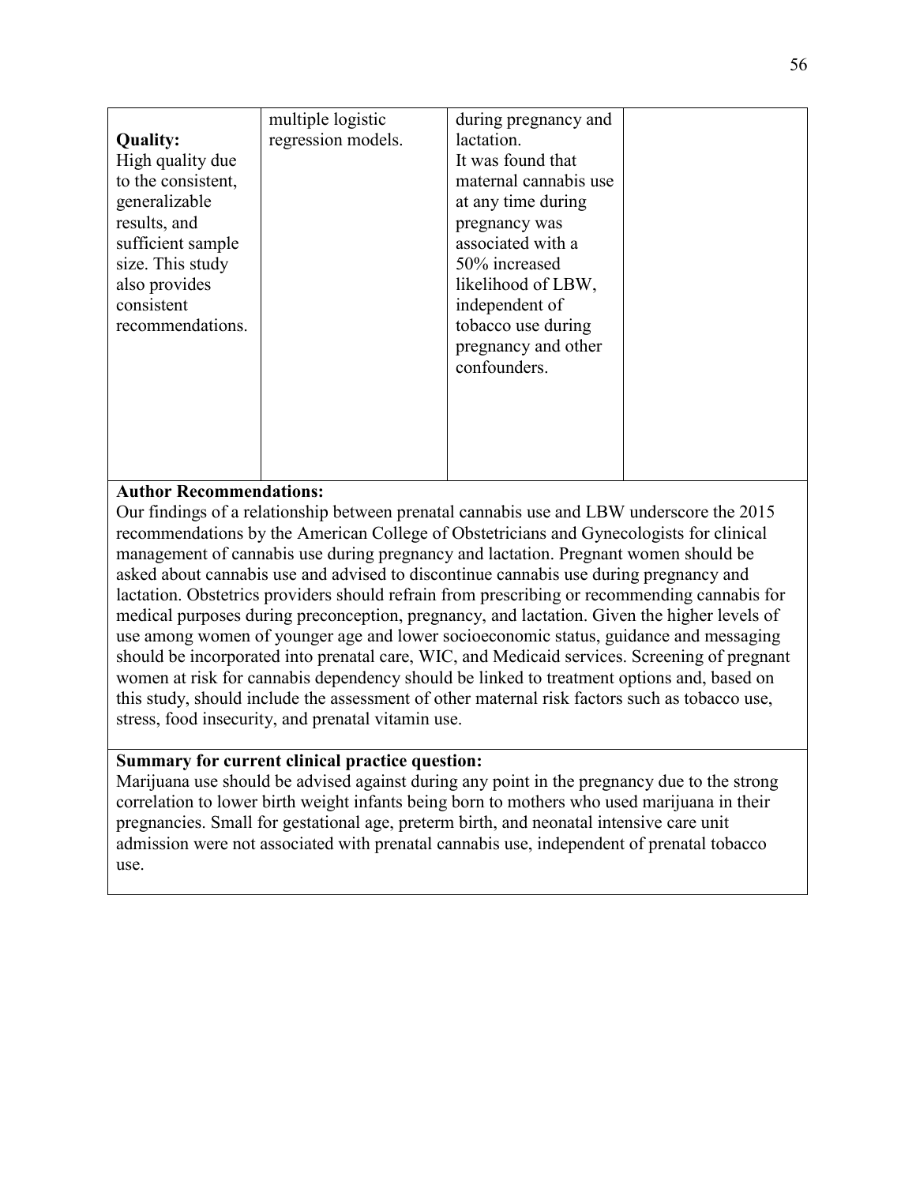| | | | |
|---|---|---|---|
| **Quality:** High quality due to the consistent, generalizable results, and sufficient sample size. This study also provides consistent recommendations. | multiple logistic regression models. | during pregnancy and lactation. It was found that maternal cannabis use at any time during pregnancy was associated with a 50% increased likelihood of LBW, independent of tobacco use during pregnancy and other confounders. | |

**Author Recommendations:**

Our findings of a relationship between prenatal cannabis use and LBW underscore the 2015 recommendations by the American College of Obstetricians and Gynecologists for clinical management of cannabis use during pregnancy and lactation. Pregnant women should be asked about cannabis use and advised to discontinue cannabis use during pregnancy and lactation. Obstetrics providers should refrain from prescribing or recommending cannabis for medical purposes during preconception, pregnancy, and lactation. Given the higher levels of use among women of younger age and lower socioeconomic status, guidance and messaging should be incorporated into prenatal care, WIC, and Medicaid services. Screening of pregnant women at risk for cannabis dependency should be linked to treatment options and, based on this study, should include the assessment of other maternal risk factors such as tobacco use, stress, food insecurity, and prenatal vitamin use.

**Summary for current clinical practice question:**

Marijuana use should be advised against during any point in the pregnancy due to the strong correlation to lower birth weight infants being born to mothers who used marijuana in their pregnancies. Small for gestational age, preterm birth, and neonatal intensive care unit admission were not associated with prenatal cannabis use, independent of prenatal tobacco use.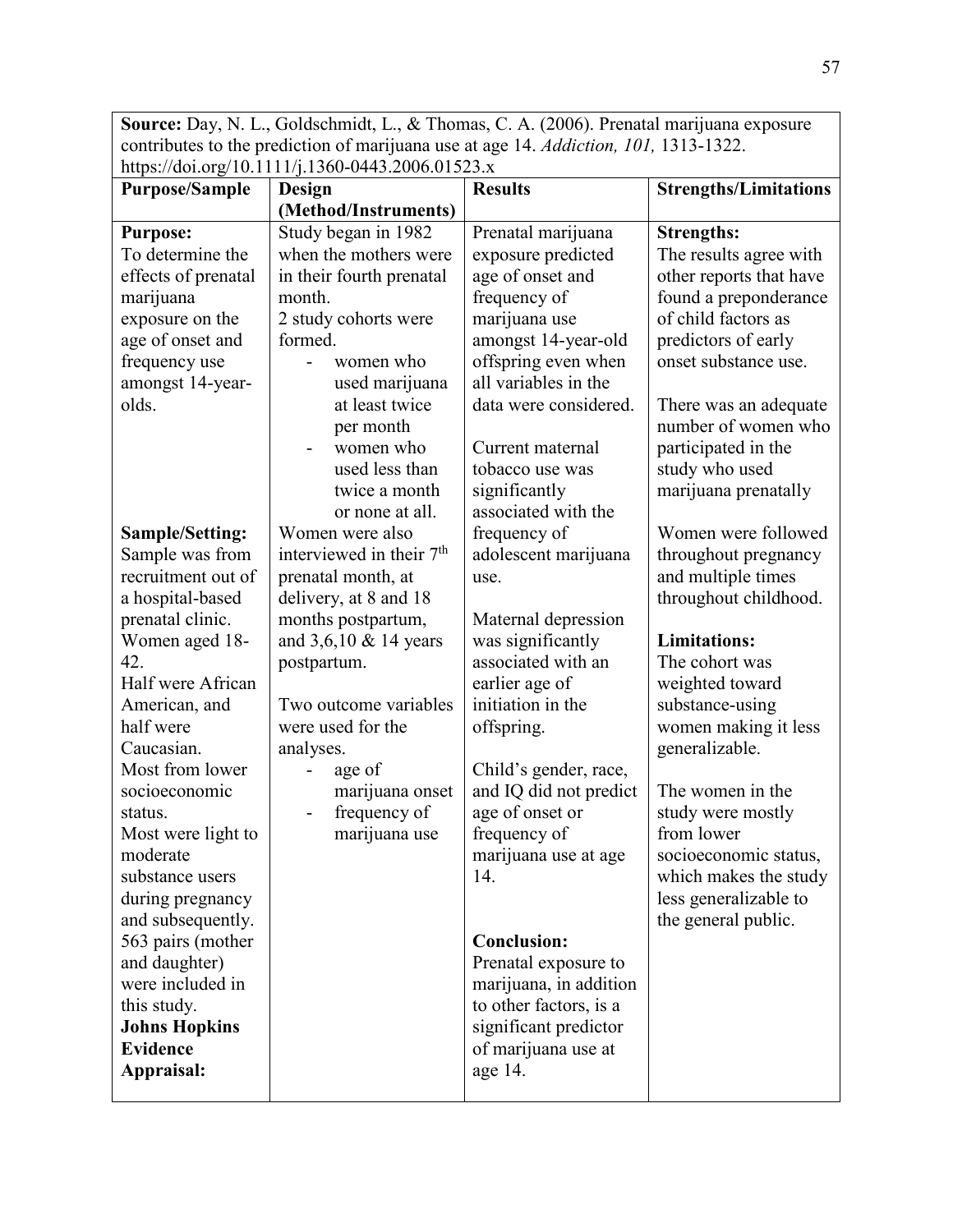| **Source:** Day, N. L., Goldschmidt, L., & Thomas, C. A. (2006). Prenatal marijuana exposure contributes to the prediction of marijuana use at age 14. *Addiction, 101,* 1313-1322. https://doi.org/10.1111/j.1360-0443.2006.01523.x | | | |
|---|---|---|---|
| **Purpose/Sample** | **Design (Method/Instruments)** | **Results** | **Strengths/Limitations** |
| **Purpose:**<br>To determine the effects of prenatal marijuana exposure on the age of onset and frequency use amongst 14-year-olds.<br><br>**Sample/Setting:**<br>Sample was from recruitment out of a hospital-based prenatal clinic.<br>Women aged 18-42.<br>Half were African American, and half were Caucasian.<br>Most from lower socioeconomic status.<br>Most were light to moderate substance users during pregnancy and subsequently.<br>563 pairs (mother and daughter) were included in this study.<br>**Johns Hopkins Evidence Appraisal:** | Study began in 1982 when the mothers were in their fourth prenatal month.<br>2 study cohorts were formed.<br>- women who used marijuana at least twice per month<br>- women who used less than twice a month or none at all.<br>Women were also interviewed in their 7th prenatal month, at delivery, at 8 and 18 months postpartum, and 3,6,10 & 14 years postpartum.<br><br>Two outcome variables were used for the analyses.<br>- age of marijuana onset<br>- frequency of marijuana use | Prenatal marijuana exposure predicted age of onset and frequency of marijuana use amongst 14-year-old offspring even when all variables in the data were considered.<br><br>Current maternal tobacco use was significantly associated with the frequency of adolescent marijuana use.<br><br>Maternal depression was significantly associated with an earlier age of initiation in the offspring.<br><br>Child's gender, race, and IQ did not predict age of onset or frequency of marijuana use at age 14.<br><br>**Conclusion:**<br>Prenatal exposure to marijuana, in addition to other factors, is a significant predictor of marijuana use at age 14. | **Strengths:**<br>The results agree with other reports that have found a preponderance of child factors as predictors of early onset substance use.<br><br>There was an adequate number of women who participated in the study who used marijuana prenatally<br><br>Women were followed throughout pregnancy and multiple times throughout childhood.<br><br>**Limitations:**<br>The cohort was weighted toward substance-using women making it less generalizable.<br><br>The women in the study were mostly from lower socioeconomic status, which makes the study less generalizable to the general public. |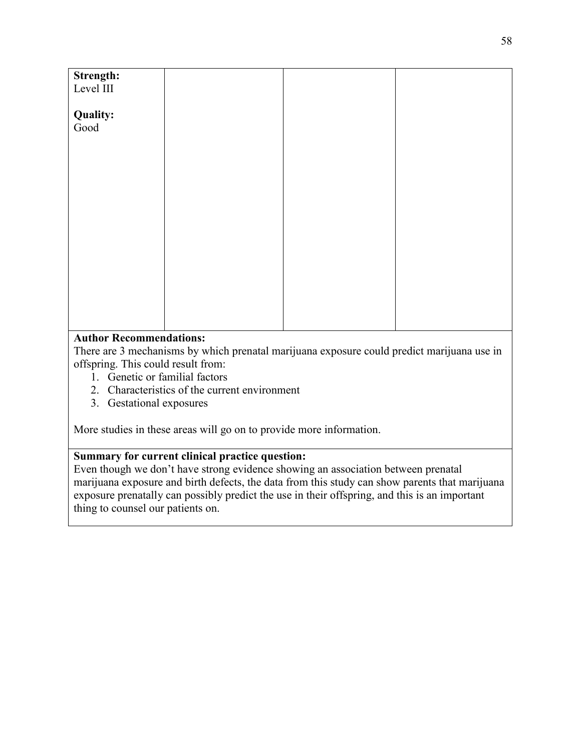| | | | |
|---|---|---|---|
| **Strength:**<br>Level III<br><br>**Quality:**<br>Good | | | |

**Author Recommendations:**
There are 3 mechanisms by which prenatal marijuana exposure could predict marijuana use in offspring. This could result from:

1. Genetic or familial factors
2. Characteristics of the current environment
3. Gestational exposures

More studies in these areas will go on to provide more information.

**Summary for current clinical practice question:**
Even though we don't have strong evidence showing an association between prenatal marijuana exposure and birth defects, the data from this study can show parents that marijuana exposure prenatally can possibly predict the use in their offspring, and this is an important thing to counsel our patients on.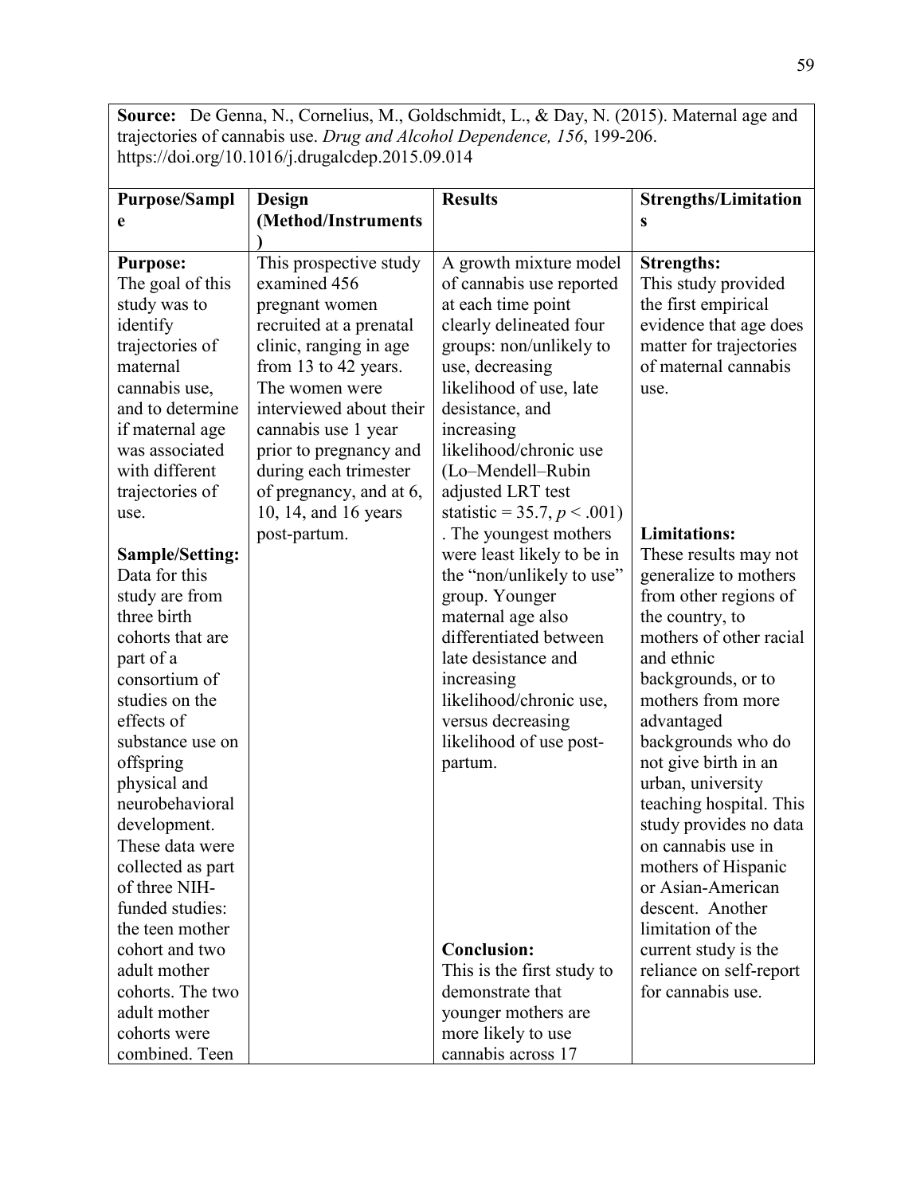| **Source:** De Genna, N., Cornelius, M., Goldschmidt, L., & Day, N. (2015). Maternal age and trajectories of cannabis use. *Drug and Alcohol Dependence, 156*, 199-206. https://doi.org/10.1016/j.drugalcdep.2015.09.014 | | | |
|---|---|---|---|
| **Purpose/Sample** | **Design (Method/Instruments)** | **Results** | **Strengths/Limitations** |
| **Purpose:** The goal of this study was to identify trajectories of maternal cannabis use, and to determine if maternal age was associated with different trajectories of use.<br><br>**Sample/Setting:** Data for this study are from three birth cohorts that are part of a consortium of studies on the effects of substance use on offspring physical and neurobehavioral development. These data were collected as part of three NIH-funded studies: the teen mother cohort and two adult mother cohorts. The two adult mother cohorts were combined. Teen | This prospective study examined 456 pregnant women recruited at a prenatal clinic, ranging in age from 13 to 42 years. The women were interviewed about their cannabis use 1 year prior to pregnancy and during each trimester of pregnancy, and at 6, 10, 14, and 16 years post-partum. | A growth mixture model of cannabis use reported at each time point clearly delineated four groups: non/unlikely to use, decreasing likelihood of use, late desistance, and increasing likelihood/chronic use (Lo–Mendell–Rubin adjusted LRT test statistic = 35.7, $p < .001$). The youngest mothers were least likely to be in the "non/unlikely to use" group. Younger maternal age also differentiated between late desistance and increasing likelihood/chronic use, versus decreasing likelihood of use post-partum.<br><br>**Conclusion:** This is the first study to demonstrate that younger mothers are more likely to use cannabis across 17 | **Strengths:** This study provided the first empirical evidence that age does matter for trajectories of maternal cannabis use.<br><br>**Limitations:** These results may not generalize to mothers from other regions of the country, to mothers of other racial and ethnic backgrounds, or to mothers from more advantaged backgrounds who do not give birth in an urban, university teaching hospital. This study provides no data on cannabis use in mothers of Hispanic or Asian-American descent. Another limitation of the current study is the reliance on self-report for cannabis use. |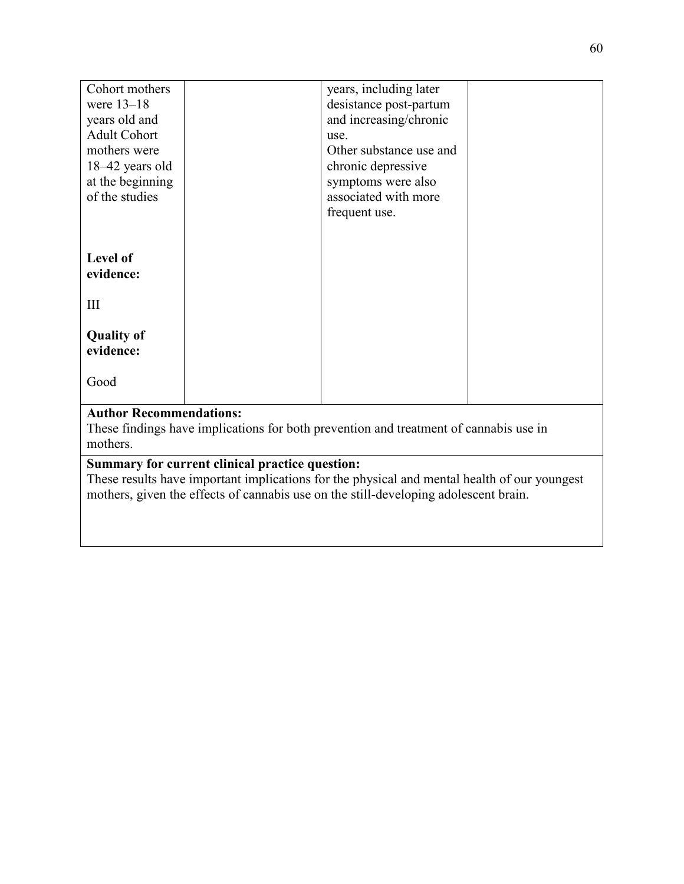| | | | |
|---|---|---|---|
| Cohort mothers were 13–18 years old and Adult Cohort mothers were 18–42 years old at the beginning of the studies<br><br>**Level of evidence:**<br><br>III<br><br>**Quality of evidence:**<br><br>Good | | years, including later desistance post-partum and increasing/chronic use.<br>Other substance use and chronic depressive symptoms were also associated with more frequent use. | |

**Author Recommendations:**
These findings have implications for both prevention and treatment of cannabis use in mothers.

**Summary for current clinical practice question:**
These results have important implications for the physical and mental health of our youngest mothers, given the effects of cannabis use on the still-developing adolescent brain.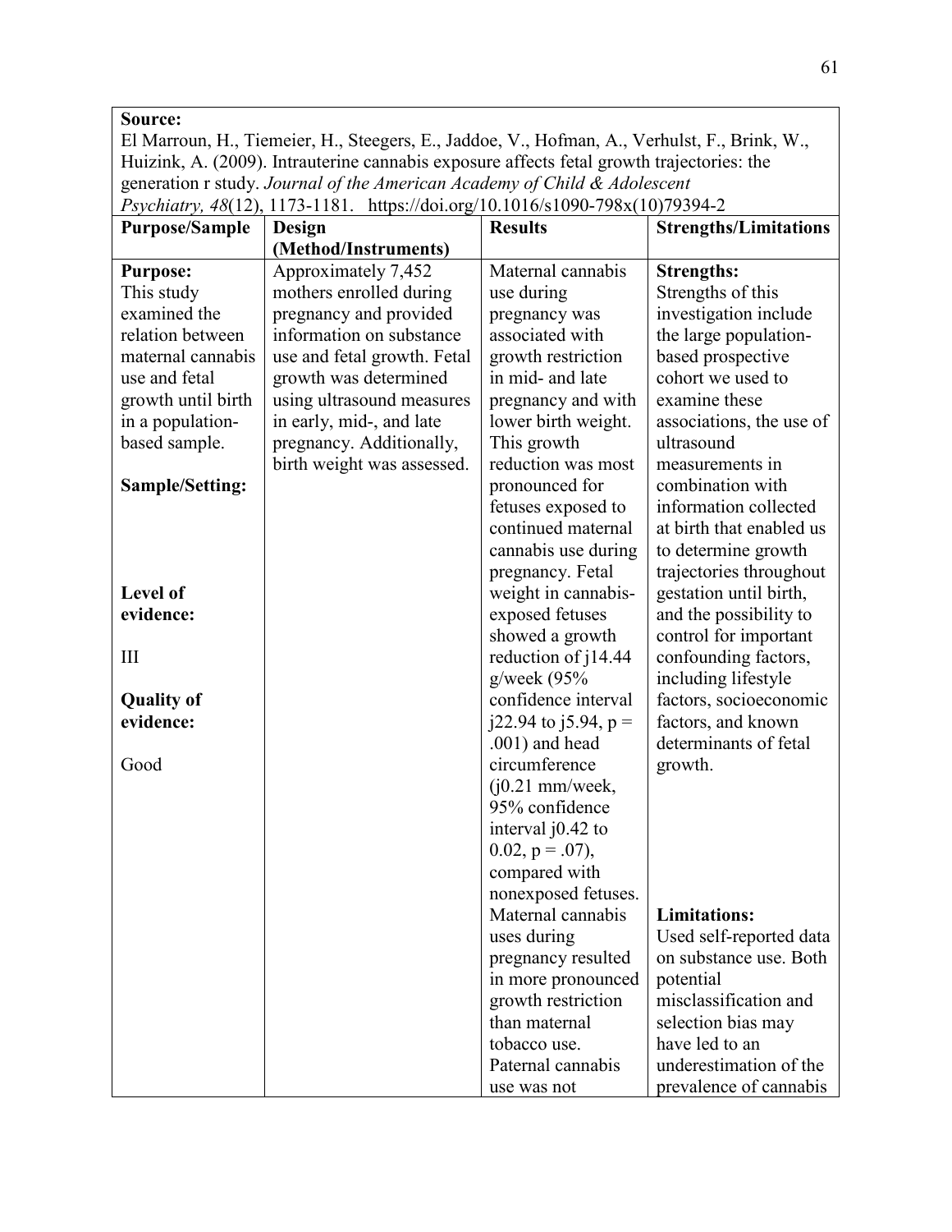**Source:**
El Marroun, H., Tiemeier, H., Steegers, E., Jaddoe, V., Hofman, A., Verhulst, F., Brink, W., Huizink, A. (2009). Intrauterine cannabis exposure affects fetal growth trajectories: the generation r study. *Journal of the American Academy of Child & Adolescent Psychiatry, 48*(12), 1173-1181. https://doi.org/10.1016/s1090-798x(10)79394-2

| Purpose/Sample | Design (Method/Instruments) | Results | Strengths/Limitations |
|---|---|---|---|
| **Purpose:** This study examined the relation between maternal cannabis use and fetal growth until birth in a population-based sample. **Sample/Setting:** **Level of evidence:** III **Quality of evidence:** Good | Approximately 7,452 mothers enrolled during pregnancy and provided information on substance use and fetal growth. Fetal growth was determined using ultrasound measures in early, mid-, and late pregnancy. Additionally, birth weight was assessed. | Maternal cannabis use during pregnancy was associated with growth restriction in mid- and late pregnancy and with lower birth weight. This growth reduction was most pronounced for fetuses exposed to continued maternal cannabis use during pregnancy. Fetal weight in cannabis-exposed fetuses showed a growth reduction of j14.44 g/week (95% confidence interval j22.94 to j5.94, $p = .001$) and head circumference (j0.21 mm/week, 95% confidence interval j0.42 to 0.02, $p = .07$), compared with nonexposed fetuses. Maternal cannabis uses during pregnancy resulted in more pronounced growth restriction than maternal tobacco use. Paternal cannabis use was not | **Strengths:** Strengths of this investigation include the large population-based prospective cohort we used to examine these associations, the use of ultrasound measurements in combination with information collected at birth that enabled us to determine growth trajectories throughout gestation until birth, and the possibility to control for important confounding factors, including lifestyle factors, socioeconomic factors, and known determinants of fetal growth. **Limitations:** Used self-reported data on substance use. Both potential misclassification and selection bias may have led to an underestimation of the prevalence of cannabis |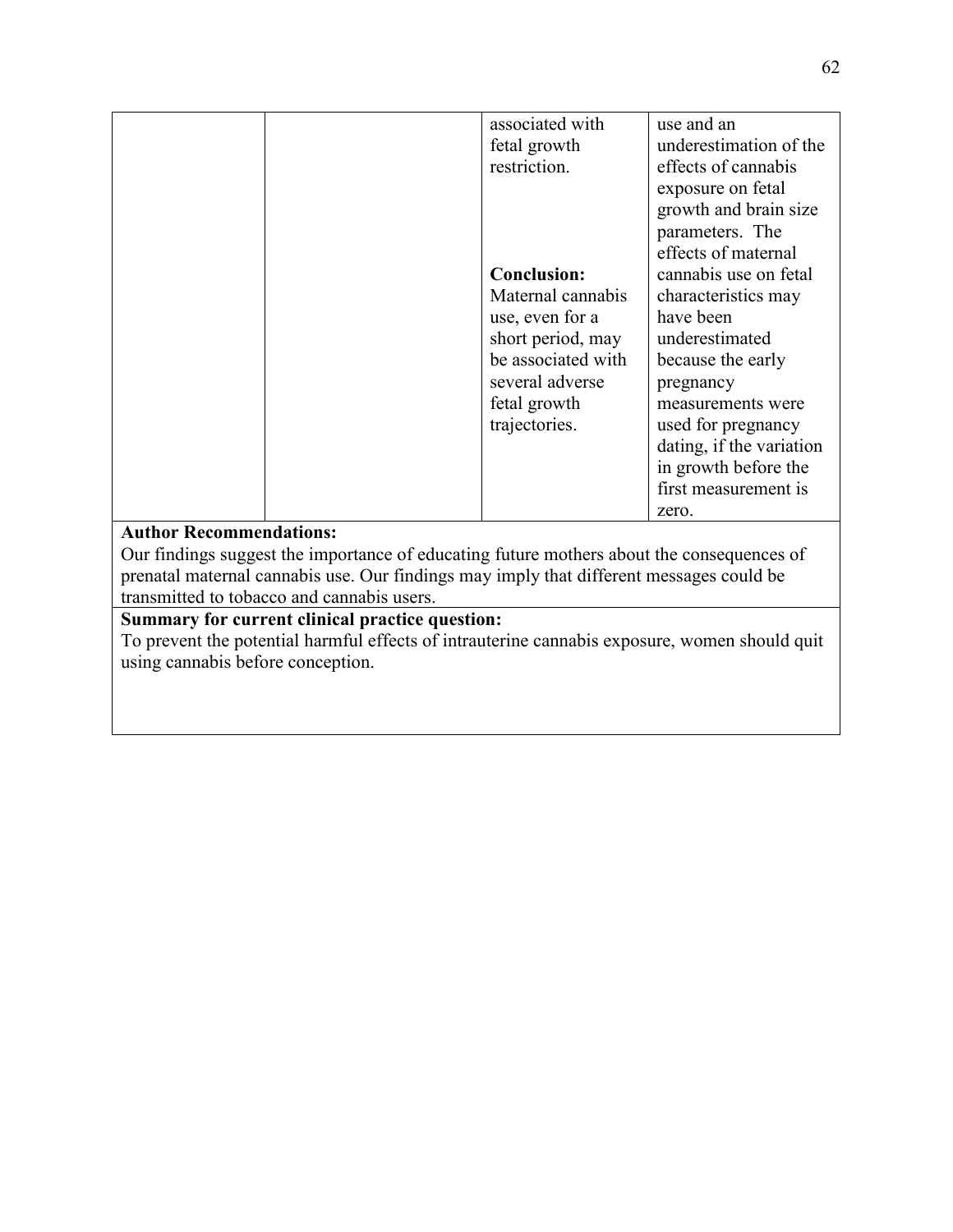| | | | |
|---|---|---|---|
| | | associated with fetal growth restriction.<br><br>**Conclusion:** Maternal cannabis use, even for a short period, may be associated with several adverse fetal growth trajectories. | use and an underestimation of the effects of cannabis exposure on fetal growth and brain size parameters. The effects of maternal cannabis use on fetal characteristics may have been underestimated because the early pregnancy measurements were used for pregnancy dating, if the variation in growth before the first measurement is zero. |

**Author Recommendations:**
Our findings suggest the importance of educating future mothers about the consequences of prenatal maternal cannabis use. Our findings may imply that different messages could be transmitted to tobacco and cannabis users.

**Summary for current clinical practice question:**
To prevent the potential harmful effects of intrauterine cannabis exposure, women should quit using cannabis before conception.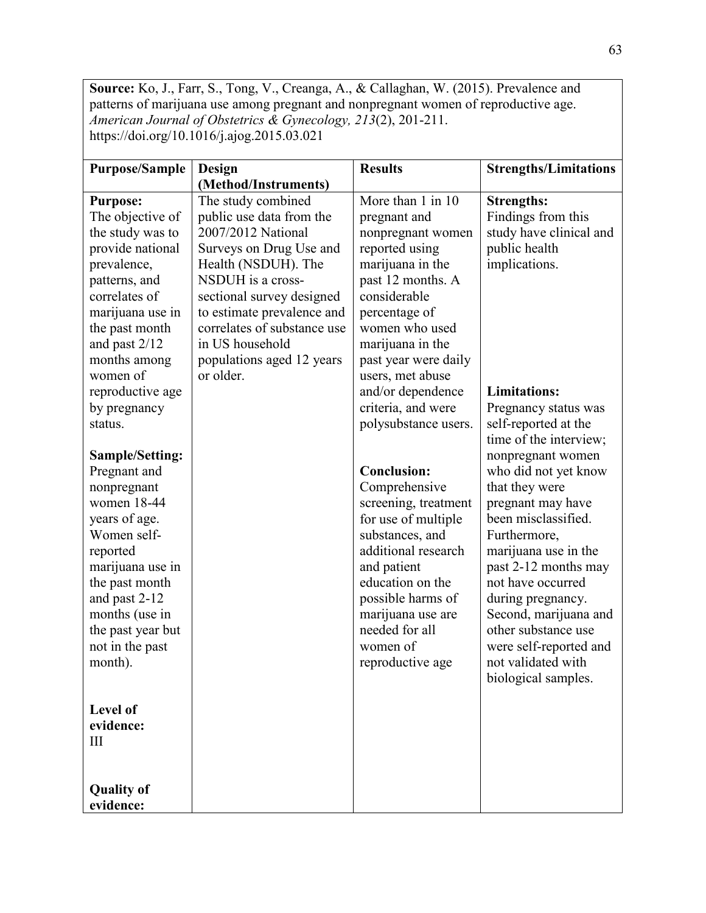**Source:** Ko, J., Farr, S., Tong, V., Creanga, A., & Callaghan, W. (2015). Prevalence and patterns of marijuana use among pregnant and nonpregnant women of reproductive age. *American Journal of Obstetrics & Gynecology, 213*(2), 201-211. https://doi.org/10.1016/j.ajog.2015.03.021

| Purpose/Sample | Design (Method/Instruments) | Results | Strengths/Limitations |
|---|---|---|---|
| **Purpose:**<br>The objective of the study was to provide national prevalence, patterns, and correlates of marijuana use in the past month and past 2/12 months among women of reproductive age by pregnancy status.<br><br>**Sample/Setting:**<br>Pregnant and nonpregnant women 18-44 years of age. Women self-reported marijuana use in the past month and past 2-12 months (use in the past year but not in the past month).<br><br>**Level of evidence:**<br>III<br><br>**Quality of evidence:** | The study combined public use data from the 2007/2012 National Surveys on Drug Use and Health (NSDUH). The NSDUH is a cross-sectional survey designed to estimate prevalence and correlates of substance use in US household populations aged 12 years or older. | More than 1 in 10 pregnant and nonpregnant women reported using marijuana in the past 12 months. A considerable percentage of women who used marijuana in the past year were daily users, met abuse and/or dependence criteria, and were polysubstance users.<br><br>**Conclusion:**<br>Comprehensive screening, treatment for use of multiple substances, and additional research and patient education on the possible harms of marijuana use are needed for all women of reproductive age | **Strengths:**<br>Findings from this study have clinical and public health implications.<br><br>**Limitations:**<br>Pregnancy status was self-reported at the time of the interview; nonpregnant women who did not yet know that they were pregnant may have been misclassified. Furthermore, marijuana use in the past 2-12 months may not have occurred during pregnancy. Second, marijuana and other substance use were self-reported and not validated with biological samples. |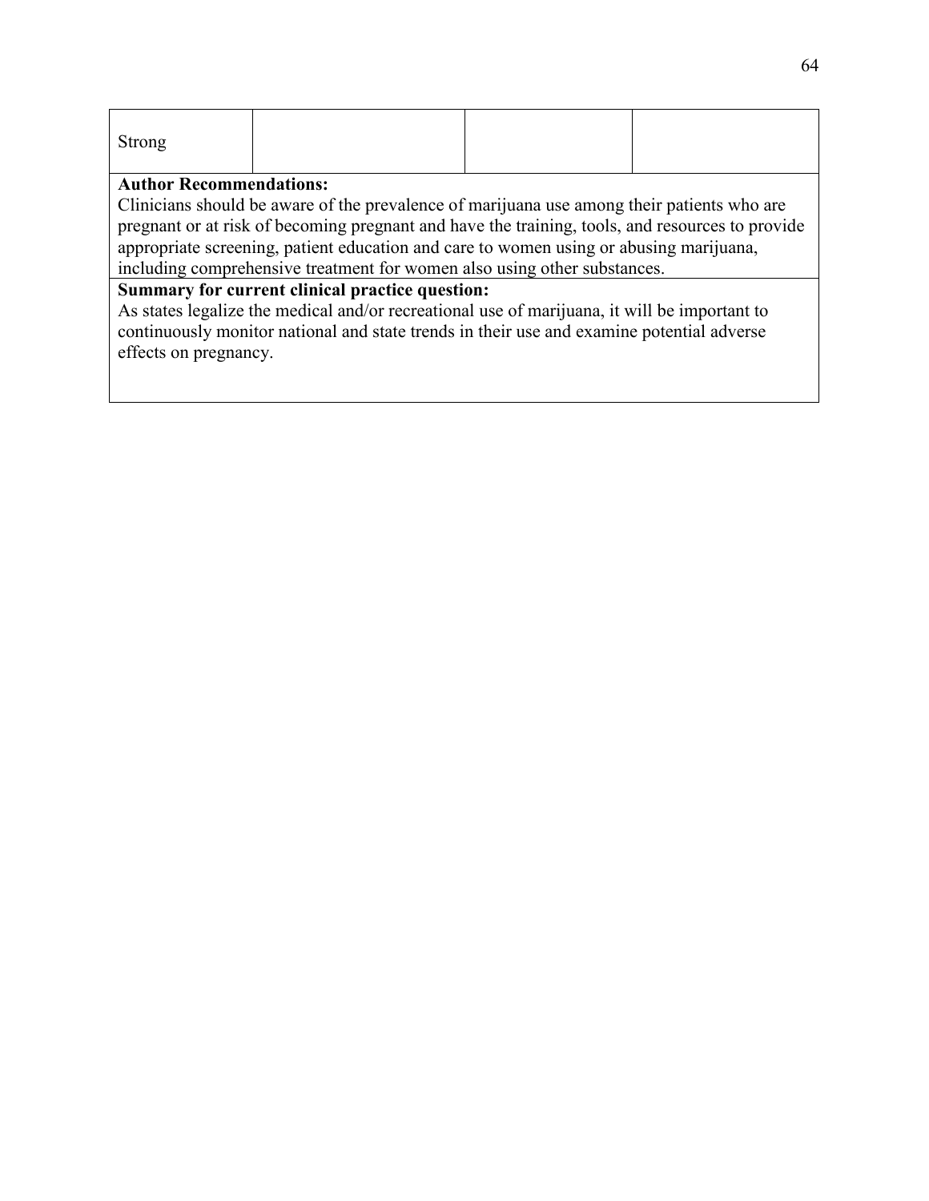| Strong | | | |
|---|---|---|---|

**Author Recommendations:**
Clinicians should be aware of the prevalence of marijuana use among their patients who are pregnant or at risk of becoming pregnant and have the training, tools, and resources to provide appropriate screening, patient education and care to women using or abusing marijuana, including comprehensive treatment for women also using other substances.

**Summary for current clinical practice question:**
As states legalize the medical and/or recreational use of marijuana, it will be important to continuously monitor national and state trends in their use and examine potential adverse effects on pregnancy.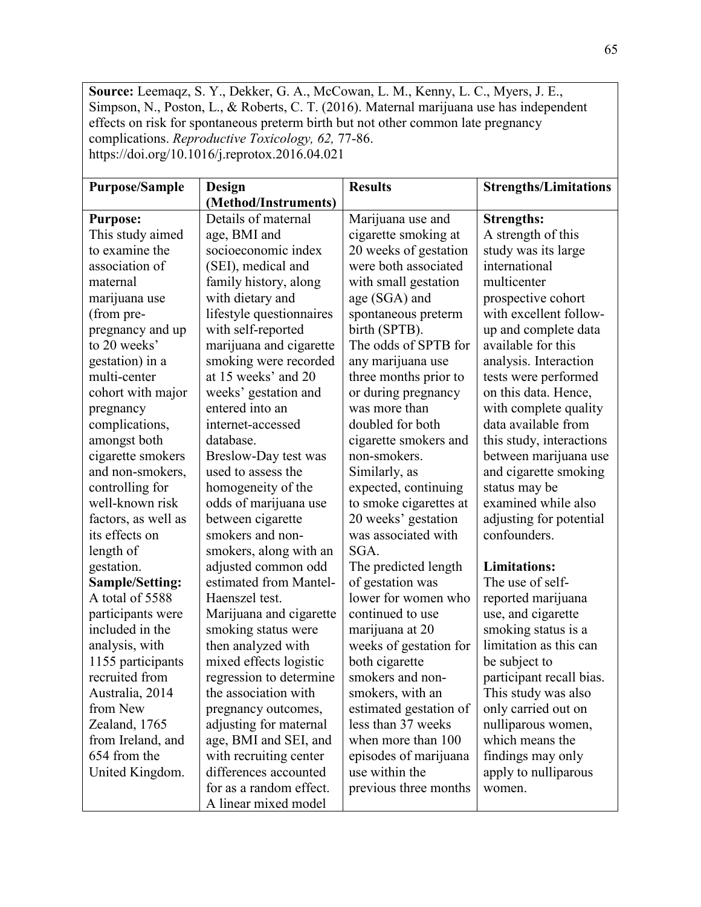**Source:** Leemaqz, S. Y., Dekker, G. A., McCowan, L. M., Kenny, L. C., Myers, J. E., Simpson, N., Poston, L., & Roberts, C. T. (2016). Maternal marijuana use has independent effects on risk for spontaneous preterm birth but not other common late pregnancy complications. *Reproductive Toxicology, 62,* 77-86. https://doi.org/10.1016/j.reprotox.2016.04.021

| Purpose/Sample | Design (Method/Instruments) | Results | Strengths/Limitations |
|---|---|---|---|
| **Purpose:** This study aimed to examine the association of maternal marijuana use (from pre-pregnancy and up to 20 weeks' gestation) in a multi-center cohort with major pregnancy complications, amongst both cigarette smokers and non-smokers, controlling for well-known risk factors, as well as its effects on length of gestation. **Sample/Setting:** A total of 5588 participants were included in the analysis, with 1155 participants recruited from Australia, 2014 from New Zealand, 1765 from Ireland, and 654 from the United Kingdom. | Details of maternal age, BMI and socioeconomic index (SEI), medical and family history, along with dietary and lifestyle questionnaires with self-reported marijuana and cigarette smoking were recorded at 15 weeks' and 20 weeks' gestation and entered into an internet-accessed database. Breslow-Day test was used to assess the homogeneity of the odds of marijuana use between cigarette smokers and non-smokers, along with an adjusted common odd estimated from Mantel-Haenszel test. Marijuana and cigarette smoking status were then analyzed with mixed effects logistic regression to determine the association with pregnancy outcomes, adjusting for maternal age, BMI and SEI, and with recruiting center differences accounted for as a random effect. A linear mixed model | Marijuana use and cigarette smoking at 20 weeks of gestation were both associated with small gestation age (SGA) and spontaneous preterm birth (SPTB). The odds of SPTB for any marijuana use three months prior to or during pregnancy was more than doubled for both cigarette smokers and non-smokers. Similarly, as expected, continuing to smoke cigarettes at 20 weeks' gestation was associated with SGA. The predicted length of gestation was lower for women who continued to use marijuana at 20 weeks of gestation for both cigarette smokers and non-smokers, with an estimated gestation of less than 37 weeks when more than 100 episodes of marijuana use within the previous three months | **Strengths:** A strength of this study was its large international multicenter prospective cohort with excellent follow-up and complete data available for this analysis. Interaction tests were performed on this data. Hence, with complete quality data available from this study, interactions between marijuana use and cigarette smoking status may be examined while also adjusting for potential confounders. **Limitations:** The use of self-reported marijuana use, and cigarette smoking status is a limitation as this can be subject to participant recall bias. This study was also only carried out on nulliparous women, which means the findings may only apply to nulliparous women. |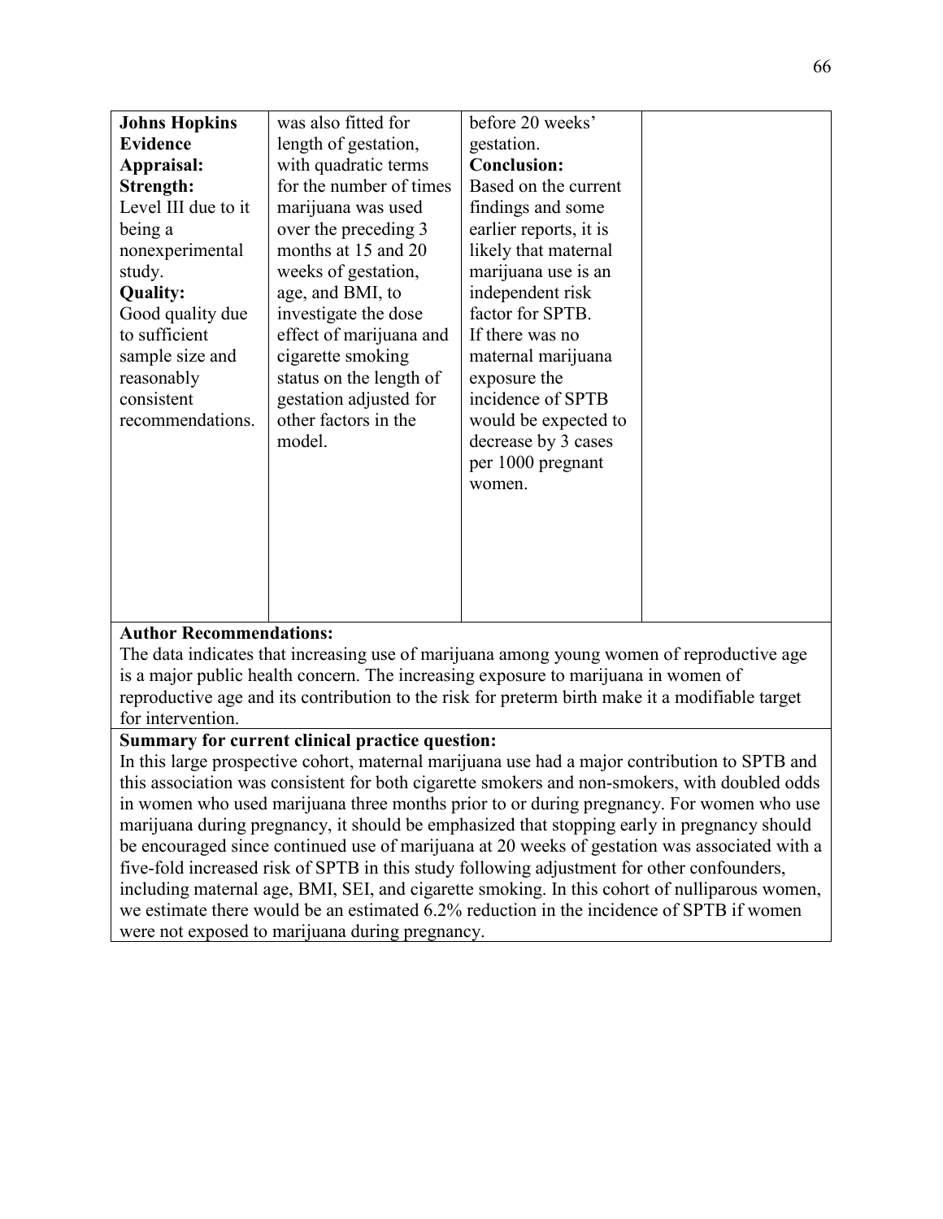| | | | |
|---|---|---|---|
| **Johns Hopkins Evidence Appraisal:**<br>**Strength:**<br>Level III due to it being a nonexperimental study.<br>**Quality:**<br>Good quality due to sufficient sample size and reasonably consistent recommendations. | was also fitted for length of gestation, with quadratic terms for the number of times marijuana was used over the preceding 3 months at 15 and 20 weeks of gestation, age, and BMI, to investigate the dose effect of marijuana and cigarette smoking status on the length of gestation adjusted for other factors in the model. | before 20 weeks' gestation.<br>**Conclusion:**<br>Based on the current findings and some earlier reports, it is likely that maternal marijuana use is an independent risk factor for SPTB.<br>If there was no maternal marijuana exposure the incidence of SPTB would be expected to decrease by 3 cases per 1000 pregnant women. | |

**Author Recommendations:**
The data indicates that increasing use of marijuana among young women of reproductive age is a major public health concern. The increasing exposure to marijuana in women of reproductive age and its contribution to the risk for preterm birth make it a modifiable target for intervention.

**Summary for current clinical practice question:**
In this large prospective cohort, maternal marijuana use had a major contribution to SPTB and this association was consistent for both cigarette smokers and non-smokers, with doubled odds in women who used marijuana three months prior to or during pregnancy. For women who use marijuana during pregnancy, it should be emphasized that stopping early in pregnancy should be encouraged since continued use of marijuana at 20 weeks of gestation was associated with a five-fold increased risk of SPTB in this study following adjustment for other confounders, including maternal age, BMI, SEI, and cigarette smoking. In this cohort of nulliparous women, we estimate there would be an estimated 6.2% reduction in the incidence of SPTB if women were not exposed to marijuana during pregnancy.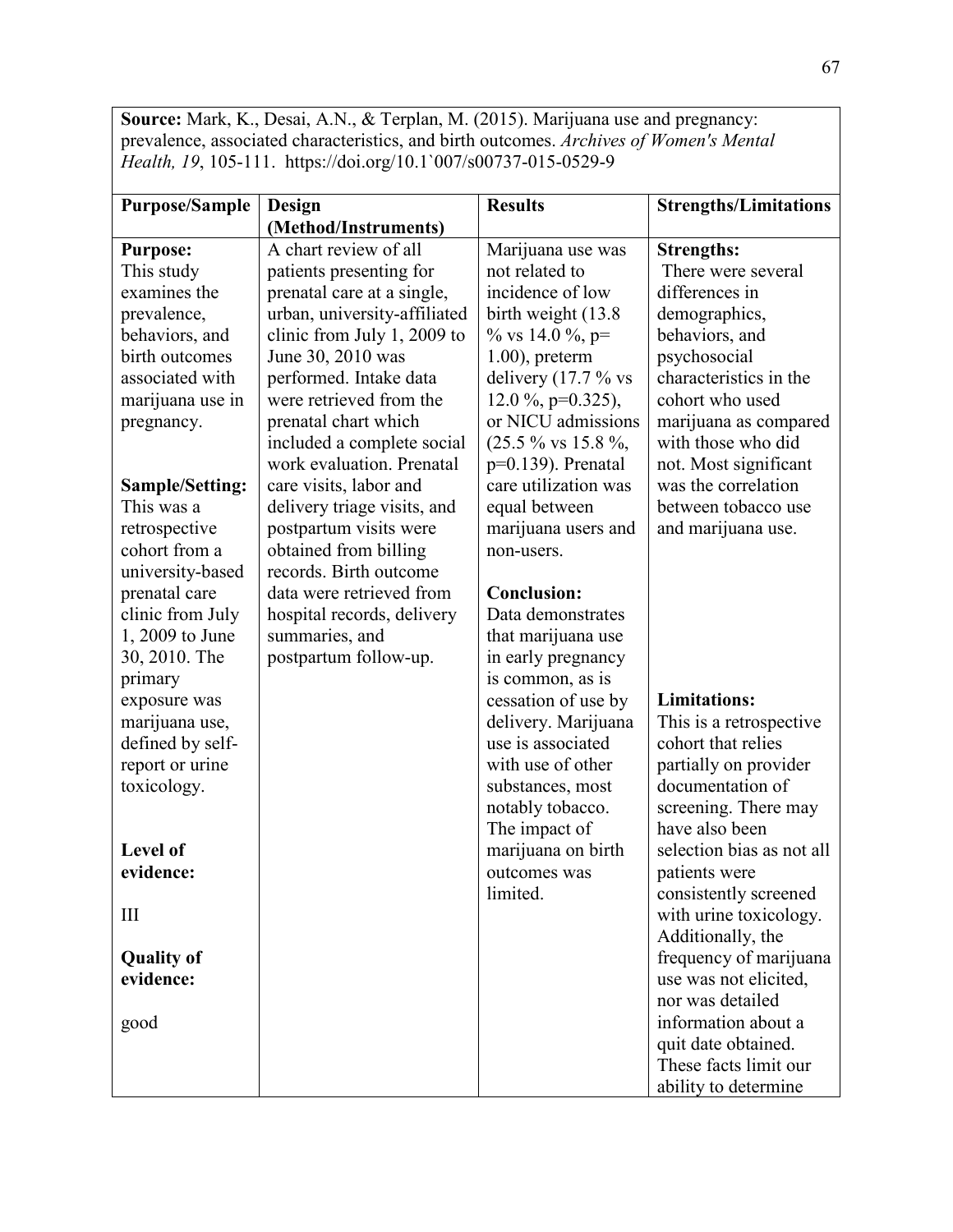**Source:** Mark, K., Desai, A.N., & Terplan, M. (2015). Marijuana use and pregnancy: prevalence, associated characteristics, and birth outcomes. *Archives of Women's Mental Health, 19*, 105-111. https://doi.org/10.1`007/s00737-015-0529-9

| Purpose/Sample | Design (Method/Instruments) | Results | Strengths/Limitations |
|---|---|---|---|
| **Purpose:** This study examines the prevalence, behaviors, and birth outcomes associated with marijuana use in pregnancy. <br><br> **Sample/Setting:** This was a retrospective cohort from a university-based prenatal care clinic from July 1, 2009 to June 30, 2010. The primary exposure was marijuana use, defined by self-report or urine toxicology. <br><br> **Level of evidence:** <br><br> III <br><br> **Quality of evidence:** <br><br> good | A chart review of all patients presenting for prenatal care at a single, urban, university-affiliated clinic from July 1, 2009 to June 30, 2010 was performed. Intake data were retrieved from the prenatal chart which included a complete social work evaluation. Prenatal care visits, labor and delivery triage visits, and postpartum visits were obtained from billing records. Birth outcome data were retrieved from hospital records, delivery summaries, and postpartum follow-up. | Marijuana use was not related to incidence of low birth weight (13.8 % vs 14.0 %, p= 1.00), preterm delivery (17.7 % vs 12.0 %, p=0.325), or NICU admissions (25.5 % vs 15.8 %, p=0.139). Prenatal care utilization was equal between marijuana users and non-users. <br><br> **Conclusion:** Data demonstrates that marijuana use in early pregnancy is common, as is cessation of use by delivery. Marijuana use is associated with use of other substances, most notably tobacco. The impact of marijuana on birth outcomes was limited. | **Strengths:** There were several differences in demographics, behaviors, and psychosocial characteristics in the cohort who used marijuana as compared with those who did not. Most significant was the correlation between tobacco use and marijuana use. <br><br> **Limitations:** This is a retrospective cohort that relies partially on provider documentation of screening. There may have also been selection bias as not all patients were consistently screened with urine toxicology. Additionally, the frequency of marijuana use was not elicited, nor was detailed information about a quit date obtained. These facts limit our ability to determine |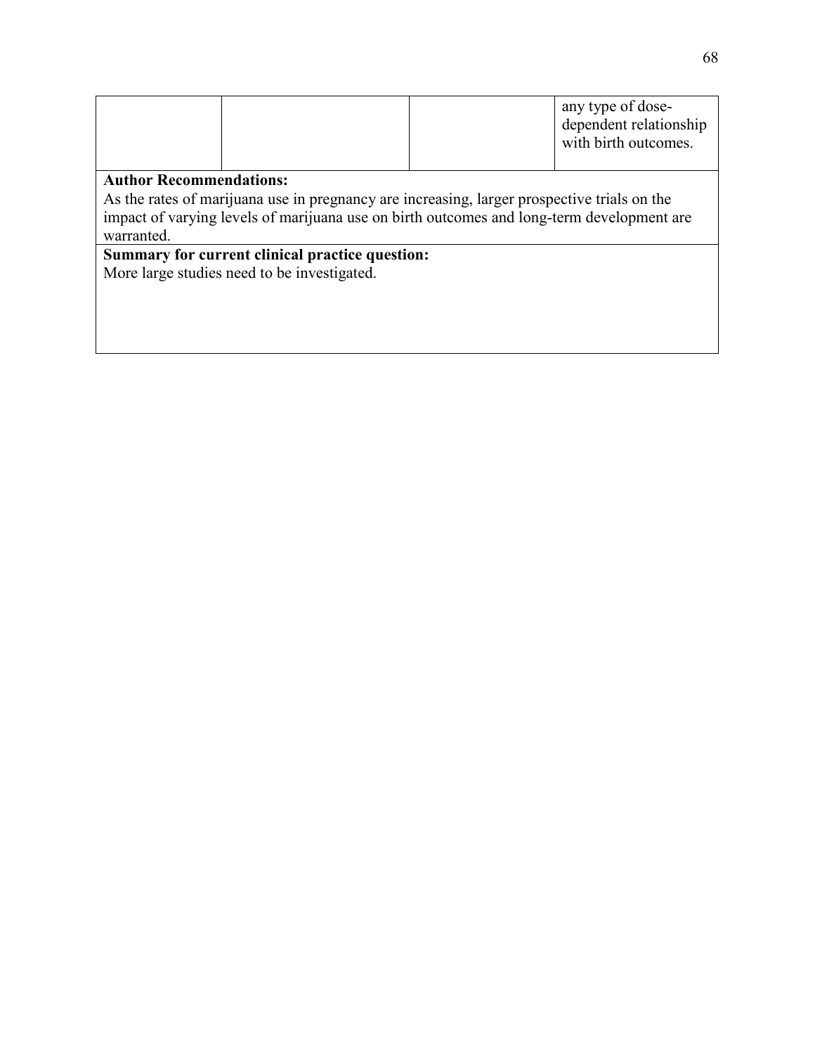|  |  |  | any type of dose-dependent relationship with birth outcomes. |
|---|---|---|---|

**Author Recommendations:**
As the rates of marijuana use in pregnancy are increasing, larger prospective trials on the impact of varying levels of marijuana use on birth outcomes and long-term development are warranted.

**Summary for current clinical practice question:**
More large studies need to be investigated.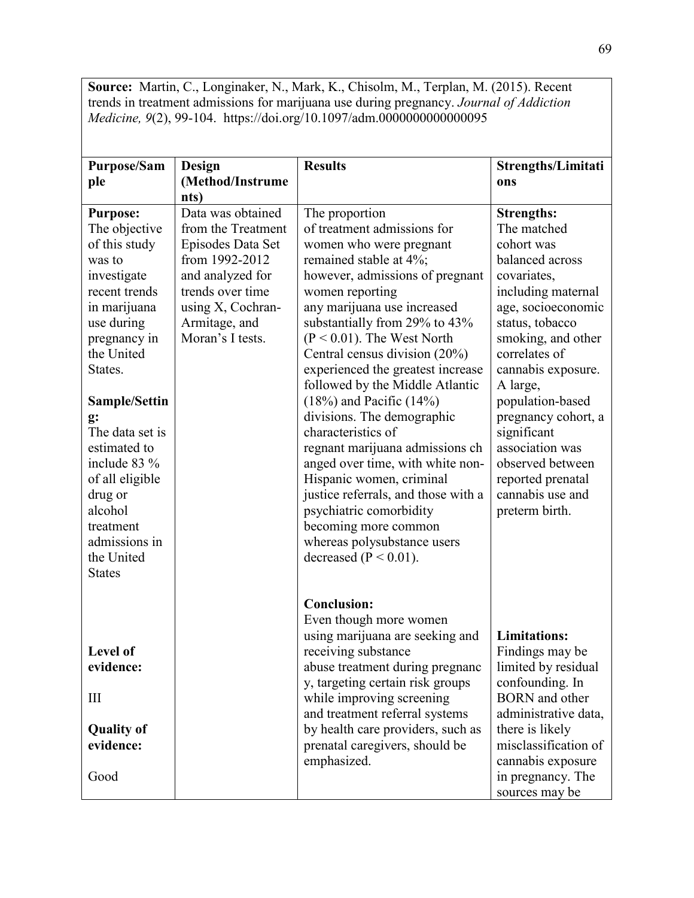**Source:** Martin, C., Longinaker, N., Mark, K., Chisolm, M., Terplan, M. (2015). Recent trends in treatment admissions for marijuana use during pregnancy. *Journal of Addiction Medicine, 9*(2), 99-104. https://doi.org/10.1097/adm.0000000000000095

| Purpose/Sample | Design (Method/Instruments) | Results | Strengths/Limitations |
|---|---|---|---|
| **Purpose:** The objective of this study was to investigate recent trends in marijuana use during pregnancy in the United States. <br><br> **Sample/Setting:** The data set is estimated to include 83 % of all eligible drug or alcohol treatment admissions in the United States <br><br> **Level of evidence:** <br><br> III <br><br> **Quality of evidence:** <br><br> Good | Data was obtained from the Treatment Episodes Data Set from 1992-2012 and analyzed for trends over time using X, Cochran-Armitage, and Moran's I tests. | The proportion of treatment admissions for women who were pregnant remained stable at 4%; however, admissions of pregnant women reporting any marijuana use increased substantially from 29% to 43% ($P < 0.01$). The West North Central census division (20%) experienced the greatest increase followed by the Middle Atlantic (18%) and Pacific (14%) divisions. The demographic characteristics of regnant marijuana admissions ch anged over time, with white non-Hispanic women, criminal justice referrals, and those with a psychiatric comorbidity becoming more common whereas polysubstance users decreased ($P < 0.01$). <br><br> **Conclusion:** Even though more women using marijuana are seeking and receiving substance abuse treatment during pregnanc y, targeting certain risk groups while improving screening and treatment referral systems by health care providers, such as prenatal caregivers, should be emphasized. | **Strengths:** The matched cohort was balanced across covariates, including maternal age, socioeconomic status, tobacco smoking, and other correlates of cannabis exposure. A large, population-based pregnancy cohort, a significant association was observed between reported prenatal cannabis use and preterm birth. <br><br> **Limitations:** Findings may be limited by residual confounding. In BORN and other administrative data, there is likely misclassification of cannabis exposure in pregnancy. The sources may be |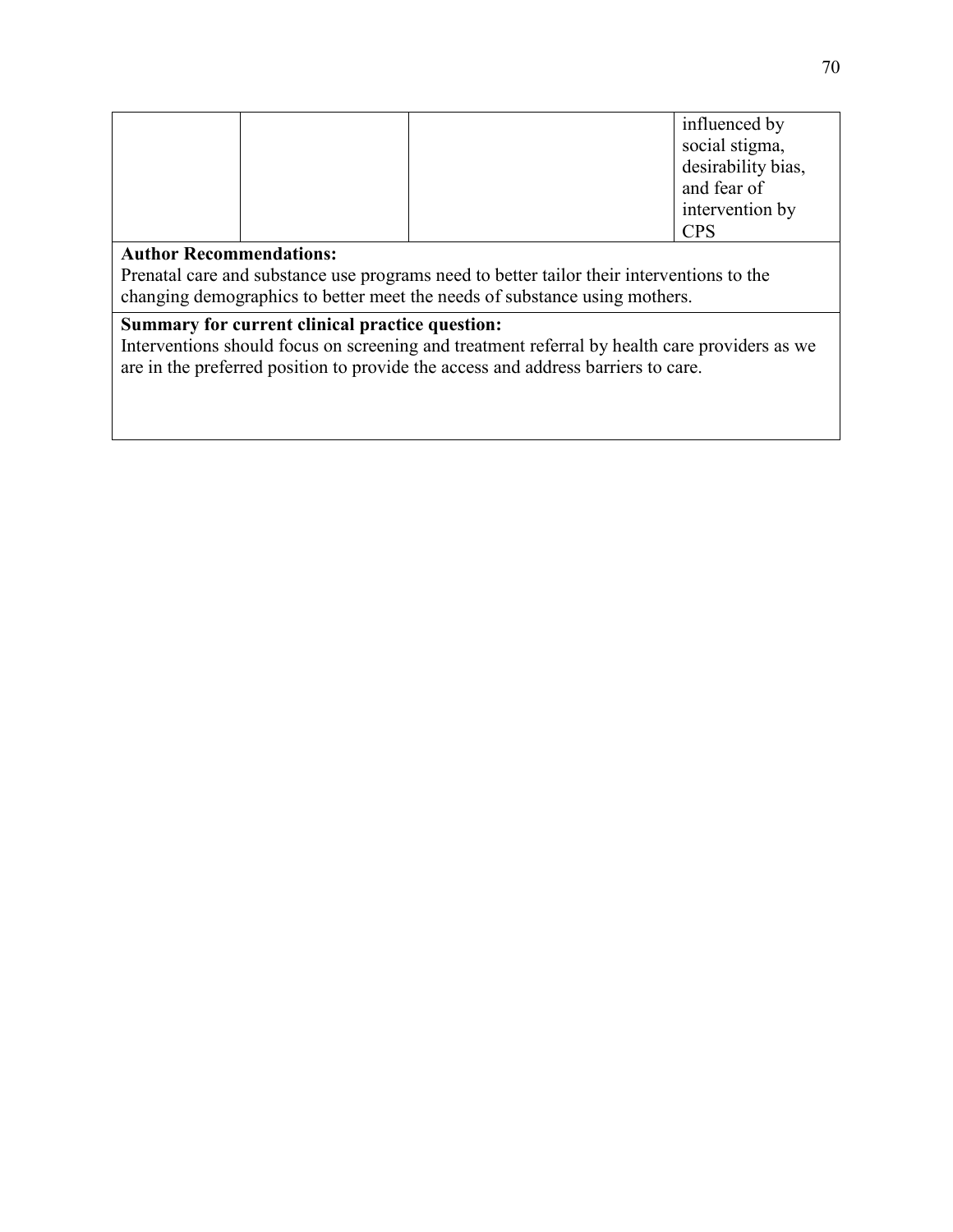|  |  |  | influenced by social stigma, desirability bias, and fear of intervention by CPS |
|---|---|---|---|

**Author Recommendations:**
Prenatal care and substance use programs need to better tailor their interventions to the changing demographics to better meet the needs of substance using mothers.

**Summary for current clinical practice question:**
Interventions should focus on screening and treatment referral by health care providers as we are in the preferred position to provide the access and address barriers to care.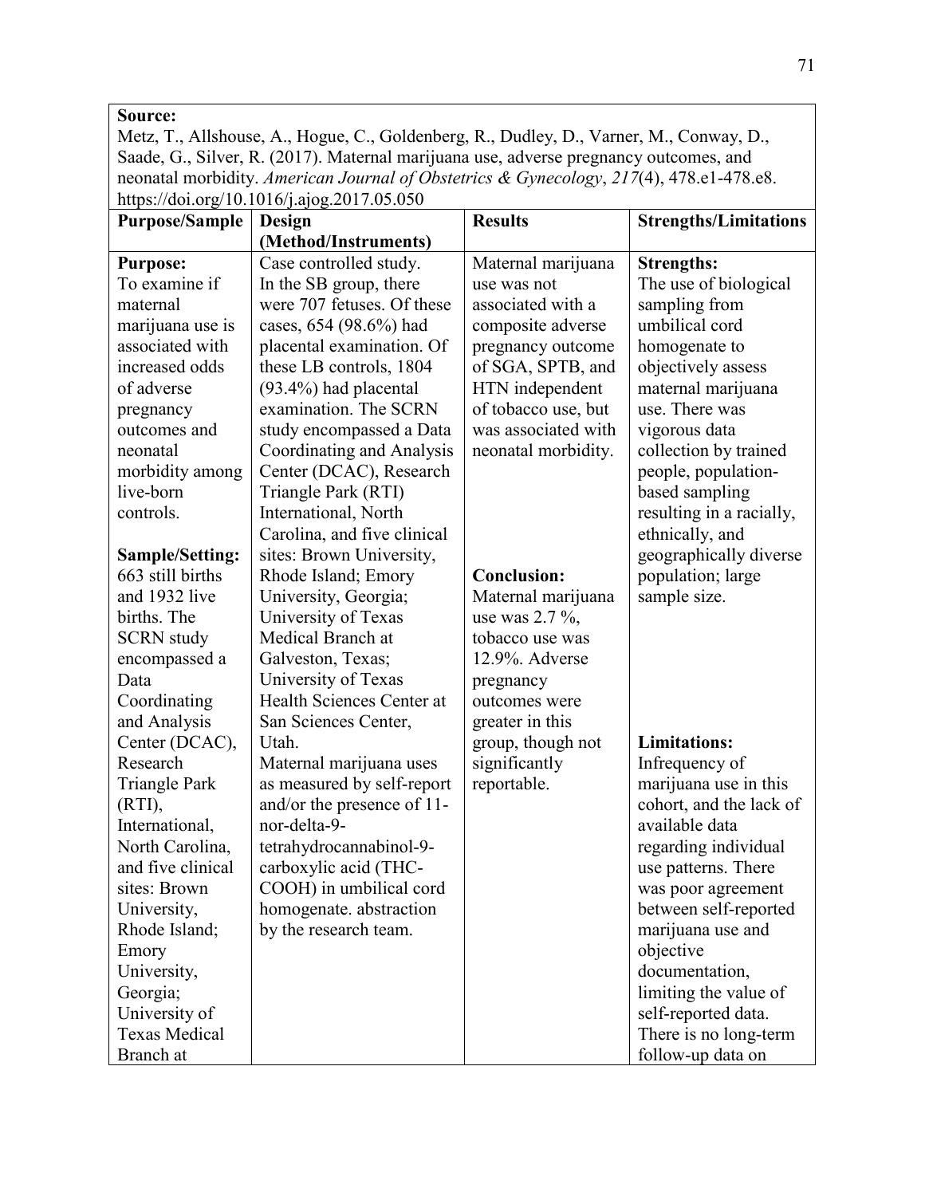| **Source:**<br>Metz, T., Allshouse, A., Hogue, C., Goldenberg, R., Dudley, D., Varner, M., Conway, D., Saade, G., Silver, R. (2017). Maternal marijuana use, adverse pregnancy outcomes, and neonatal morbidity. *American Journal of Obstetrics & Gynecology*, *217*(4), 478.e1-478.e8. https://doi.org/10.1016/j.ajog.2017.05.050 | | | |
|---|---|---|---|
| **Purpose/Sample** | **Design (Method/Instruments)** | **Results** | **Strengths/Limitations** |
| **Purpose:**<br>To examine if maternal marijuana use is associated with increased odds of adverse pregnancy outcomes and neonatal morbidity among live-born controls.<br><br>**Sample/Setting:**<br>663 still births and 1932 live births. The SCRN study encompassed a Data Coordinating and Analysis Center (DCAC), Research Triangle Park (RTI), International, North Carolina, and five clinical sites: Brown University, Rhode Island; Emory University, Georgia; University of Texas Medical Branch at | Case controlled study.<br>In the SB group, there were 707 fetuses. Of these cases, 654 (98.6%) had placental examination. Of these LB controls, 1804 (93.4%) had placental examination. The SCRN study encompassed a Data Coordinating and Analysis Center (DCAC), Research Triangle Park (RTI) International, North Carolina, and five clinical sites: Brown University, Rhode Island; Emory University, Georgia; University of Texas Medical Branch at Galveston, Texas; University of Texas Health Sciences Center at San Sciences Center, Utah.<br>Maternal marijuana uses as measured by self-report and/or the presence of 11-nor-delta-9-tetrahydrocannabinol-9-carboxylic acid (THC-COOH) in umbilical cord homogenate. abstraction by the research team. | Maternal marijuana use was not associated with a composite adverse pregnancy outcome of SGA, SPTB, and HTN independent of tobacco use, but was associated with neonatal morbidity.<br><br>**Conclusion:**<br>Maternal marijuana use was 2.7 %, tobacco use was 12.9%. Adverse pregnancy outcomes were greater in this group, though not significantly reportable. | **Strengths:**<br>The use of biological sampling from umbilical cord homogenate to objectively assess maternal marijuana use. There was vigorous data collection by trained people, population-based sampling resulting in a racially, ethnically, and geographically diverse population; large sample size.<br><br>**Limitations:**<br>Infrequency of marijuana use in this cohort, and the lack of available data regarding individual use patterns. There was poor agreement between self-reported marijuana use and objective documentation, limiting the value of self-reported data. There is no long-term follow-up data on |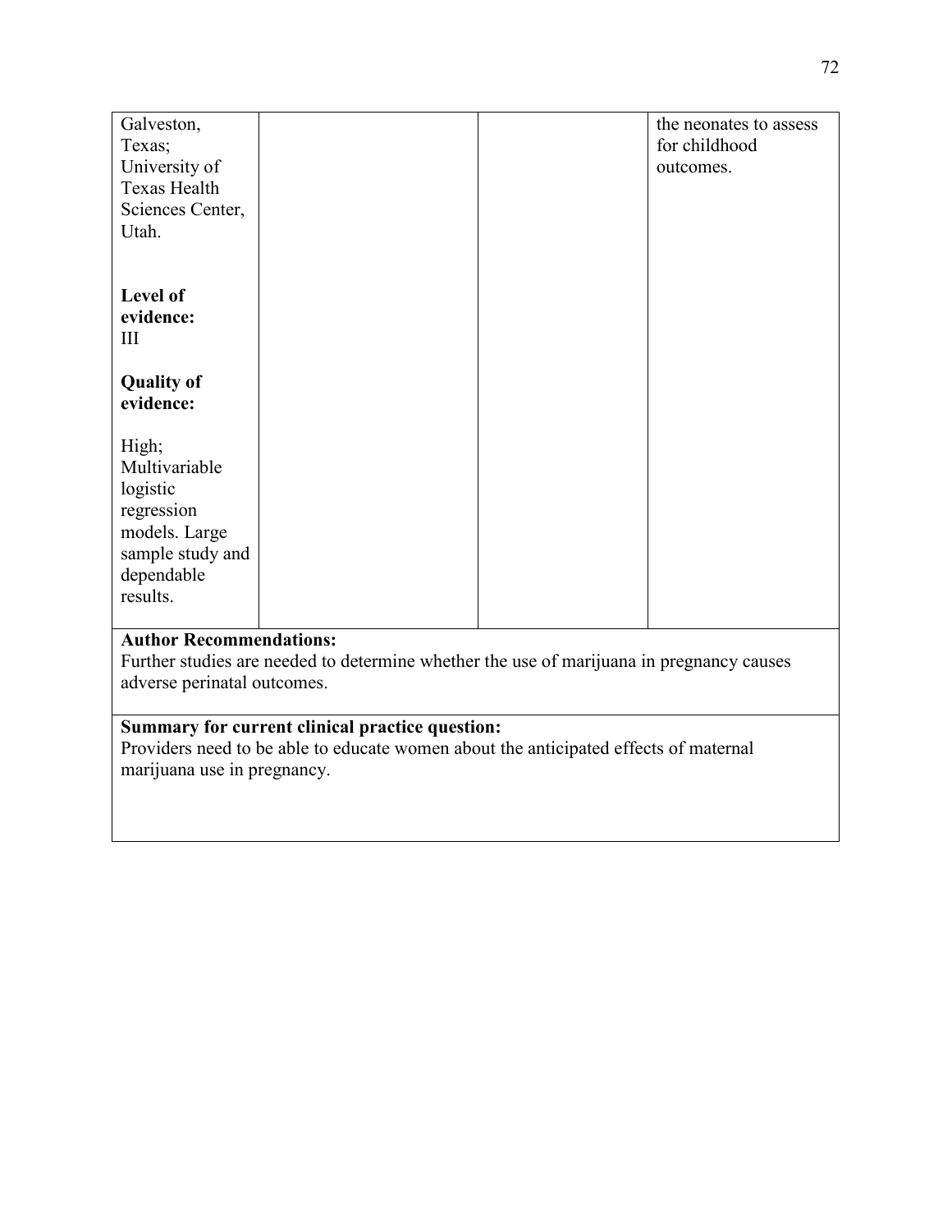| | | | |
|---|---|---|---|
| Galveston, Texas; University of Texas Health Sciences Center, Utah.<br><br>**Level of evidence:** III<br><br>**Quality of evidence:**<br><br>High; Multivariable logistic regression models. Large sample study and dependable results. | | | the neonates to assess for childhood outcomes. |
| **Author Recommendations:**<br>Further studies are needed to determine whether the use of marijuana in pregnancy causes adverse perinatal outcomes. | | | |
| **Summary for current clinical practice question:**<br>Providers need to be able to educate women about the anticipated effects of maternal marijuana use in pregnancy. | | | |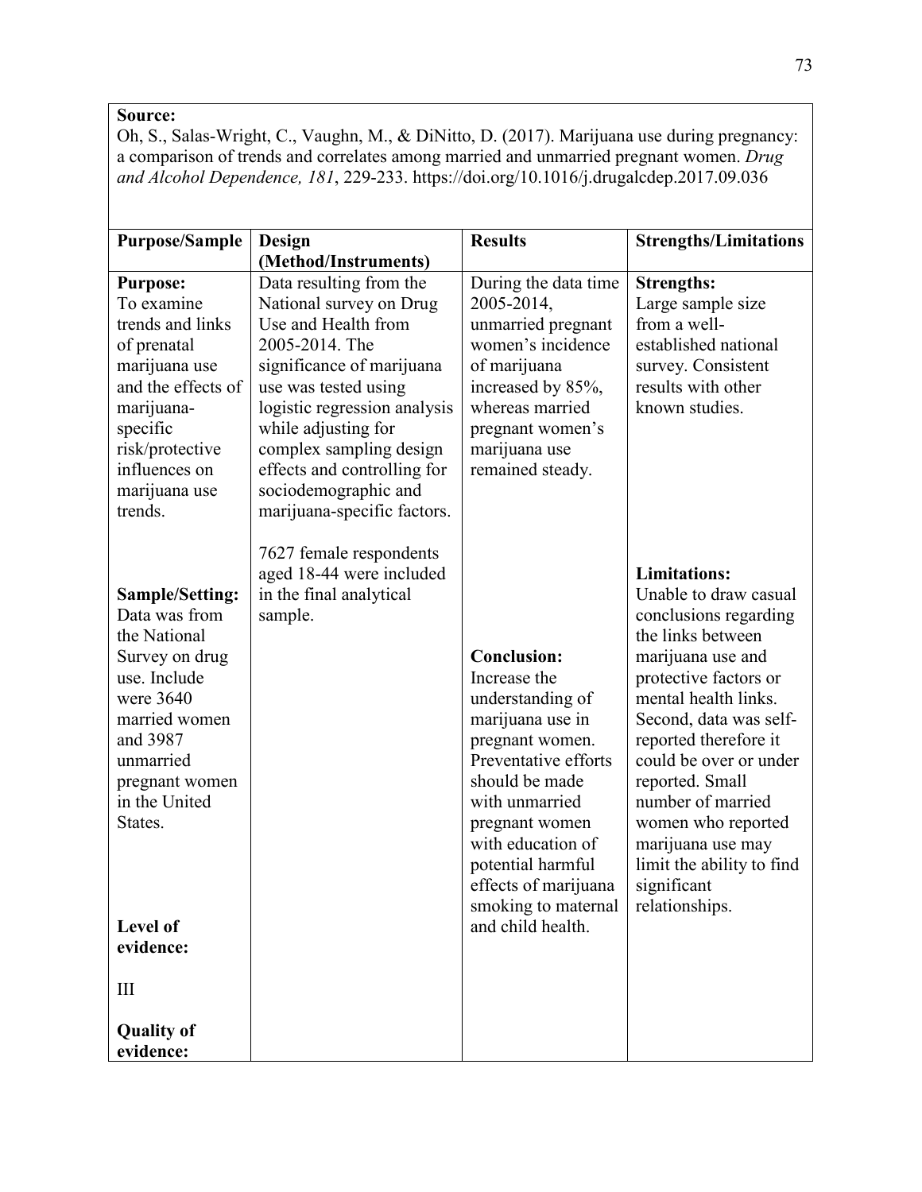**Source:**
Oh, S., Salas-Wright, C., Vaughn, M., & DiNitto, D. (2017). Marijuana use during pregnancy: a comparison of trends and correlates among married and unmarried pregnant women. *Drug and Alcohol Dependence, 181*, 229-233. https://doi.org/10.1016/j.drugalcdep.2017.09.036

| Purpose/Sample | Design (Method/Instruments) | Results | Strengths/Limitations |
|---|---|---|---|
| **Purpose:** To examine trends and links of prenatal marijuana use and the effects of marijuana-specific risk/protective influences on marijuana use trends.<br><br>**Sample/Setting:** Data was from the National Survey on drug use. Include were 3640 married women and 3987 unmarried pregnant women in the United States.<br><br>**Level of evidence:**<br><br>III<br><br>**Quality of evidence:** | Data resulting from the National survey on Drug Use and Health from 2005-2014. The significance of marijuana use was tested using logistic regression analysis while adjusting for complex sampling design effects and controlling for sociodemographic and marijuana-specific factors.<br><br>7627 female respondents aged 18-44 were included in the final analytical sample. | During the data time 2005-2014, unmarried pregnant women's incidence of marijuana increased by 85%, whereas married pregnant women's marijuana use remained steady.<br><br>**Conclusion:** Increase the understanding of marijuana use in pregnant women. Preventative efforts should be made with unmarried pregnant women with education of potential harmful effects of marijuana smoking to maternal and child health. | **Strengths:** Large sample size from a well-established national survey. Consistent results with other known studies.<br><br>**Limitations:** Unable to draw casual conclusions regarding the links between marijuana use and protective factors or mental health links. Second, data was self-reported therefore it could be over or under reported. Small number of married women who reported marijuana use may limit the ability to find significant relationships. |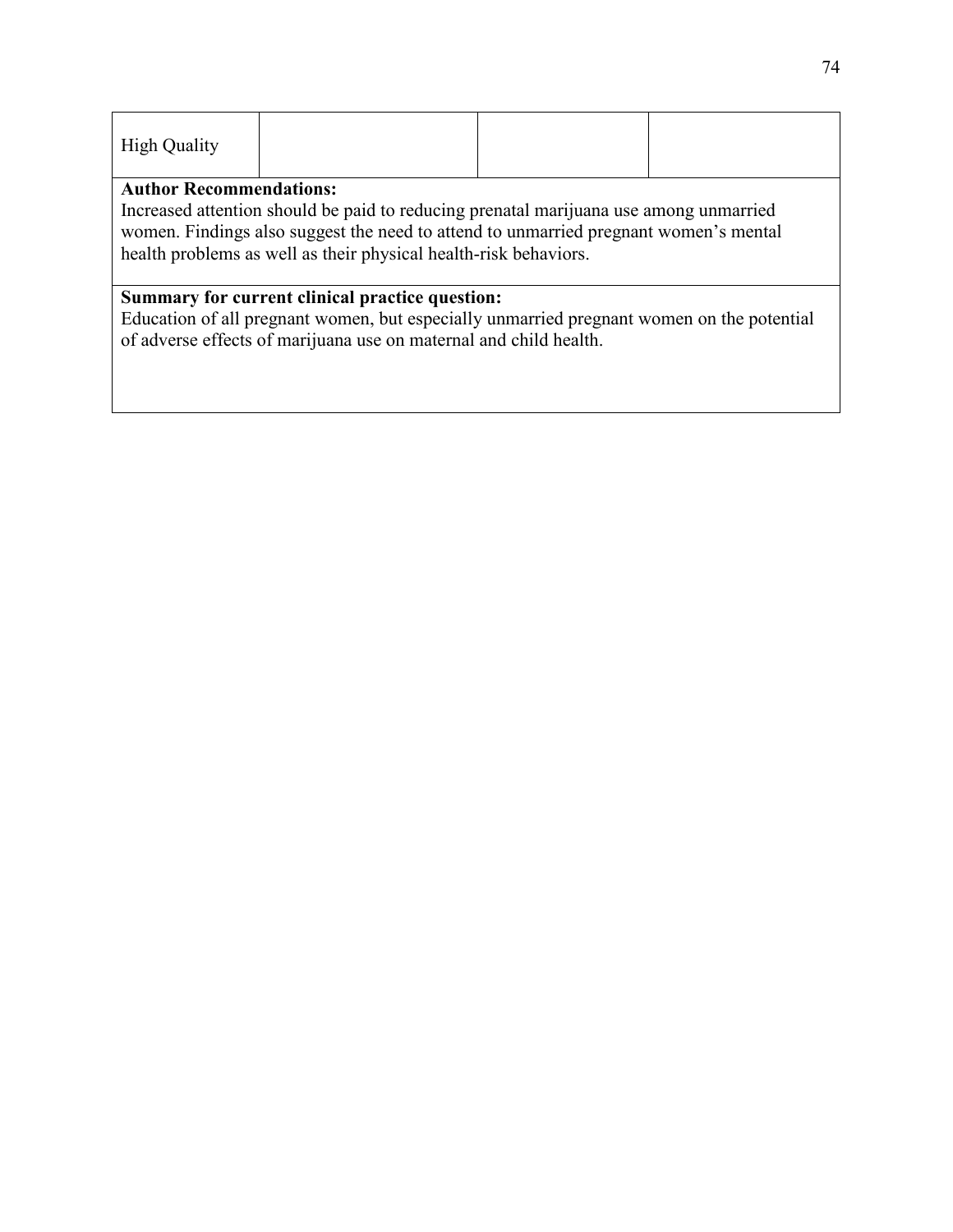| High Quality | | | |
|---|---|---|---|

**Author Recommendations:**
Increased attention should be paid to reducing prenatal marijuana use among unmarried women. Findings also suggest the need to attend to unmarried pregnant women's mental health problems as well as their physical health-risk behaviors.

**Summary for current clinical practice question:**
Education of all pregnant women, but especially unmarried pregnant women on the potential of adverse effects of marijuana use on maternal and child health.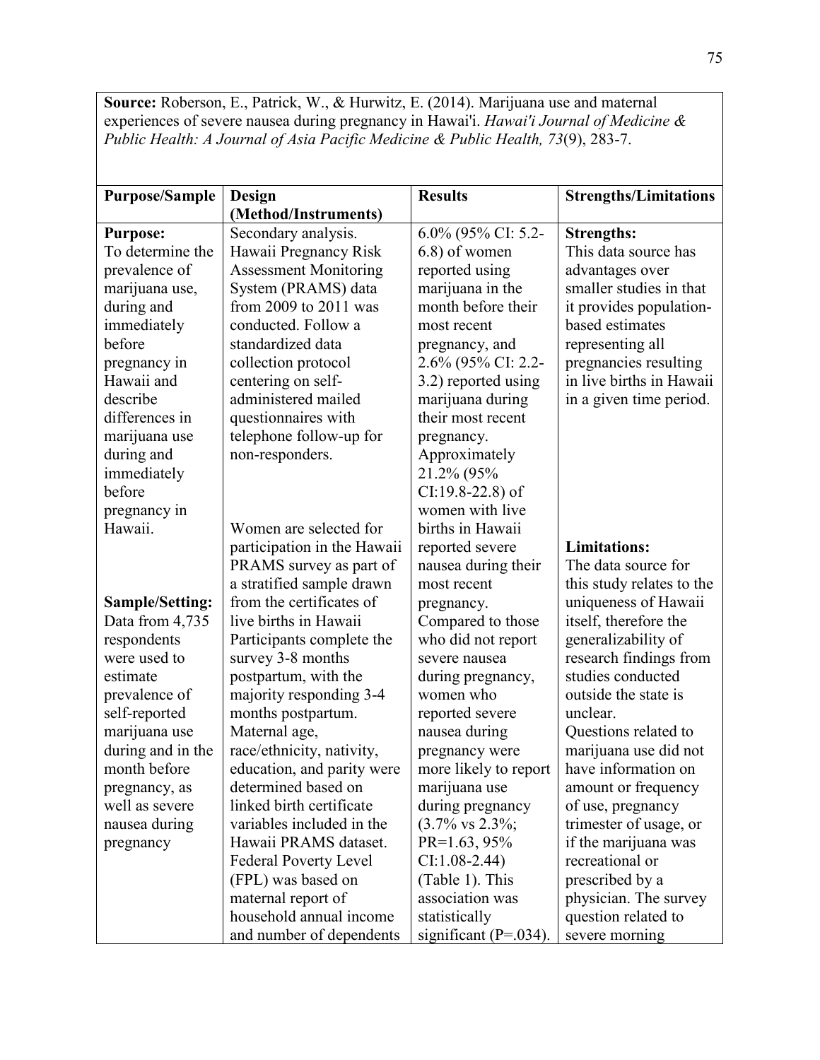**Source:** Roberson, E., Patrick, W., & Hurwitz, E. (2014). Marijuana use and maternal experiences of severe nausea during pregnancy in Hawai'i. *Hawai'i Journal of Medicine & Public Health: A Journal of Asia Pacific Medicine & Public Health, 73*(9), 283-7.

| Purpose/Sample | Design (Method/Instruments) | Results | Strengths/Limitations |
|---|---|---|---|
| **Purpose:** To determine the prevalence of marijuana use, during and immediately before pregnancy in Hawaii and describe differences in marijuana use during and immediately before pregnancy in Hawaii. <br><br> **Sample/Setting:** Data from 4,735 respondents were used to estimate prevalence of self-reported marijuana use during and in the month before pregnancy, as well as severe nausea during pregnancy | Secondary analysis. Hawaii Pregnancy Risk Assessment Monitoring System (PRAMS) data from 2009 to 2011 was conducted. Follow a standardized data collection protocol centering on self-administered mailed questionnaires with telephone follow-up for non-responders. <br><br> Women are selected for participation in the Hawaii PRAMS survey as part of a stratified sample drawn from the certificates of live births in Hawaii Participants complete the survey 3-8 months postpartum, with the majority responding 3-4 months postpartum. Maternal age, race/ethnicity, nativity, education, and parity were determined based on linked birth certificate variables included in the Hawaii PRAMS dataset. Federal Poverty Level (FPL) was based on maternal report of household annual income and number of dependents | 6.0% (95% CI: 5.2-6.8) of women reported using marijuana in the month before their most recent pregnancy, and 2.6% (95% CI: 2.2-3.2) reported using marijuana during their most recent pregnancy. Approximately 21.2% (95% CI:19.8-22.8) of women with live births in Hawaii reported severe nausea during their most recent pregnancy. Compared to those who did not report severe nausea during pregnancy, women who reported severe nausea during pregnancy were more likely to report marijuana use during pregnancy (3.7% vs 2.3%; PR=1.63, 95% CI:1.08-2.44) (Table 1). This association was statistically significant (P=.034). | **Strengths:** This data source has advantages over smaller studies in that it provides population-based estimates representing all pregnancies resulting in live births in Hawaii in a given time period. <br><br> **Limitations:** The data source for this study relates to the uniqueness of Hawaii itself, therefore the generalizability of research findings from studies conducted outside the state is unclear. Questions related to marijuana use did not have information on amount or frequency of use, pregnancy trimester of usage, or if the marijuana was recreational or prescribed by a physician. The survey question related to severe morning |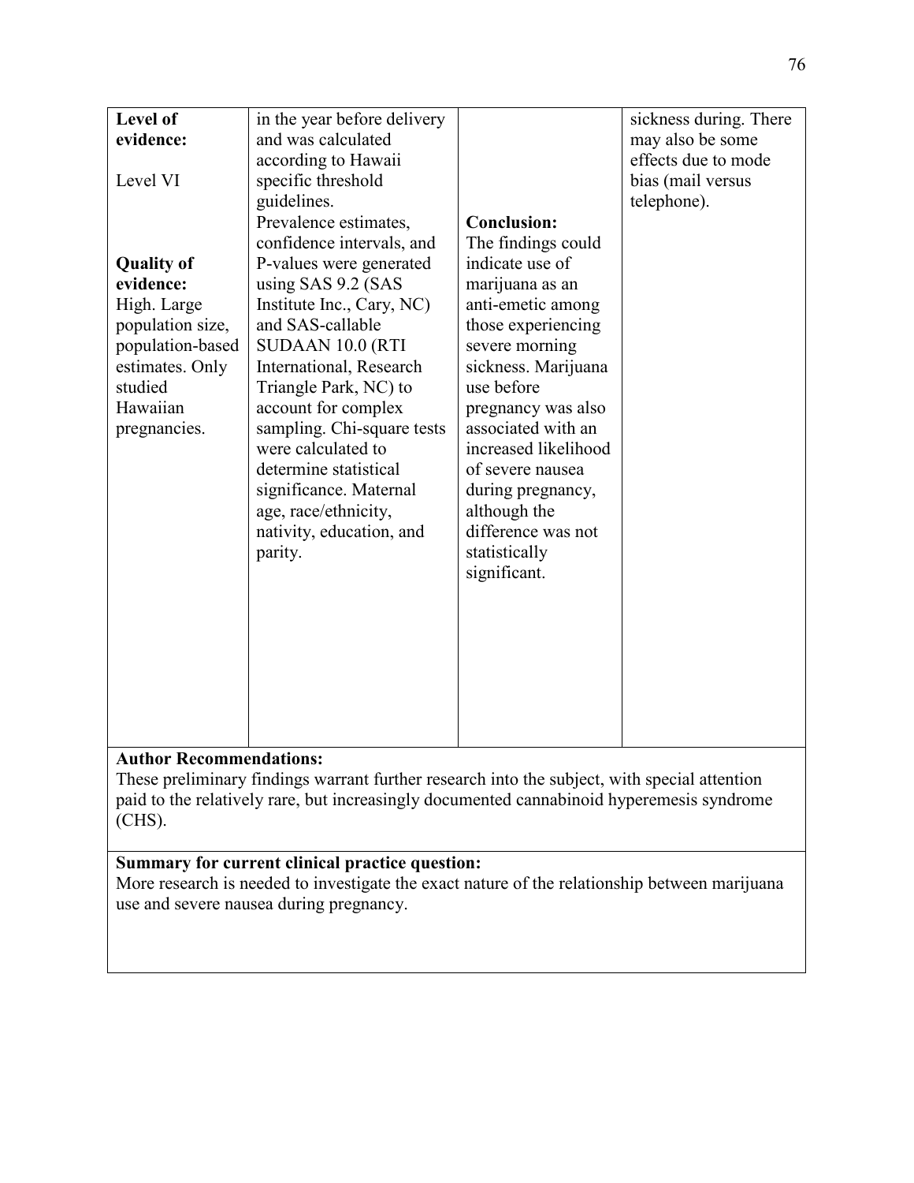| | | | |
|---|---|---|---|
| **Level of evidence:**<br><br>Level VI<br><br><br>**Quality of evidence:**<br>High. Large population size, population-based estimates. Only studied Hawaiian pregnancies. | in the year before delivery and was calculated according to Hawaii specific threshold guidelines.<br>Prevalence estimates, confidence intervals, and P-values were generated using SAS 9.2 (SAS Institute Inc., Cary, NC) and SAS-callable SUDAAN 10.0 (RTI International, Research Triangle Park, NC) to account for complex sampling. Chi-square tests were calculated to determine statistical significance. Maternal age, race/ethnicity, nativity, education, and parity. | **Conclusion:**<br>The findings could indicate use of marijuana as an anti-emetic among those experiencing severe morning sickness. Marijuana use before pregnancy was also associated with an increased likelihood of severe nausea during pregnancy, although the difference was not statistically significant. | sickness during. There may also be some effects due to mode bias (mail versus telephone). |

**Author Recommendations:**
These preliminary findings warrant further research into the subject, with special attention paid to the relatively rare, but increasingly documented cannabinoid hyperemesis syndrome (CHS).

**Summary for current clinical practice question:**
More research is needed to investigate the exact nature of the relationship between marijuana use and severe nausea during pregnancy.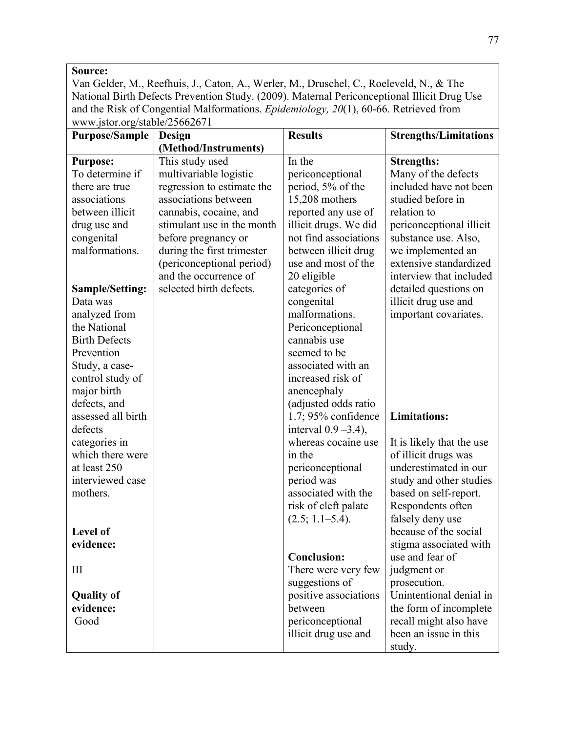| **Source:** Van Gelder, M., Reefhuis, J., Caton, A., Werler, M., Druschel, C., Roeleveld, N., & The National Birth Defects Prevention Study. (2009). Maternal Periconceptional Illicit Drug Use and the Risk of Congential Malformations. *Epidemiology, 20*(1), 60-66. Retrieved from www.jstor.org/stable/25662671 | | | |
|---|---|---|---|
| **Purpose/Sample** | **Design (Method/Instruments)** | **Results** | **Strengths/Limitations** |
| **Purpose:** To determine if there are true associations between illicit drug use and congenital malformations.<br><br>**Sample/Setting:** Data was analyzed from the National Birth Defects Prevention Study, a case-control study of major birth defects, and assessed all birth defects categories in which there were at least 250 interviewed case mothers.<br><br>**Level of evidence:**<br><br>III<br><br>**Quality of evidence:** Good | This study used multivariable logistic regression to estimate the associations between cannabis, cocaine, and stimulant use in the month before pregnancy or during the first trimester (periconceptional period) and the occurrence of selected birth defects. | In the periconceptional period, 5% of the 15,208 mothers reported any use of illicit drugs. We did not find associations between illicit drug use and most of the 20 eligible categories of congenital malformations. Periconceptional cannabis use seemed to be associated with an increased risk of anencephaly (adjusted odds ratio 1.7; 95% confidence interval 0.9 –3.4), whereas cocaine use in the periconceptional period was associated with the risk of cleft palate (2.5; 1.1–5.4).<br><br>**Conclusion:** There were very few suggestions of positive associations between periconceptional illicit drug use and | **Strengths:** Many of the defects included have not been studied before in relation to periconceptional illicit substance use. Also, we implemented an extensive standardized interview that included detailed questions on illicit drug use and important covariates.<br><br>**Limitations:**<br><br>It is likely that the use of illicit drugs was underestimated in our study and other studies based on self-report. Respondents often falsely deny use because of the social stigma associated with use and fear of judgment or prosecution. Unintentional denial in the form of incomplete recall might also have been an issue in this study. |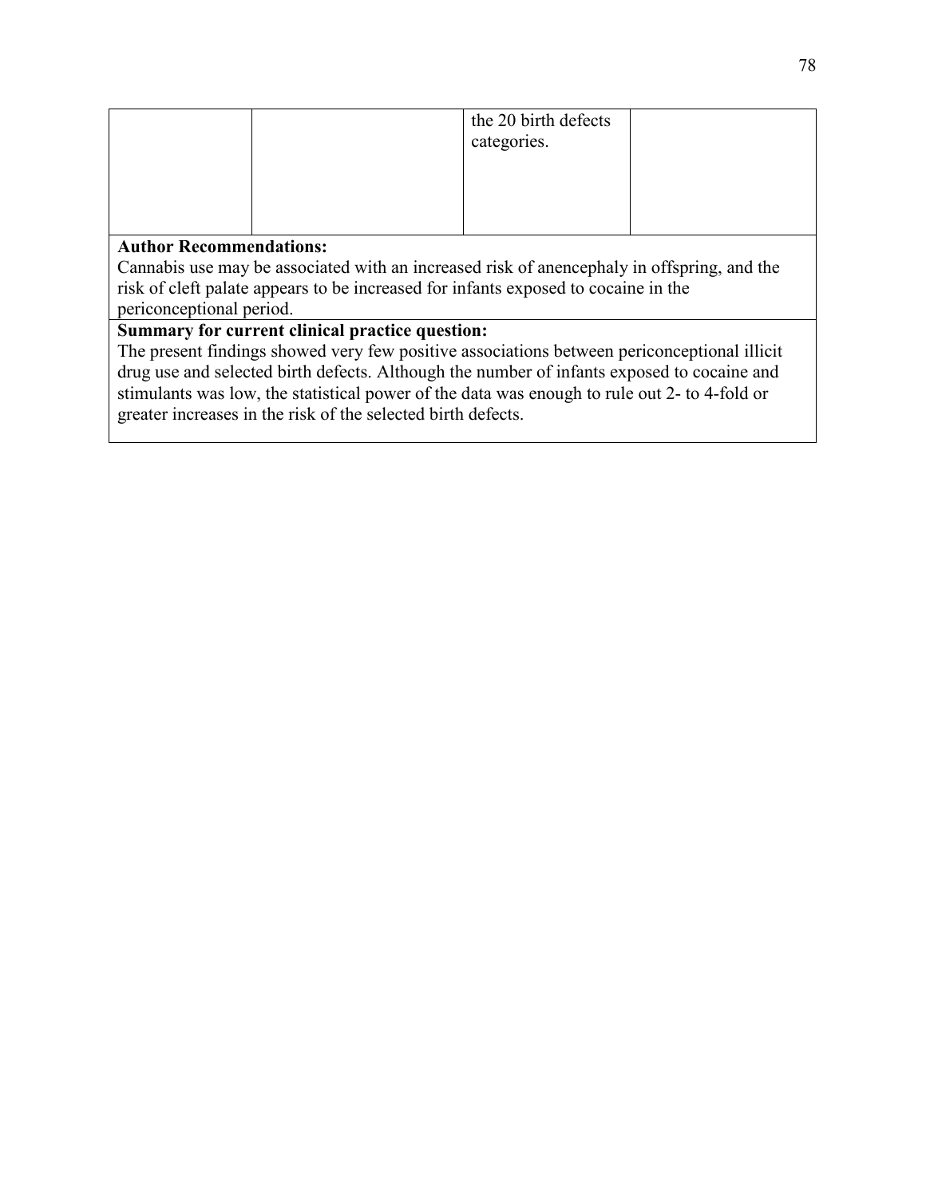| | | | |
|---|---|---|---|
| | | the 20 birth defects categories. | |

**Author Recommendations:**

Cannabis use may be associated with an increased risk of anencephaly in offspring, and the risk of cleft palate appears to be increased for infants exposed to cocaine in the periconceptional period.

**Summary for current clinical practice question:**

The present findings showed very few positive associations between periconceptional illicit drug use and selected birth defects. Although the number of infants exposed to cocaine and stimulants was low, the statistical power of the data was enough to rule out 2- to 4-fold or greater increases in the risk of the selected birth defects.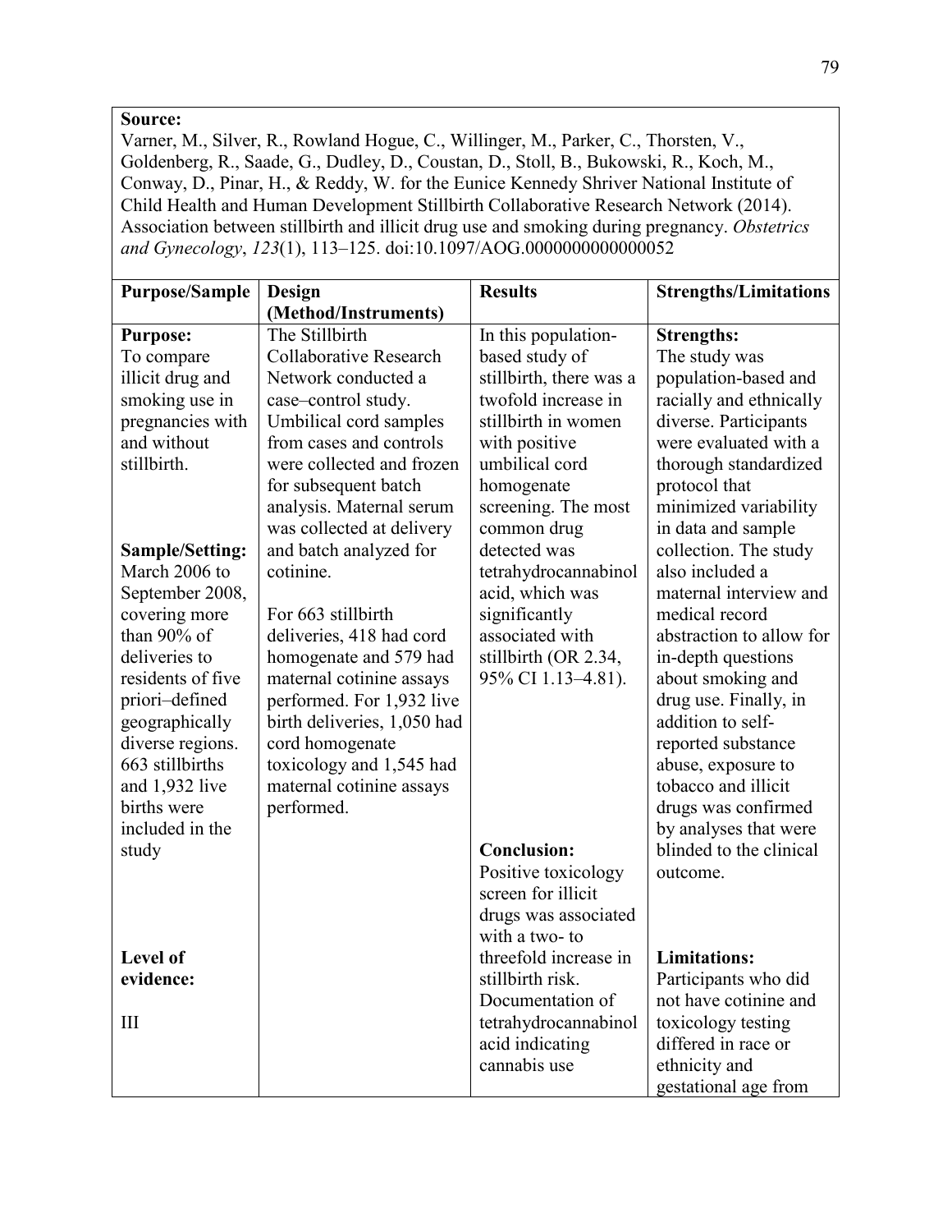**Source:**
Varner, M., Silver, R., Rowland Hogue, C., Willinger, M., Parker, C., Thorsten, V., Goldenberg, R., Saade, G., Dudley, D., Coustan, D., Stoll, B., Bukowski, R., Koch, M., Conway, D., Pinar, H., & Reddy, W. for the Eunice Kennedy Shriver National Institute of Child Health and Human Development Stillbirth Collaborative Research Network (2014). Association between stillbirth and illicit drug use and smoking during pregnancy. *Obstetrics and Gynecology*, *123*(1), 113–125. doi:10.1097/AOG.0000000000000052

| Purpose/Sample | Design (Method/Instruments) | Results | Strengths/Limitations |
|---|---|---|---|
| **Purpose:** To compare illicit drug and smoking use in pregnancies with and without stillbirth.<br><br>**Sample/Setting:** March 2006 to September 2008, covering more than 90% of deliveries to residents of five priori–defined geographically diverse regions. 663 stillbirths and 1,932 live births were included in the study<br><br>**Level of evidence:**<br><br>III | The Stillbirth Collaborative Research Network conducted a case–control study. Umbilical cord samples from cases and controls were collected and frozen for subsequent batch analysis. Maternal serum was collected at delivery and batch analyzed for cotinine.<br><br>For 663 stillbirth deliveries, 418 had cord homogenate and 579 had maternal cotinine assays performed. For 1,932 live birth deliveries, 1,050 had cord homogenate toxicology and 1,545 had maternal cotinine assays performed. | In this population-based study of stillbirth, there was a twofold increase in stillbirth in women with positive umbilical cord homogenate screening. The most common drug detected was tetrahydrocannabinol acid, which was significantly associated with stillbirth (OR 2.34, 95% CI 1.13–4.81).<br><br>**Conclusion:** Positive toxicology screen for illicit drugs was associated with a two- to threefold increase in stillbirth risk. Documentation of tetrahydrocannabinol acid indicating cannabis use | **Strengths:** The study was population-based and racially and ethnically diverse. Participants were evaluated with a thorough standardized protocol that minimized variability in data and sample collection. The study also included a maternal interview and medical record abstraction to allow for in-depth questions about smoking and drug use. Finally, in addition to self-reported substance abuse, exposure to tobacco and illicit drugs was confirmed by analyses that were blinded to the clinical outcome.<br><br>**Limitations:** Participants who did not have cotinine and toxicology testing differed in race or ethnicity and gestational age from |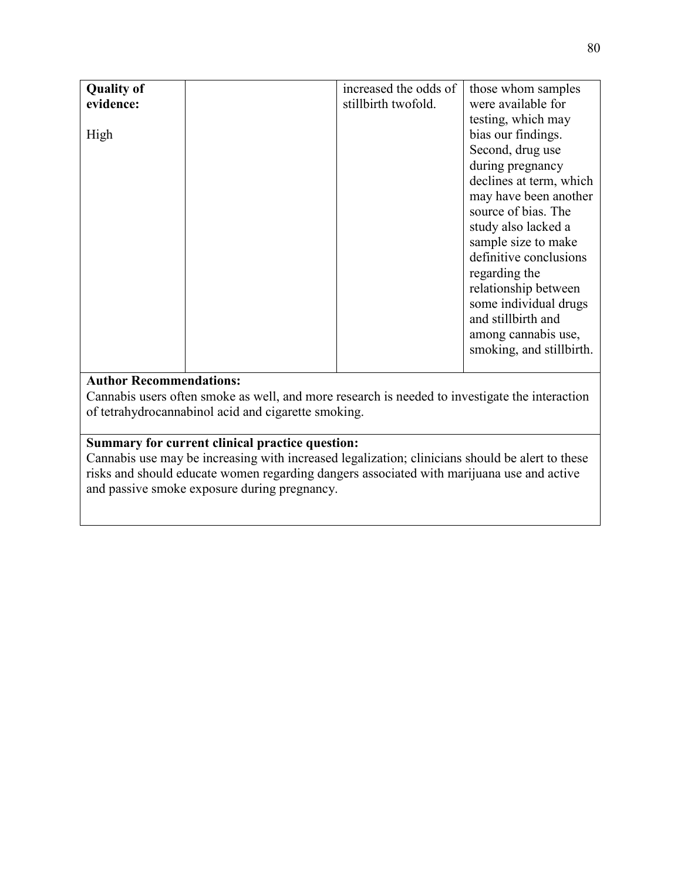| | | | |
|---|---|---|---|
| **Quality of evidence:**<br><br>High | | increased the odds of stillbirth twofold. | those whom samples were available for testing, which may bias our findings. Second, drug use during pregnancy declines at term, which may have been another source of bias. The study also lacked a sample size to make definitive conclusions regarding the relationship between some individual drugs and stillbirth and among cannabis use, smoking, and stillbirth. |

**Author Recommendations:**

Cannabis users often smoke as well, and more research is needed to investigate the interaction of tetrahydrocannabinol acid and cigarette smoking.

**Summary for current clinical practice question:**

Cannabis use may be increasing with increased legalization; clinicians should be alert to these risks and should educate women regarding dangers associated with marijuana use and active and passive smoke exposure during pregnancy.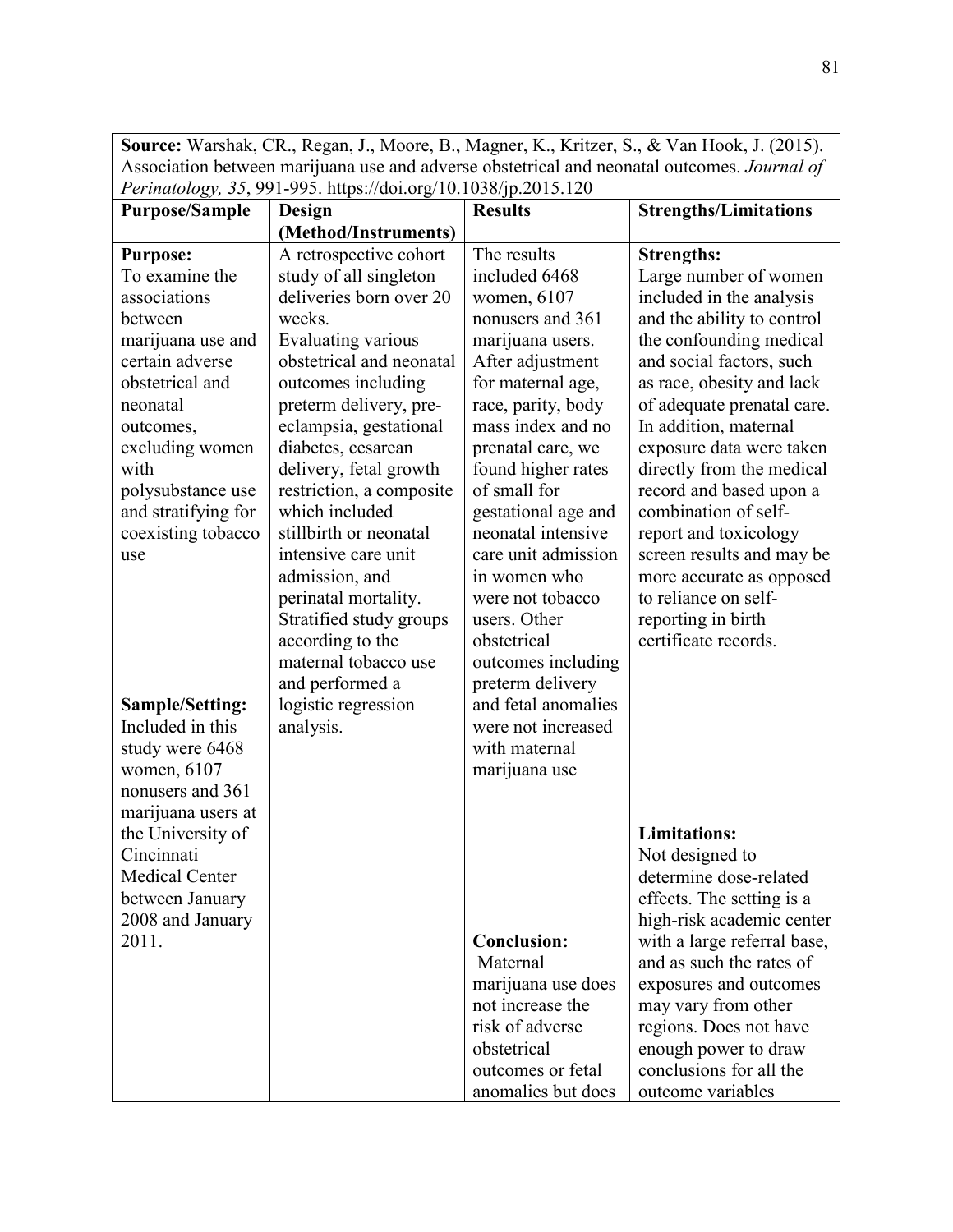| **Source:** Warshak, CR., Regan, J., Moore, B., Magner, K., Kritzer, S., & Van Hook, J. (2015). Association between marijuana use and adverse obstetrical and neonatal outcomes. *Journal of Perinatology, 35*, 991-995. https://doi.org/10.1038/jp.2015.120 | | | |
|---|---|---|---|
| **Purpose/Sample** | **Design (Method/Instruments)** | **Results** | **Strengths/Limitations** |
| **Purpose:** To examine the associations between marijuana use and certain adverse obstetrical and neonatal outcomes, excluding women with polysubstance use and stratifying for coexisting tobacco use<br><br>**Sample/Setting:** Included in this study were 6468 women, 6107 nonusers and 361 marijuana users at the University of Cincinnati Medical Center between January 2008 and January 2011. | A retrospective cohort study of all singleton deliveries born over 20 weeks. Evaluating various obstetrical and neonatal outcomes including preterm delivery, pre-eclampsia, gestational diabetes, cesarean delivery, fetal growth restriction, a composite which included stillbirth or neonatal intensive care unit admission, and perinatal mortality. Stratified study groups according to the maternal tobacco use and performed a logistic regression analysis. | The results included 6468 women, 6107 nonusers and 361 marijuana users. After adjustment for maternal age, race, parity, body mass index and no prenatal care, we found higher rates of small for gestational age and neonatal intensive care unit admission in women who were not tobacco users. Other obstetrical outcomes including preterm delivery and fetal anomalies were not increased with maternal marijuana use<br><br>**Conclusion:** Maternal marijuana use does not increase the risk of adverse obstetrical outcomes or fetal anomalies but does | **Strengths:** Large number of women included in the analysis and the ability to control the confounding medical and social factors, such as race, obesity and lack of adequate prenatal care. In addition, maternal exposure data were taken directly from the medical record and based upon a combination of self-report and toxicology screen results and may be more accurate as opposed to reliance on self-reporting in birth certificate records.<br><br>**Limitations:** Not designed to determine dose-related effects. The setting is a high-risk academic center with a large referral base, and as such the rates of exposures and outcomes may vary from other regions. Does not have enough power to draw conclusions for all the outcome variables |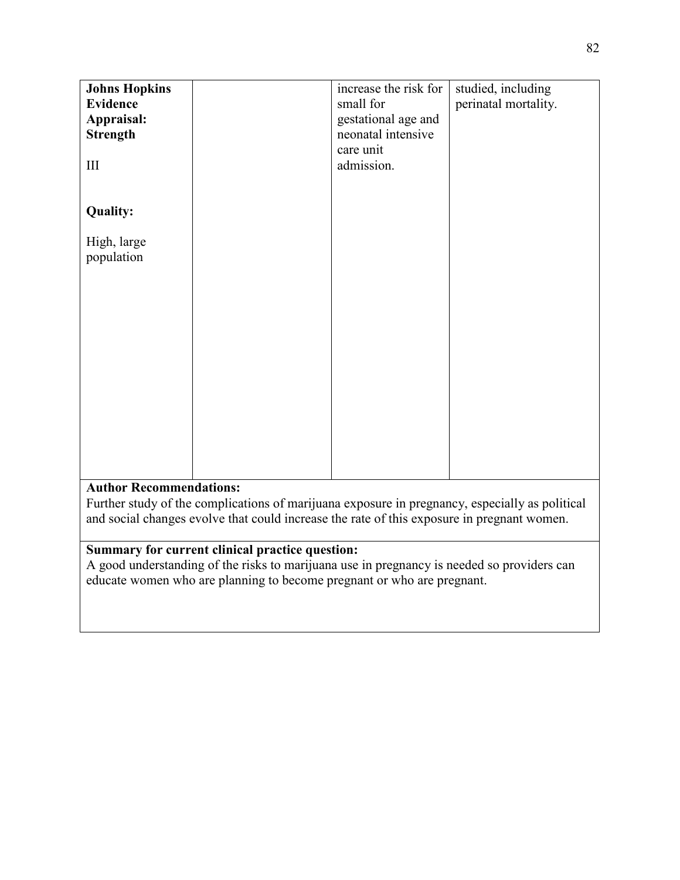| | | | |
|---|---|---|---|
| **Johns Hopkins Evidence Appraisal: Strength**<br><br>III<br><br>**Quality:**<br><br>High, large population | | increase the risk for small for gestational age and neonatal intensive care unit admission. | studied, including perinatal mortality. |

**Author Recommendations:**
Further study of the complications of marijuana exposure in pregnancy, especially as political and social changes evolve that could increase the rate of this exposure in pregnant women.

**Summary for current clinical practice question:**
A good understanding of the risks to marijuana use in pregnancy is needed so providers can educate women who are planning to become pregnant or who are pregnant.